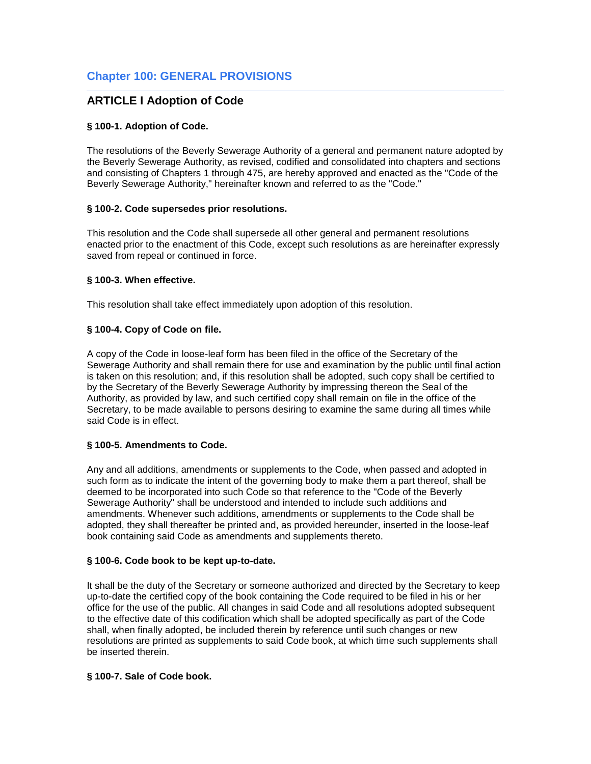# Chapter 100: GENERAL PROVISIONS

## ARTICLE I Adoption of Code

### § 100-1. Adoption of Code.

The resolutions of the Beverly Sewerage Authority of a general and permanent nature adopted by the Beverly Sewerage Authority, as revised, codified and consolidated into chapters and sections and consisting of Chapters 1 through 475, are hereby approved and enacted as the "Code of the Beverly Sewerage Authority," hereinafter known and referred to as the "Code."

### § 100-2. Code supersedes prior resolutions.

This resolution and the Code shall supersede all other general and permanent resolutions enacted prior to the enactment of this Code, except such resolutions as are hereinafter expressly saved from repeal or continued in force.

### § 100-3. When effective.

This resolution shall take effect immediately upon adoption of this resolution.

### § 100-4. Copy of Code on file.

A copy of the Code in loose-leaf form has been filed in the office of the Secretary of the Sewerage Authority and shall remain there for use and examination by the public until final action is taken on this resolution; and, if this resolution shall be adopted, such copy shall be certified to by the Secretary of the Beverly Sewerage Authority by impressing thereon the Seal of the Authority, as provided by law, and such certified copy shall remain on file in the office of the Secretary, to be made available to persons desiring to examine the same during all times while said Code is in effect.

### § 100-5. Amendments to Code.

Any and all additions, amendments or supplements to the Code, when passed and adopted in such form as to indicate the intent of the governing body to make them a part thereof, shall be deemed to be incorporated into such Code so that reference to the "Code of the Beverly Sewerage Authority" shall be understood and intended to include such additions and amendments. Whenever such additions, amendments or supplements to the Code shall be adopted, they shall thereafter be printed and, as provided hereunder, inserted in the loose-leaf book containing said Code as amendments and supplements thereto.

### § 100-6. Code book to be kept up-to-date.

It shall be the duty of the Secretary or someone authorized and directed by the Secretary to keep up-to-date the certified copy of the book containing the Code required to be filed in his or her office for the use of the public. All changes in said Code and all resolutions adopted subsequent to the effective date of this codification which shall be adopted specifically as part of the Code shall, when finally adopted, be included therein by reference until such changes or new resolutions are printed as supplements to said Code book, at which time such supplements shall be inserted therein.

### § 100-7. Sale of Code book.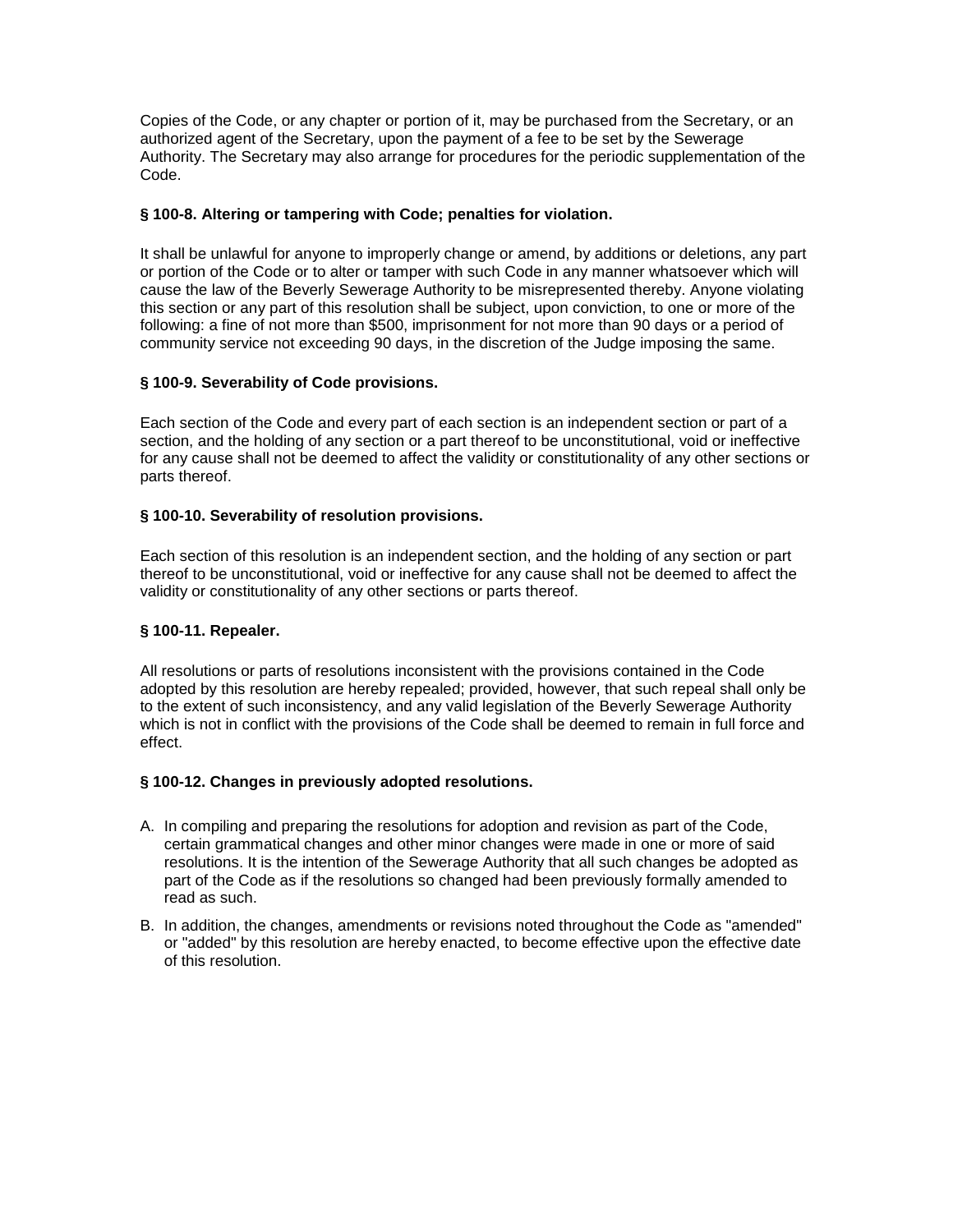Copies of the Code, or any chapter or portion of it, may be purchased from the Secretary, or an authorized agent of the Secretary, upon the payment of a fee to be set by the Sewerage Authority. The Secretary may also arrange for procedures for the periodic supplementation of the Code.

**§ 100-8. Altering or tampering with Code; penalties for violation.**

It shall be unlawful for anyone to improperly change or amend, by additions or deletions, any part or portion of the Code or to alter or tamper with such Code in any manner whatsoever which will cause the law of the Beverly Sewerage Authority to be misrepresented thereby. Anyone violating this section or any part of this resolution shall be subject, upon conviction, to one or more of the following: a fine of not more than $500, imprisonment for not more than 90 days or a period of community service not exceeding 90 days, in the discretion of the Judge imposing the same.

**§ 100-9. Severability of Code provisions.**

Each section of the Code and every part of each section is an independent section or part of a section, and the holding of any section or a part thereof to be unconstitutional, void or ineffective for any cause shall not be deemed to affect the validity or constitutionality of any other sections or parts thereof.

**§ 100-10. Severability of resolution provisions.**

Each section of this resolution is an independent section, and the holding of any section or part thereof to be unconstitutional, void or ineffective for any cause shall not be deemed to affect the validity or constitutionality of any other sections or parts thereof.

**§ 100-11. Repealer.**

All resolutions or parts of resolutions inconsistent with the provisions contained in the Code adopted by this resolution are hereby repealed; provided, however, that such repeal shall only be to the extent of such inconsistency, and any valid legislation of the Beverly Sewerage Authority which is not in conflict with the provisions of the Code shall be deemed to remain in full force and effect.

**§ 100-12. Changes in previously adopted resolutions.**

A. In compiling and preparing the resolutions for adoption and revision as part of the Code, certain grammatical changes and other minor changes were made in one or more of said resolutions. It is the intention of the Sewerage Authority that all such changes be adopted as part of the Code as if the resolutions so changed had been previously formally amended to read as such.

B. In addition, the changes, amendments or revisions noted throughout the Code as "amended" or "added" by this resolution are hereby enacted, to become effective upon the effective date of this resolution.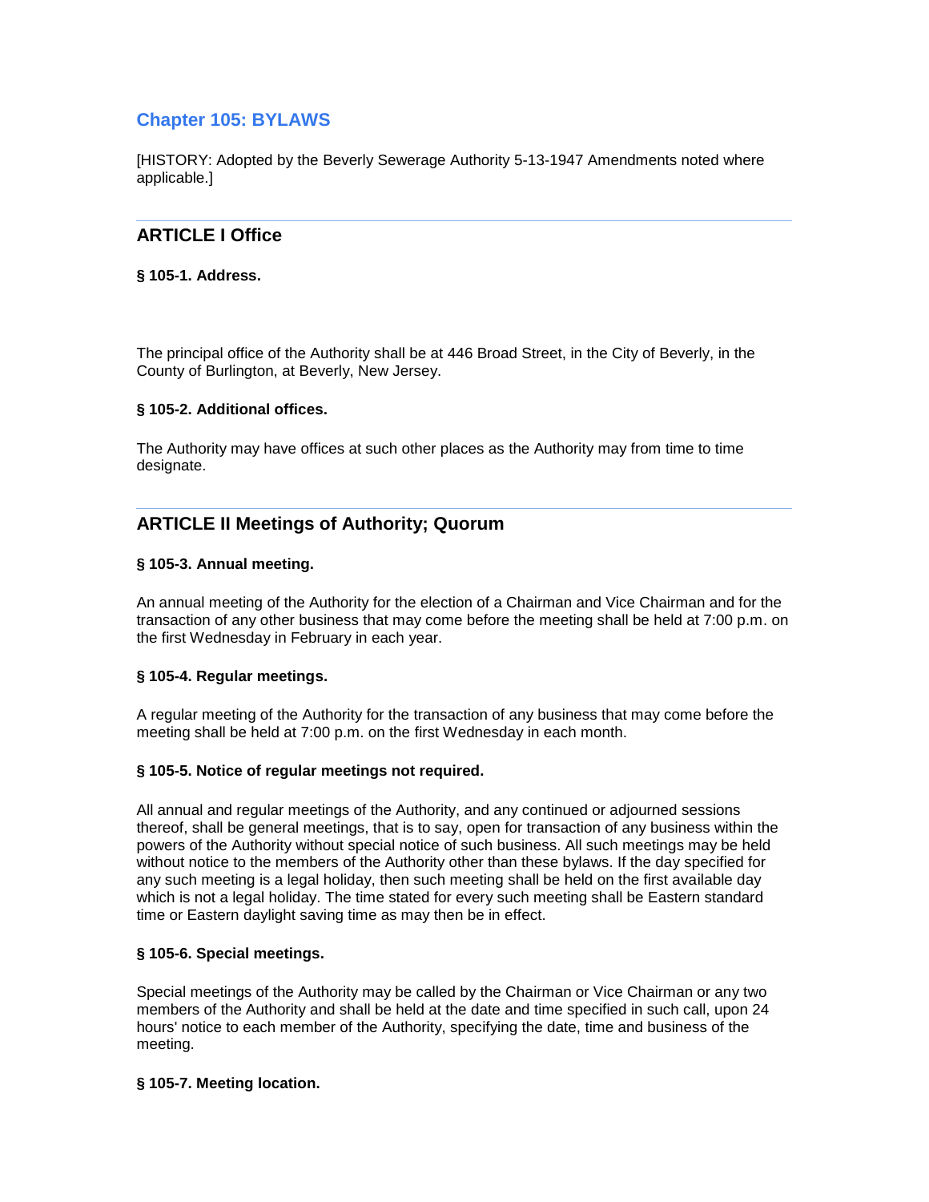## Chapter 105: BYLAWS

[HISTORY: Adopted by the Beverly Sewerage Authority 5-13-1947 Amendments noted where applicable.]

---

### ARTICLE I Office

#### § 105-1. Address.

The principal office of the Authority shall be at 446 Broad Street, in the City of Beverly, in the County of Burlington, at Beverly, New Jersey.

#### § 105-2. Additional offices.

The Authority may have offices at such other places as the Authority may from time to time designate.

---

### ARTICLE II Meetings of Authority; Quorum

#### § 105-3. Annual meeting.

An annual meeting of the Authority for the election of a Chairman and Vice Chairman and for the transaction of any other business that may come before the meeting shall be held at 7:00 p.m. on the first Wednesday in February in each year.

#### § 105-4. Regular meetings.

A regular meeting of the Authority for the transaction of any business that may come before the meeting shall be held at 7:00 p.m. on the first Wednesday in each month.

#### § 105-5. Notice of regular meetings not required.

All annual and regular meetings of the Authority, and any continued or adjourned sessions thereof, shall be general meetings, that is to say, open for transaction of any business within the powers of the Authority without special notice of such business. All such meetings may be held without notice to the members of the Authority other than these bylaws. If the day specified for any such meeting is a legal holiday, then such meeting shall be held on the first available day which is not a legal holiday. The time stated for every such meeting shall be Eastern standard time or Eastern daylight saving time as may then be in effect.

#### § 105-6. Special meetings.

Special meetings of the Authority may be called by the Chairman or Vice Chairman or any two members of the Authority and shall be held at the date and time specified in such call, upon 24 hours' notice to each member of the Authority, specifying the date, time and business of the meeting.

#### § 105-7. Meeting location.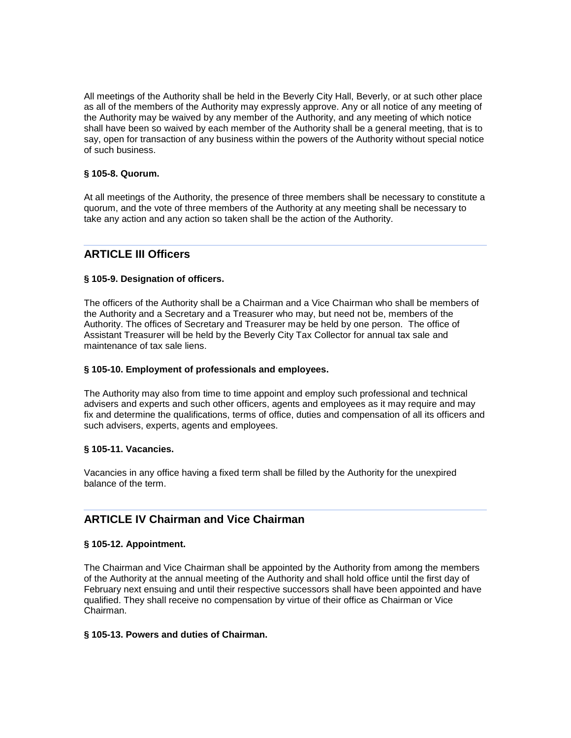All meetings of the Authority shall be held in the Beverly City Hall, Beverly, or at such other place as all of the members of the Authority may expressly approve. Any or all notice of any meeting of the Authority may be waived by any member of the Authority, and any meeting of which notice shall have been so waived by each member of the Authority shall be a general meeting, that is to say, open for transaction of any business within the powers of the Authority without special notice of such business.

**§ 105-8. Quorum.**

At all meetings of the Authority, the presence of three members shall be necessary to constitute a quorum, and the vote of three members of the Authority at any meeting shall be necessary to take any action and any action so taken shall be the action of the Authority.

## ARTICLE III Officers

**§ 105-9. Designation of officers.**

The officers of the Authority shall be a Chairman and a Vice Chairman who shall be members of the Authority and a Secretary and a Treasurer who may, but need not be, members of the Authority. The offices of Secretary and Treasurer may be held by one person. The office of Assistant Treasurer will be held by the Beverly City Tax Collector for annual tax sale and maintenance of tax sale liens.

**§ 105-10. Employment of professionals and employees.**

The Authority may also from time to time appoint and employ such professional and technical advisers and experts and such other officers, agents and employees as it may require and may fix and determine the qualifications, terms of office, duties and compensation of all its officers and such advisers, experts, agents and employees.

**§ 105-11. Vacancies.**

Vacancies in any office having a fixed term shall be filled by the Authority for the unexpired balance of the term.

## ARTICLE IV Chairman and Vice Chairman

**§ 105-12. Appointment.**

The Chairman and Vice Chairman shall be appointed by the Authority from among the members of the Authority at the annual meeting of the Authority and shall hold office until the first day of February next ensuing and until their respective successors shall have been appointed and have qualified. They shall receive no compensation by virtue of their office as Chairman or Vice Chairman.

**§ 105-13. Powers and duties of Chairman.**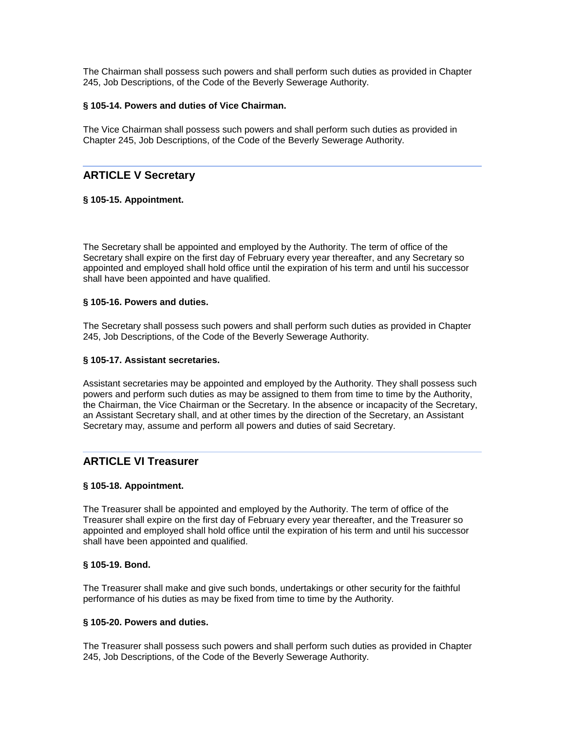The Chairman shall possess such powers and shall perform such duties as provided in Chapter 245, Job Descriptions, of the Code of the Beverly Sewerage Authority.

**§ 105-14. Powers and duties of Vice Chairman.**

The Vice Chairman shall possess such powers and shall perform such duties as provided in Chapter 245, Job Descriptions, of the Code of the Beverly Sewerage Authority.

## ARTICLE V Secretary

**§ 105-15. Appointment.**

The Secretary shall be appointed and employed by the Authority. The term of office of the Secretary shall expire on the first day of February every year thereafter, and any Secretary so appointed and employed shall hold office until the expiration of his term and until his successor shall have been appointed and have qualified.

**§ 105-16. Powers and duties.**

The Secretary shall possess such powers and shall perform such duties as provided in Chapter 245, Job Descriptions, of the Code of the Beverly Sewerage Authority.

**§ 105-17. Assistant secretaries.**

Assistant secretaries may be appointed and employed by the Authority. They shall possess such powers and perform such duties as may be assigned to them from time to time by the Authority, the Chairman, the Vice Chairman or the Secretary. In the absence or incapacity of the Secretary, an Assistant Secretary shall, and at other times by the direction of the Secretary, an Assistant Secretary may, assume and perform all powers and duties of said Secretary.

## ARTICLE VI Treasurer

**§ 105-18. Appointment.**

The Treasurer shall be appointed and employed by the Authority. The term of office of the Treasurer shall expire on the first day of February every year thereafter, and the Treasurer so appointed and employed shall hold office until the expiration of his term and until his successor shall have been appointed and qualified.

**§ 105-19. Bond.**

The Treasurer shall make and give such bonds, undertakings or other security for the faithful performance of his duties as may be fixed from time to time by the Authority.

**§ 105-20. Powers and duties.**

The Treasurer shall possess such powers and shall perform such duties as provided in Chapter 245, Job Descriptions, of the Code of the Beverly Sewerage Authority.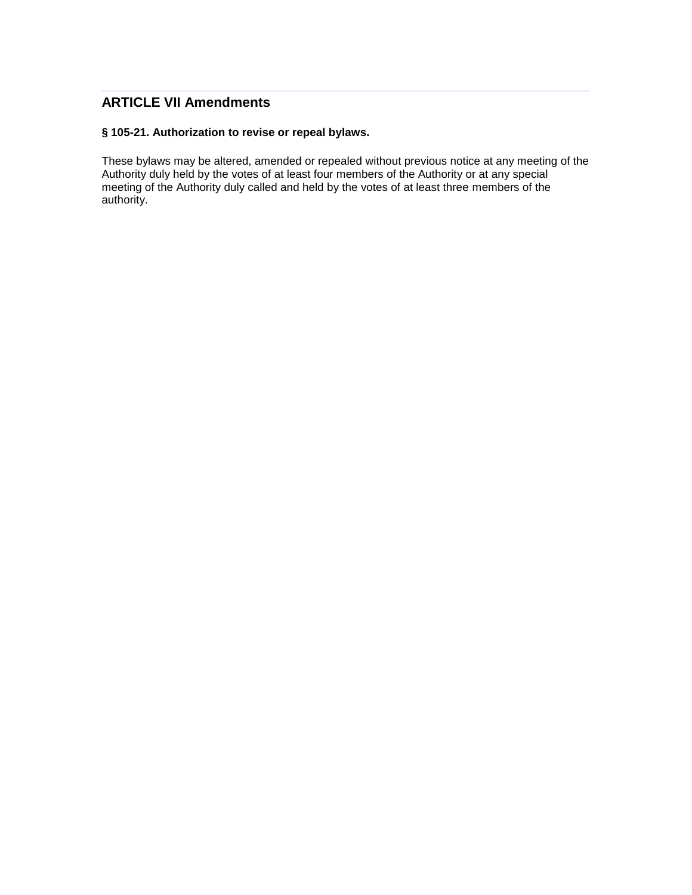## ARTICLE VII Amendments

### § 105-21. Authorization to revise or repeal bylaws.

These bylaws may be altered, amended or repealed without previous notice at any meeting of the Authority duly held by the votes of at least four members of the Authority or at any special meeting of the Authority duly called and held by the votes of at least three members of the authority.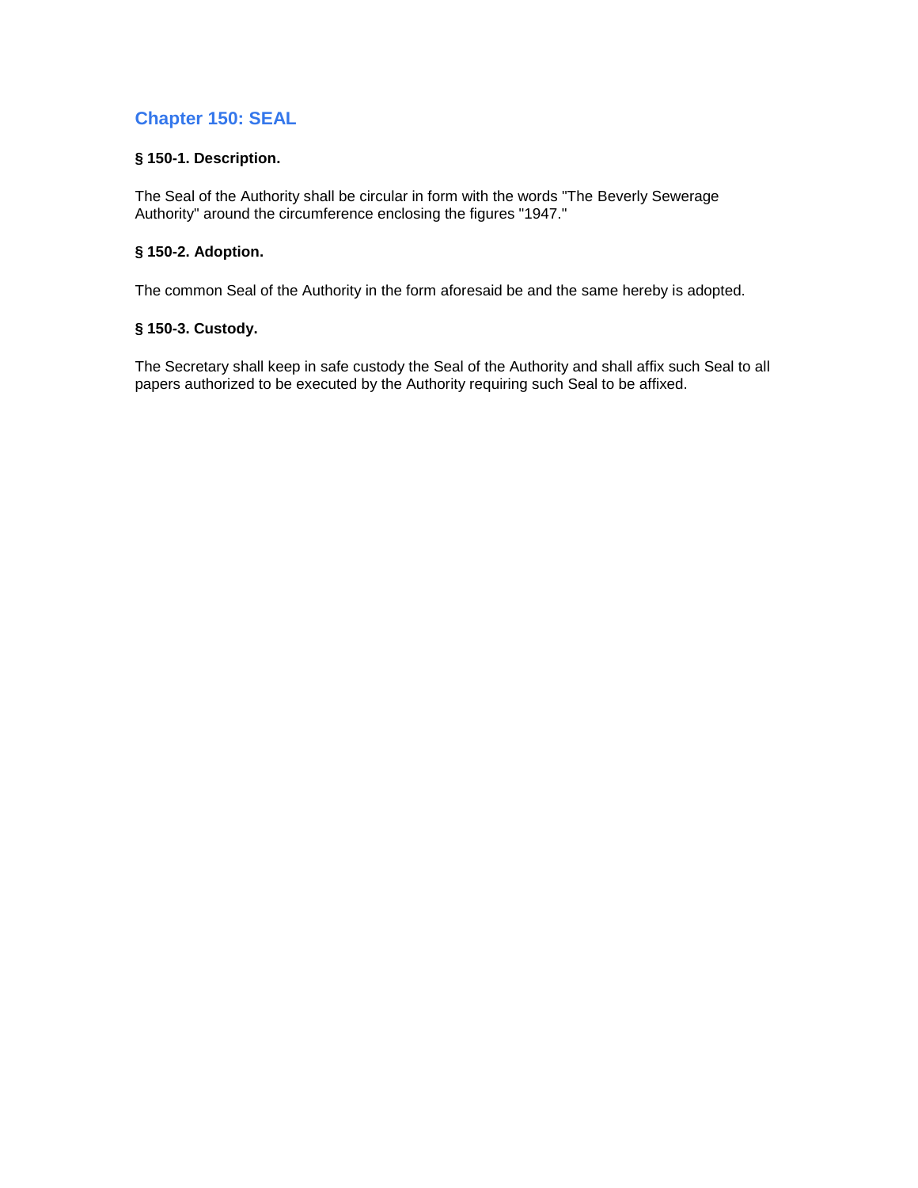## Chapter 150: SEAL

**§ 150-1. Description.**

The Seal of the Authority shall be circular in form with the words "The Beverly Sewerage Authority" around the circumference enclosing the figures "1947."

**§ 150-2. Adoption.**

The common Seal of the Authority in the form aforesaid be and the same hereby is adopted.

**§ 150-3. Custody.**

The Secretary shall keep in safe custody the Seal of the Authority and shall affix such Seal to all papers authorized to be executed by the Authority requiring such Seal to be affixed.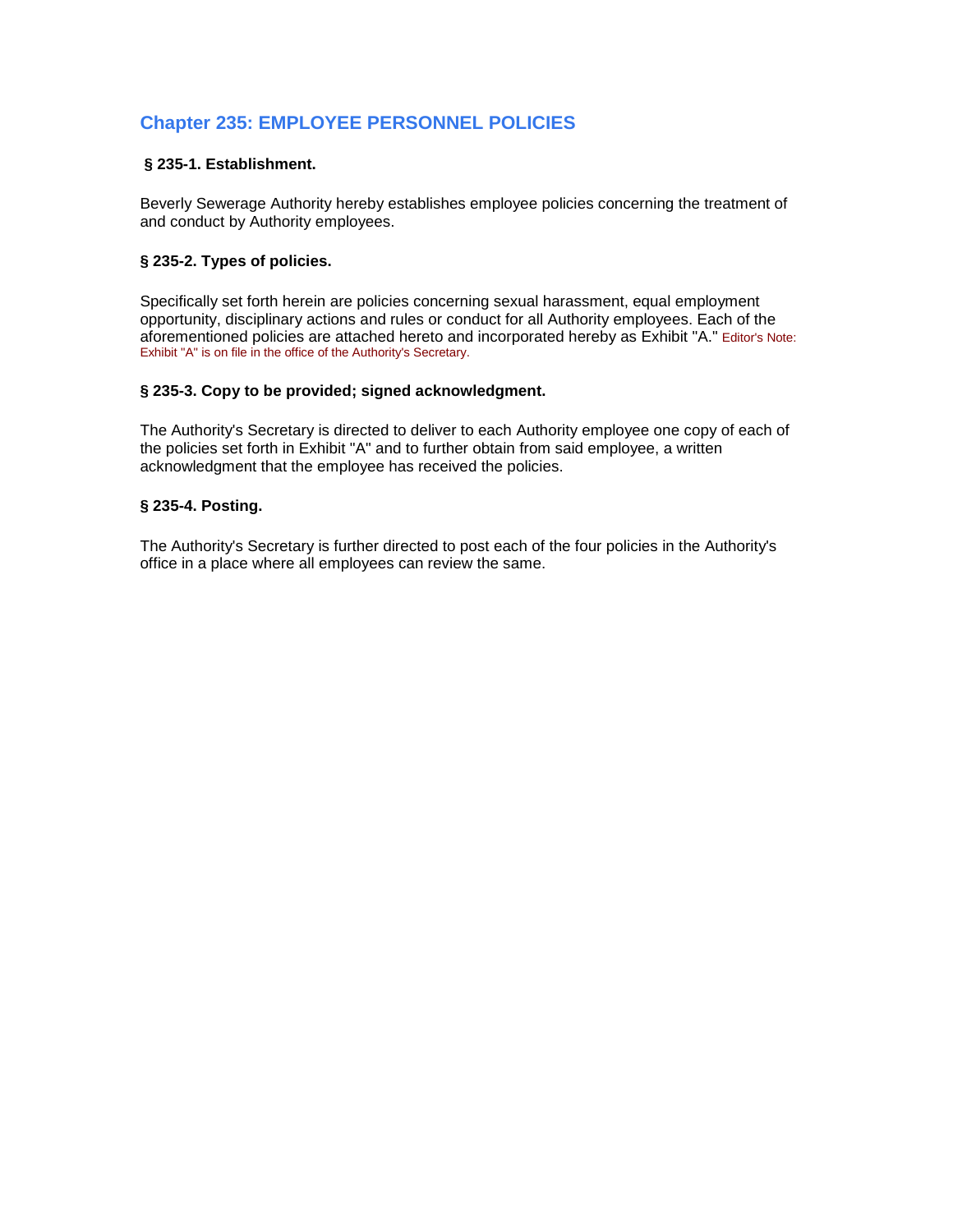## Chapter 235: EMPLOYEE PERSONNEL POLICIES

### § 235-1. Establishment.

Beverly Sewerage Authority hereby establishes employee policies concerning the treatment of and conduct by Authority employees.

### § 235-2. Types of policies.

Specifically set forth herein are policies concerning sexual harassment, equal employment opportunity, disciplinary actions and rules or conduct for all Authority employees. Each of the aforementioned policies are attached hereto and incorporated hereby as Exhibit "A." Editor's Note: Exhibit "A" is on file in the office of the Authority's Secretary.

### § 235-3. Copy to be provided; signed acknowledgment.

The Authority's Secretary is directed to deliver to each Authority employee one copy of each of the policies set forth in Exhibit "A" and to further obtain from said employee, a written acknowledgment that the employee has received the policies.

### § 235-4. Posting.

The Authority's Secretary is further directed to post each of the four policies in the Authority's office in a place where all employees can review the same.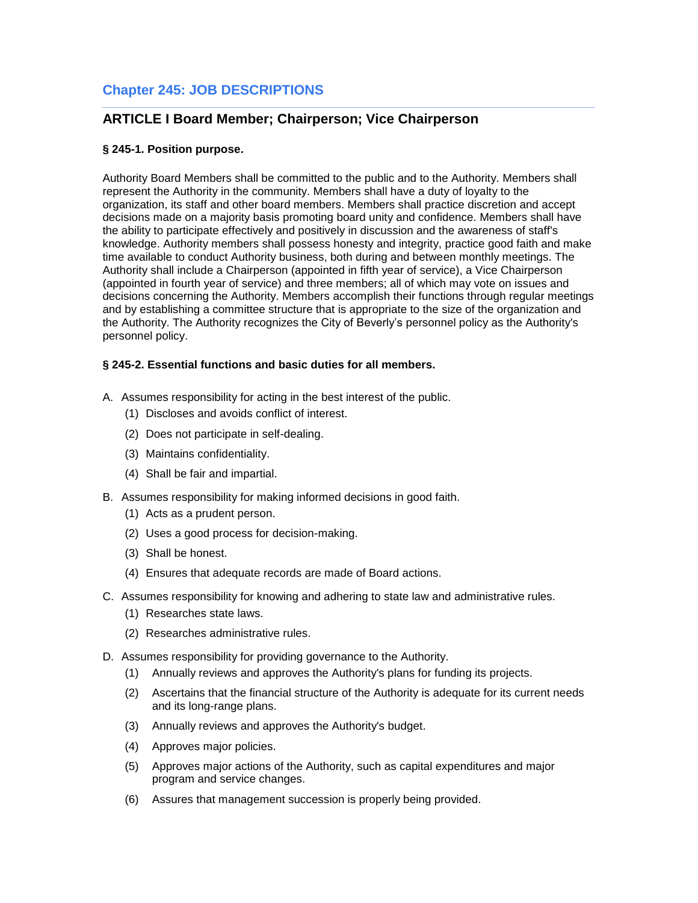# Chapter 245: JOB DESCRIPTIONS

## ARTICLE I Board Member; Chairperson; Vice Chairperson

### § 245-1. Position purpose.

Authority Board Members shall be committed to the public and to the Authority. Members shall represent the Authority in the community. Members shall have a duty of loyalty to the organization, its staff and other board members. Members shall practice discretion and accept decisions made on a majority basis promoting board unity and confidence. Members shall have the ability to participate effectively and positively in discussion and the awareness of staff's knowledge. Authority members shall possess honesty and integrity, practice good faith and make time available to conduct Authority business, both during and between monthly meetings. The Authority shall include a Chairperson (appointed in fifth year of service), a Vice Chairperson (appointed in fourth year of service) and three members; all of which may vote on issues and decisions concerning the Authority. Members accomplish their functions through regular meetings and by establishing a committee structure that is appropriate to the size of the organization and the Authority. The Authority recognizes the City of Beverly's personnel policy as the Authority's personnel policy.

### § 245-2. Essential functions and basic duties for all members.

A. Assumes responsibility for acting in the best interest of the public.
   (1) Discloses and avoids conflict of interest.
   (2) Does not participate in self-dealing.
   (3) Maintains confidentiality.
   (4) Shall be fair and impartial.

B. Assumes responsibility for making informed decisions in good faith.
   (1) Acts as a prudent person.
   (2) Uses a good process for decision-making.
   (3) Shall be honest.
   (4) Ensures that adequate records are made of Board actions.

C. Assumes responsibility for knowing and adhering to state law and administrative rules.
   (1) Researches state laws.
   (2) Researches administrative rules.

D. Assumes responsibility for providing governance to the Authority.
   (1) Annually reviews and approves the Authority's plans for funding its projects.
   (2) Ascertains that the financial structure of the Authority is adequate for its current needs and its long-range plans.
   (3) Annually reviews and approves the Authority's budget.
   (4) Approves major policies.
   (5) Approves major actions of the Authority, such as capital expenditures and major program and service changes.
   (6) Assures that management succession is properly being provided.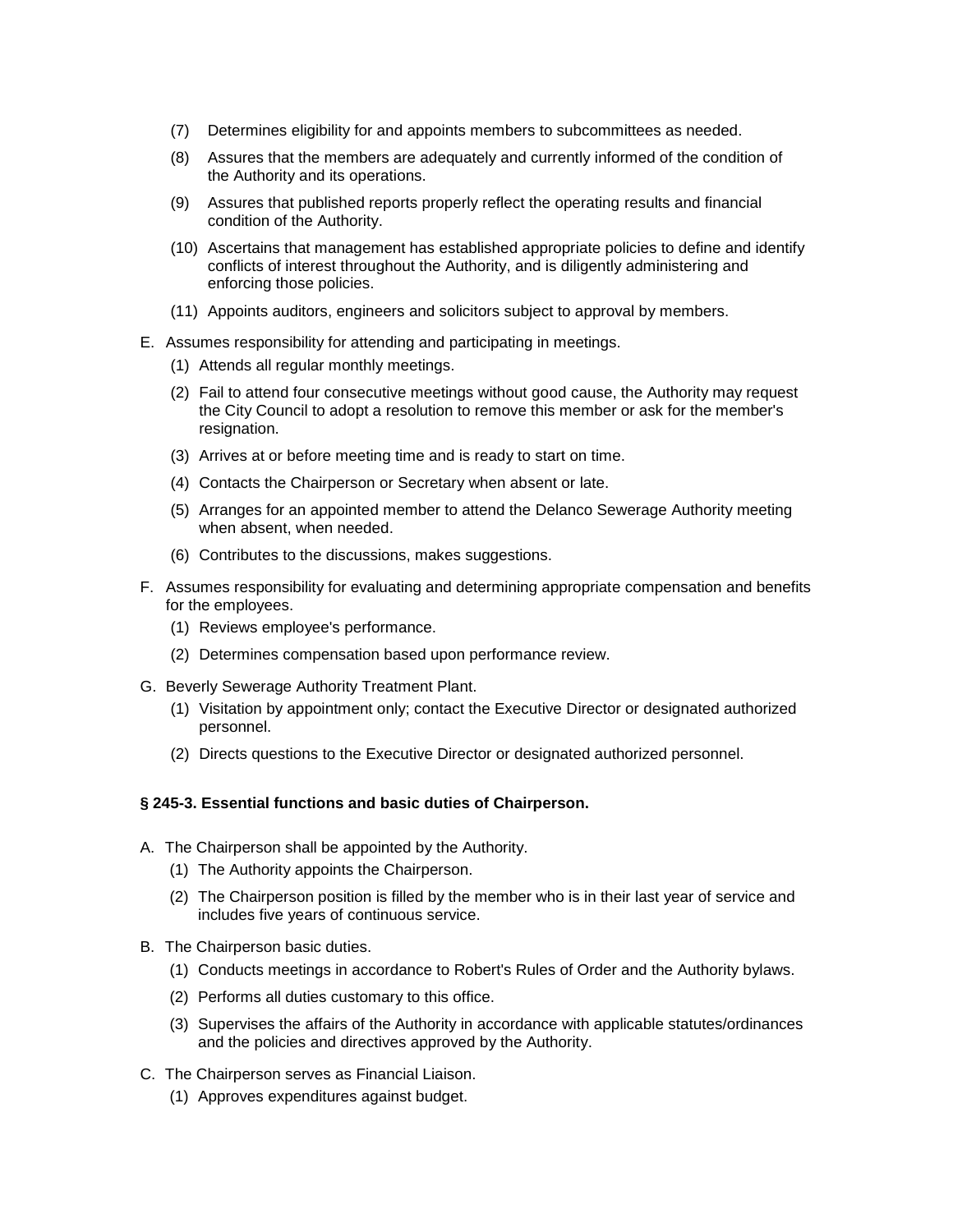(7) Determines eligibility for and appoints members to subcommittees as needed.

(8) Assures that the members are adequately and currently informed of the condition of the Authority and its operations.

(9) Assures that published reports properly reflect the operating results and financial condition of the Authority.

(10) Ascertains that management has established appropriate policies to define and identify conflicts of interest throughout the Authority, and is diligently administering and enforcing those policies.

(11) Appoints auditors, engineers and solicitors subject to approval by members.

E. Assumes responsibility for attending and participating in meetings.

(1) Attends all regular monthly meetings.

(2) Fail to attend four consecutive meetings without good cause, the Authority may request the City Council to adopt a resolution to remove this member or ask for the member's resignation.

(3) Arrives at or before meeting time and is ready to start on time.

(4) Contacts the Chairperson or Secretary when absent or late.

(5) Arranges for an appointed member to attend the Delanco Sewerage Authority meeting when absent, when needed.

(6) Contributes to the discussions, makes suggestions.

F. Assumes responsibility for evaluating and determining appropriate compensation and benefits for the employees.

(1) Reviews employee's performance.

(2) Determines compensation based upon performance review.

G. Beverly Sewerage Authority Treatment Plant.

(1) Visitation by appointment only; contact the Executive Director or designated authorized personnel.

(2) Directs questions to the Executive Director or designated authorized personnel.

**§ 245-3. Essential functions and basic duties of Chairperson.**

A. The Chairperson shall be appointed by the Authority.

(1) The Authority appoints the Chairperson.

(2) The Chairperson position is filled by the member who is in their last year of service and includes five years of continuous service.

B. The Chairperson basic duties.

(1) Conducts meetings in accordance to Robert's Rules of Order and the Authority bylaws.

(2) Performs all duties customary to this office.

(3) Supervises the affairs of the Authority in accordance with applicable statutes/ordinances and the policies and directives approved by the Authority.

C. The Chairperson serves as Financial Liaison.

(1) Approves expenditures against budget.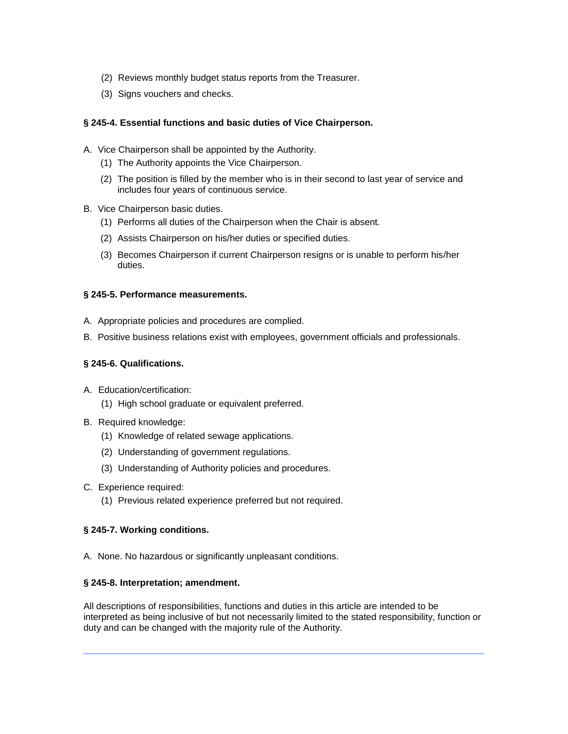(2) Reviews monthly budget status reports from the Treasurer.

(3) Signs vouchers and checks.

**§ 245-4. Essential functions and basic duties of Vice Chairperson.**

A. Vice Chairperson shall be appointed by the Authority.

(1) The Authority appoints the Vice Chairperson.

(2) The position is filled by the member who is in their second to last year of service and includes four years of continuous service.

B. Vice Chairperson basic duties.

(1) Performs all duties of the Chairperson when the Chair is absent.

(2) Assists Chairperson on his/her duties or specified duties.

(3) Becomes Chairperson if current Chairperson resigns or is unable to perform his/her duties.

**§ 245-5. Performance measurements.**

A. Appropriate policies and procedures are complied.

B. Positive business relations exist with employees, government officials and professionals.

**§ 245-6. Qualifications.**

A. Education/certification:

(1) High school graduate or equivalent preferred.

B. Required knowledge:

(1) Knowledge of related sewage applications.

(2) Understanding of government regulations.

(3) Understanding of Authority policies and procedures.

C. Experience required:

(1) Previous related experience preferred but not required.

**§ 245-7. Working conditions.**

A. None. No hazardous or significantly unpleasant conditions.

**§ 245-8. Interpretation; amendment.**

All descriptions of responsibilities, functions and duties in this article are intended to be interpreted as being inclusive of but not necessarily limited to the stated responsibility, function or duty and can be changed with the majority rule of the Authority.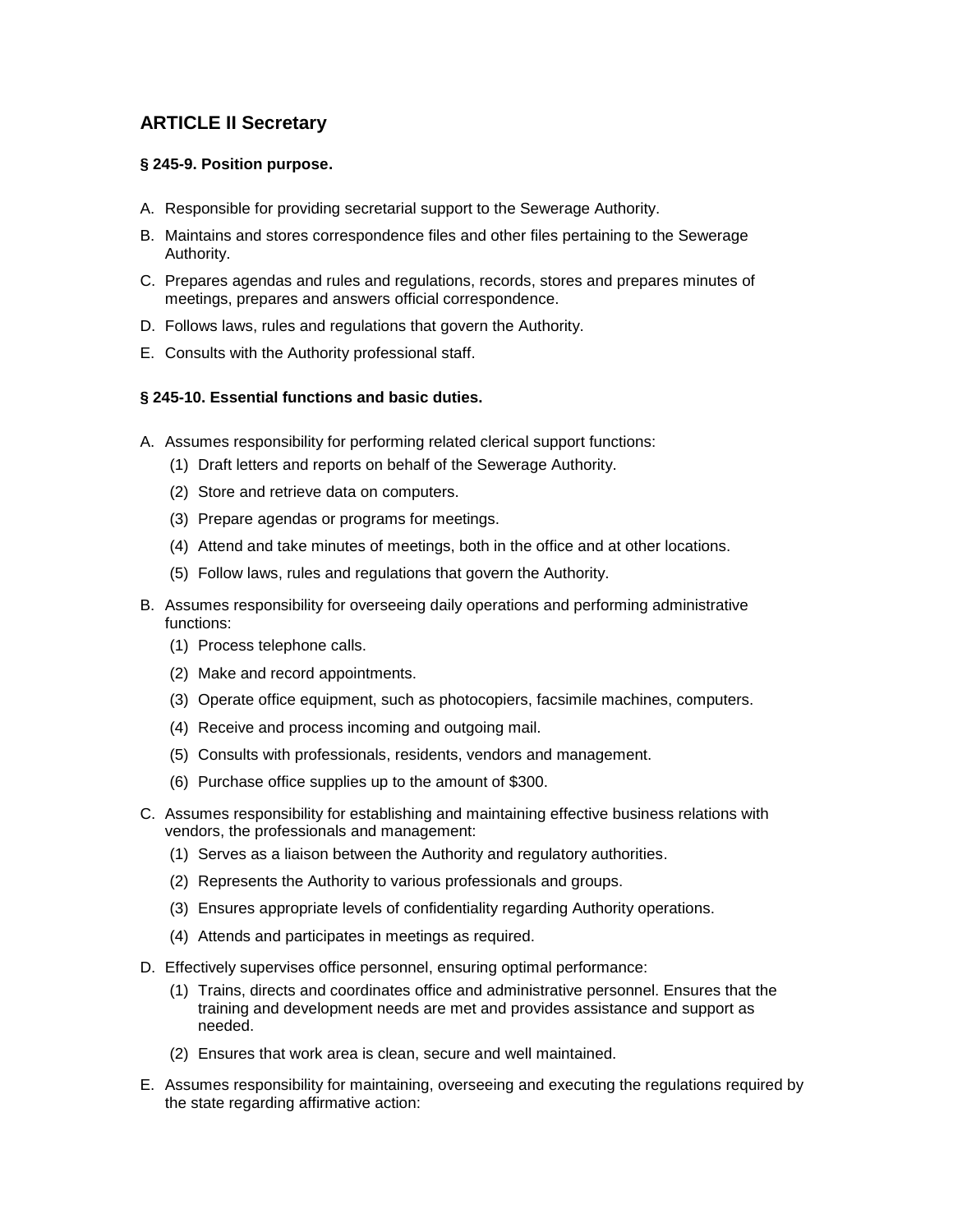## ARTICLE II Secretary

### § 245-9. Position purpose.

A. Responsible for providing secretarial support to the Sewerage Authority.

B. Maintains and stores correspondence files and other files pertaining to the Sewerage Authority.

C. Prepares agendas and rules and regulations, records, stores and prepares minutes of meetings, prepares and answers official correspondence.

D. Follows laws, rules and regulations that govern the Authority.

E. Consults with the Authority professional staff.

### § 245-10. Essential functions and basic duties.

A. Assumes responsibility for performing related clerical support functions:

   (1) Draft letters and reports on behalf of the Sewerage Authority.

   (2) Store and retrieve data on computers.

   (3) Prepare agendas or programs for meetings.

   (4) Attend and take minutes of meetings, both in the office and at other locations.

   (5) Follow laws, rules and regulations that govern the Authority.

B. Assumes responsibility for overseeing daily operations and performing administrative functions:

   (1) Process telephone calls.

   (2) Make and record appointments.

   (3) Operate office equipment, such as photocopiers, facsimile machines, computers.

   (4) Receive and process incoming and outgoing mail.

   (5) Consults with professionals, residents, vendors and management.

   (6) Purchase office supplies up to the amount of $300.

C. Assumes responsibility for establishing and maintaining effective business relations with vendors, the professionals and management:

   (1) Serves as a liaison between the Authority and regulatory authorities.

   (2) Represents the Authority to various professionals and groups.

   (3) Ensures appropriate levels of confidentiality regarding Authority operations.

   (4) Attends and participates in meetings as required.

D. Effectively supervises office personnel, ensuring optimal performance:

   (1) Trains, directs and coordinates office and administrative personnel. Ensures that the training and development needs are met and provides assistance and support as needed.

   (2) Ensures that work area is clean, secure and well maintained.

E. Assumes responsibility for maintaining, overseeing and executing the regulations required by the state regarding affirmative action: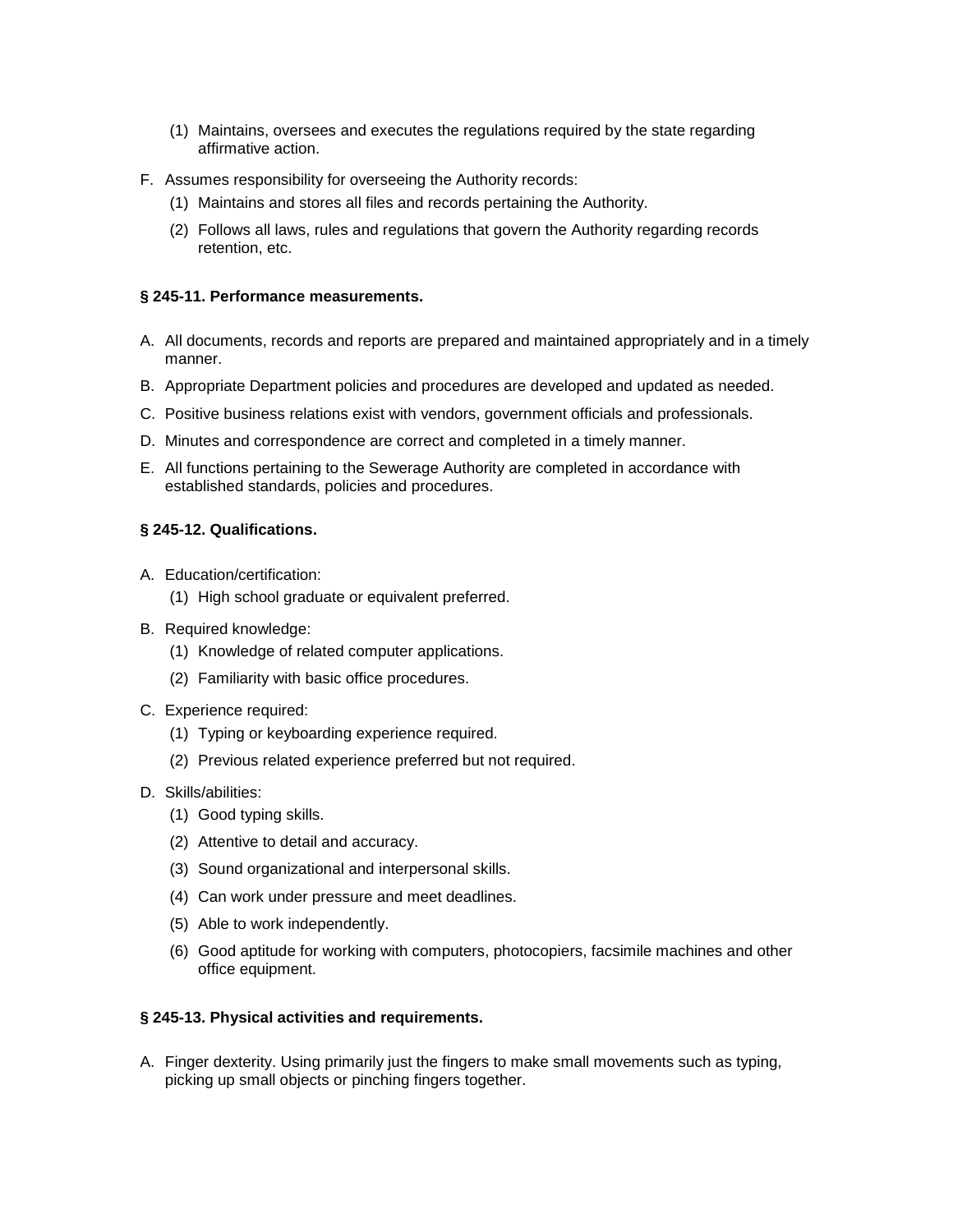(1) Maintains, oversees and executes the regulations required by the state regarding affirmative action.

F. Assumes responsibility for overseeing the Authority records:

   (1) Maintains and stores all files and records pertaining the Authority.

   (2) Follows all laws, rules and regulations that govern the Authority regarding records retention, etc.

**§ 245-11. Performance measurements.**

A. All documents, records and reports are prepared and maintained appropriately and in a timely manner.

B. Appropriate Department policies and procedures are developed and updated as needed.

C. Positive business relations exist with vendors, government officials and professionals.

D. Minutes and correspondence are correct and completed in a timely manner.

E. All functions pertaining to the Sewerage Authority are completed in accordance with established standards, policies and procedures.

**§ 245-12. Qualifications.**

A. Education/certification:

   (1) High school graduate or equivalent preferred.

B. Required knowledge:

   (1) Knowledge of related computer applications.

   (2) Familiarity with basic office procedures.

C. Experience required:

   (1) Typing or keyboarding experience required.

   (2) Previous related experience preferred but not required.

D. Skills/abilities:

   (1) Good typing skills.

   (2) Attentive to detail and accuracy.

   (3) Sound organizational and interpersonal skills.

   (4) Can work under pressure and meet deadlines.

   (5) Able to work independently.

   (6) Good aptitude for working with computers, photocopiers, facsimile machines and other office equipment.

**§ 245-13. Physical activities and requirements.**

A. Finger dexterity. Using primarily just the fingers to make small movements such as typing, picking up small objects or pinching fingers together.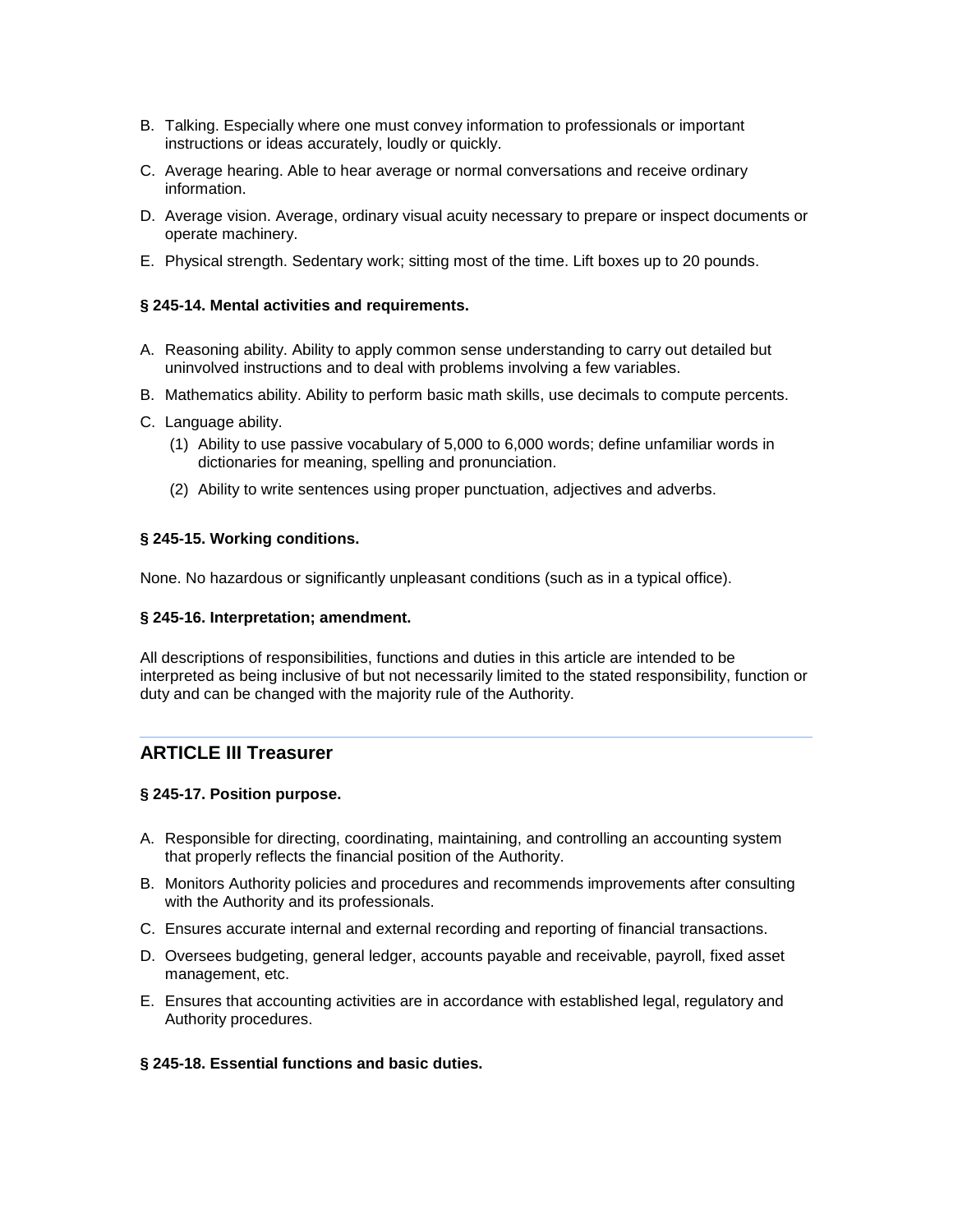B. Talking. Especially where one must convey information to professionals or important instructions or ideas accurately, loudly or quickly.

C. Average hearing. Able to hear average or normal conversations and receive ordinary information.

D. Average vision. Average, ordinary visual acuity necessary to prepare or inspect documents or operate machinery.

E. Physical strength. Sedentary work; sitting most of the time. Lift boxes up to 20 pounds.

**§ 245-14. Mental activities and requirements.**

A. Reasoning ability. Ability to apply common sense understanding to carry out detailed but uninvolved instructions and to deal with problems involving a few variables.

B. Mathematics ability. Ability to perform basic math skills, use decimals to compute percents.

C. Language ability.

   (1) Ability to use passive vocabulary of 5,000 to 6,000 words; define unfamiliar words in dictionaries for meaning, spelling and pronunciation.

   (2) Ability to write sentences using proper punctuation, adjectives and adverbs.

**§ 245-15. Working conditions.**

None. No hazardous or significantly unpleasant conditions (such as in a typical office).

**§ 245-16. Interpretation; amendment.**

All descriptions of responsibilities, functions and duties in this article are intended to be interpreted as being inclusive of but not necessarily limited to the stated responsibility, function or duty and can be changed with the majority rule of the Authority.

---

## ARTICLE III Treasurer

**§ 245-17. Position purpose.**

A. Responsible for directing, coordinating, maintaining, and controlling an accounting system that properly reflects the financial position of the Authority.

B. Monitors Authority policies and procedures and recommends improvements after consulting with the Authority and its professionals.

C. Ensures accurate internal and external recording and reporting of financial transactions.

D. Oversees budgeting, general ledger, accounts payable and receivable, payroll, fixed asset management, etc.

E. Ensures that accounting activities are in accordance with established legal, regulatory and Authority procedures.

**§ 245-18. Essential functions and basic duties.**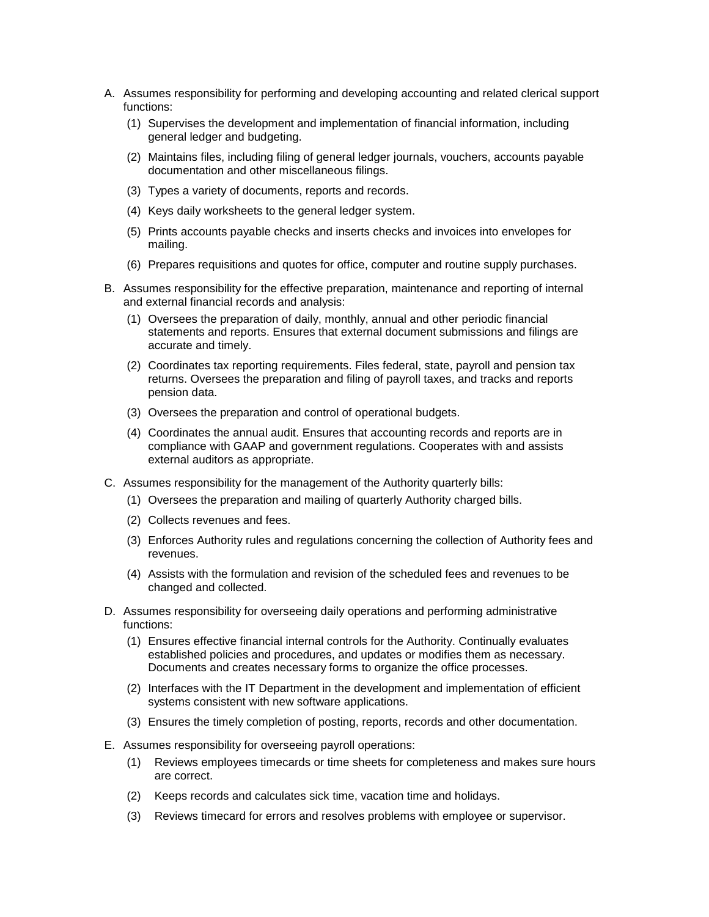A. Assumes responsibility for performing and developing accounting and related clerical support functions:
   (1) Supervises the development and implementation of financial information, including general ledger and budgeting.
   (2) Maintains files, including filing of general ledger journals, vouchers, accounts payable documentation and other miscellaneous filings.
   (3) Types a variety of documents, reports and records.
   (4) Keys daily worksheets to the general ledger system.
   (5) Prints accounts payable checks and inserts checks and invoices into envelopes for mailing.
   (6) Prepares requisitions and quotes for office, computer and routine supply purchases.

B. Assumes responsibility for the effective preparation, maintenance and reporting of internal and external financial records and analysis:
   (1) Oversees the preparation of daily, monthly, annual and other periodic financial statements and reports. Ensures that external document submissions and filings are accurate and timely.
   (2) Coordinates tax reporting requirements. Files federal, state, payroll and pension tax returns. Oversees the preparation and filing of payroll taxes, and tracks and reports pension data.
   (3) Oversees the preparation and control of operational budgets.
   (4) Coordinates the annual audit. Ensures that accounting records and reports are in compliance with GAAP and government regulations. Cooperates with and assists external auditors as appropriate.

C. Assumes responsibility for the management of the Authority quarterly bills:
   (1) Oversees the preparation and mailing of quarterly Authority charged bills.
   (2) Collects revenues and fees.
   (3) Enforces Authority rules and regulations concerning the collection of Authority fees and revenues.
   (4) Assists with the formulation and revision of the scheduled fees and revenues to be changed and collected.

D. Assumes responsibility for overseeing daily operations and performing administrative functions:
   (1) Ensures effective financial internal controls for the Authority. Continually evaluates established policies and procedures, and updates or modifies them as necessary. Documents and creates necessary forms to organize the office processes.
   (2) Interfaces with the IT Department in the development and implementation of efficient systems consistent with new software applications.
   (3) Ensures the timely completion of posting, reports, records and other documentation.

E. Assumes responsibility for overseeing payroll operations:
   (1) Reviews employees timecards or time sheets for completeness and makes sure hours are correct.
   (2) Keeps records and calculates sick time, vacation time and holidays.
   (3) Reviews timecard for errors and resolves problems with employee or supervisor.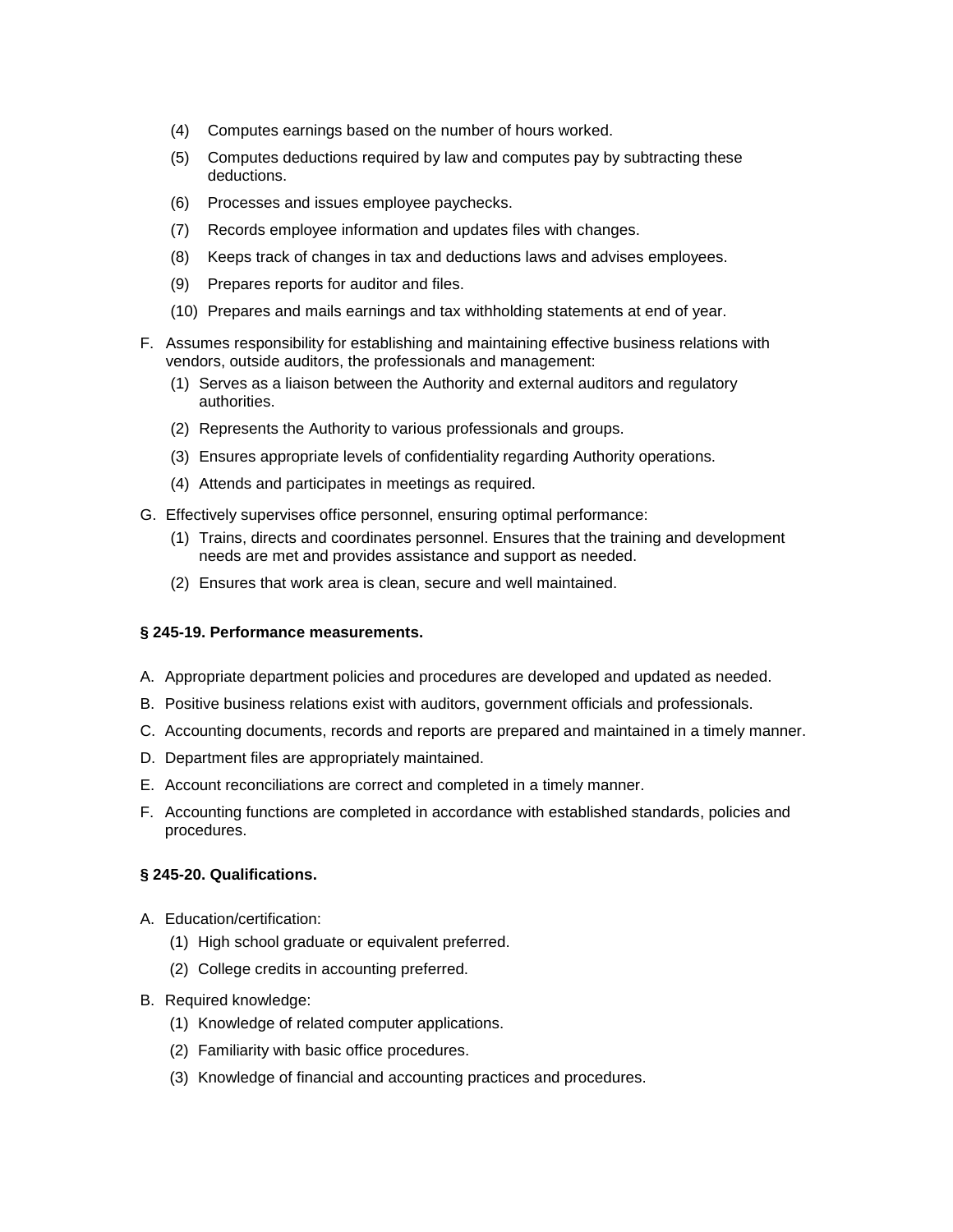(4) Computes earnings based on the number of hours worked.

(5) Computes deductions required by law and computes pay by subtracting these deductions.

(6) Processes and issues employee paychecks.

(7) Records employee information and updates files with changes.

(8) Keeps track of changes in tax and deductions laws and advises employees.

(9) Prepares reports for auditor and files.

(10) Prepares and mails earnings and tax withholding statements at end of year.

F. Assumes responsibility for establishing and maintaining effective business relations with vendors, outside auditors, the professionals and management:

(1) Serves as a liaison between the Authority and external auditors and regulatory authorities.

(2) Represents the Authority to various professionals and groups.

(3) Ensures appropriate levels of confidentiality regarding Authority operations.

(4) Attends and participates in meetings as required.

G. Effectively supervises office personnel, ensuring optimal performance:

(1) Trains, directs and coordinates personnel. Ensures that the training and development needs are met and provides assistance and support as needed.

(2) Ensures that work area is clean, secure and well maintained.

**§ 245-19. Performance measurements.**

A. Appropriate department policies and procedures are developed and updated as needed.

B. Positive business relations exist with auditors, government officials and professionals.

C. Accounting documents, records and reports are prepared and maintained in a timely manner.

D. Department files are appropriately maintained.

E. Account reconciliations are correct and completed in a timely manner.

F. Accounting functions are completed in accordance with established standards, policies and procedures.

**§ 245-20. Qualifications.**

A. Education/certification:

(1) High school graduate or equivalent preferred.

(2) College credits in accounting preferred.

B. Required knowledge:

(1) Knowledge of related computer applications.

(2) Familiarity with basic office procedures.

(3) Knowledge of financial and accounting practices and procedures.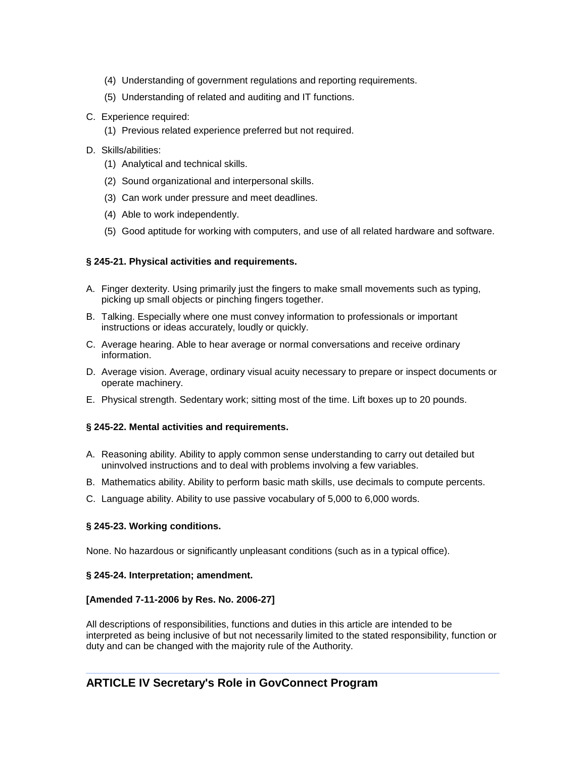(4) Understanding of government regulations and reporting requirements.

(5) Understanding of related and auditing and IT functions.

C. Experience required:

(1) Previous related experience preferred but not required.

D. Skills/abilities:

(1) Analytical and technical skills.

(2) Sound organizational and interpersonal skills.

(3) Can work under pressure and meet deadlines.

(4) Able to work independently.

(5) Good aptitude for working with computers, and use of all related hardware and software.

**§ 245-21. Physical activities and requirements.**

A. Finger dexterity. Using primarily just the fingers to make small movements such as typing, picking up small objects or pinching fingers together.

B. Talking. Especially where one must convey information to professionals or important instructions or ideas accurately, loudly or quickly.

C. Average hearing. Able to hear average or normal conversations and receive ordinary information.

D. Average vision. Average, ordinary visual acuity necessary to prepare or inspect documents or operate machinery.

E. Physical strength. Sedentary work; sitting most of the time. Lift boxes up to 20 pounds.

**§ 245-22. Mental activities and requirements.**

A. Reasoning ability. Ability to apply common sense understanding to carry out detailed but uninvolved instructions and to deal with problems involving a few variables.

B. Mathematics ability. Ability to perform basic math skills, use decimals to compute percents.

C. Language ability. Ability to use passive vocabulary of 5,000 to 6,000 words.

**§ 245-23. Working conditions.**

None. No hazardous or significantly unpleasant conditions (such as in a typical office).

**§ 245-24. Interpretation; amendment.**

**[Amended 7-11-2006 by Res. No. 2006-27]**

All descriptions of responsibilities, functions and duties in this article are intended to be interpreted as being inclusive of but not necessarily limited to the stated responsibility, function or duty and can be changed with the majority rule of the Authority.

## ARTICLE IV Secretary's Role in GovConnect Program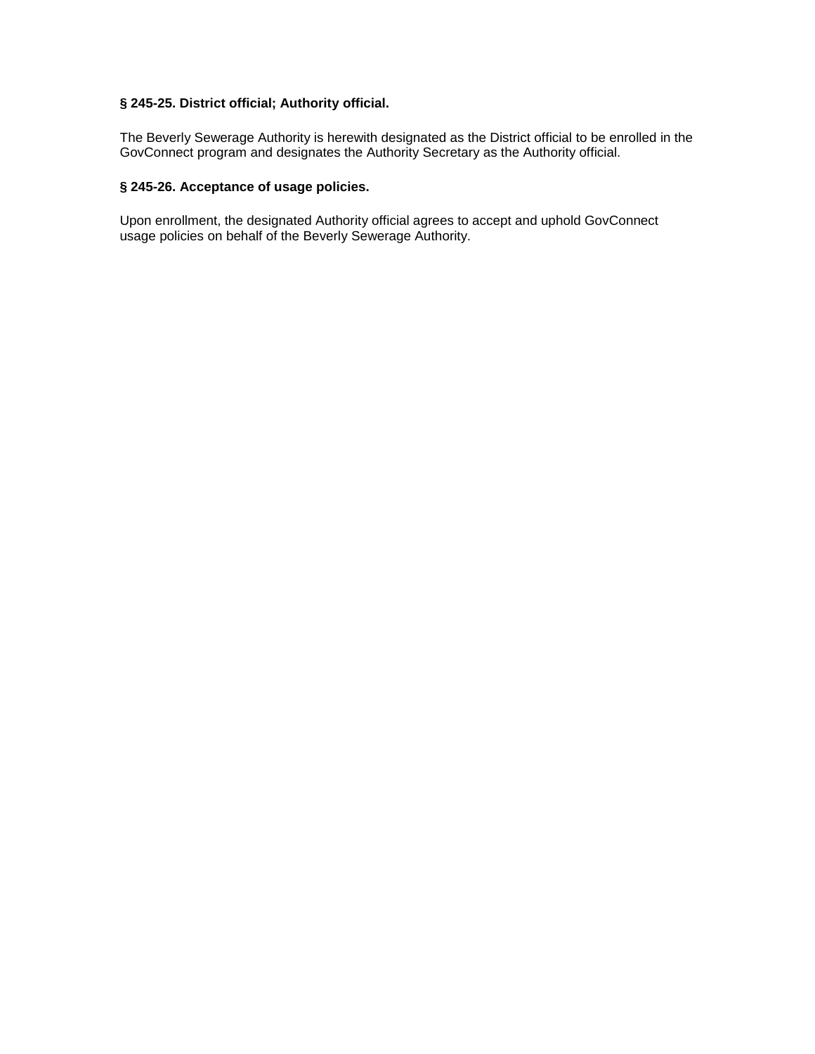**§ 245-25. District official; Authority official.**

The Beverly Sewerage Authority is herewith designated as the District official to be enrolled in the GovConnect program and designates the Authority Secretary as the Authority official.

**§ 245-26. Acceptance of usage policies.**

Upon enrollment, the designated Authority official agrees to accept and uphold GovConnect usage policies on behalf of the Beverly Sewerage Authority.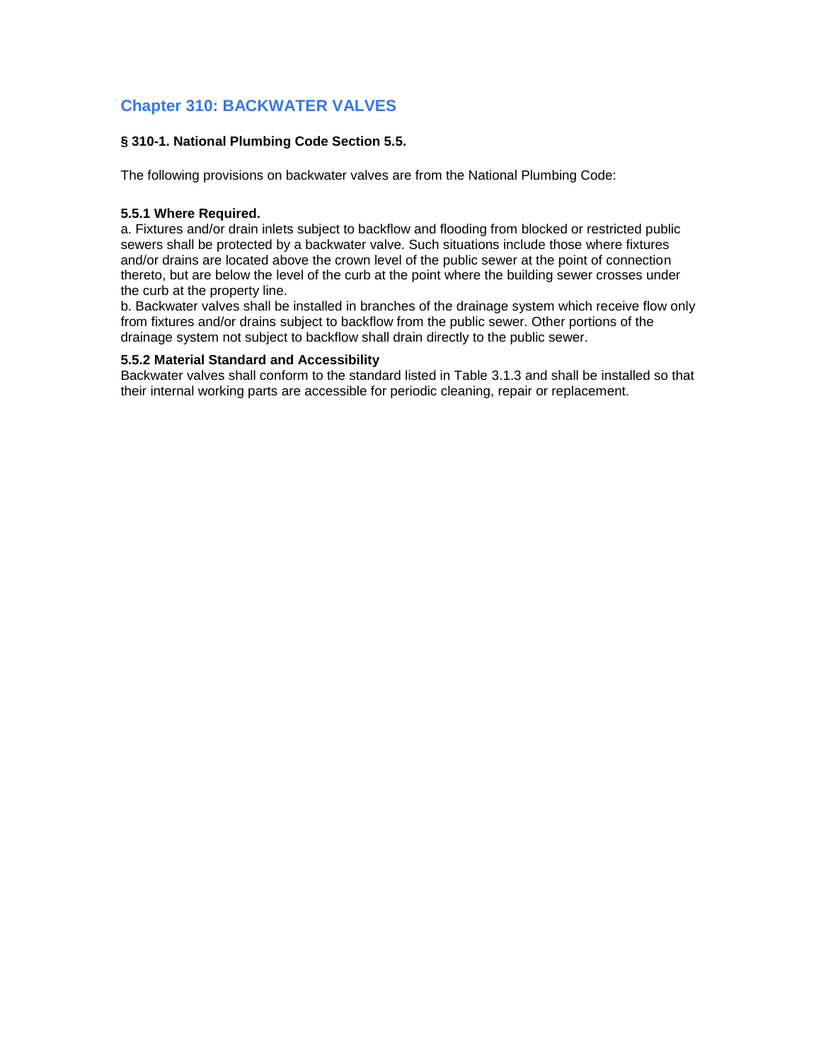# Chapter 310: BACKWATER VALVES

### § 310-1. National Plumbing Code Section 5.5.

The following provisions on backwater valves are from the National Plumbing Code:

**5.5.1 Where Required.**

a. Fixtures and/or drain inlets subject to backflow and flooding from blocked or restricted public sewers shall be protected by a backwater valve. Such situations include those where fixtures and/or drains are located above the crown level of the public sewer at the point of connection thereto, but are below the level of the curb at the point where the building sewer crosses under the curb at the property line.

b. Backwater valves shall be installed in branches of the drainage system which receive flow only from fixtures and/or drains subject to backflow from the public sewer. Other portions of the drainage system not subject to backflow shall drain directly to the public sewer.

**5.5.2 Material Standard and Accessibility**

Backwater valves shall conform to the standard listed in Table 3.1.3 and shall be installed so that their internal working parts are accessible for periodic cleaning, repair or replacement.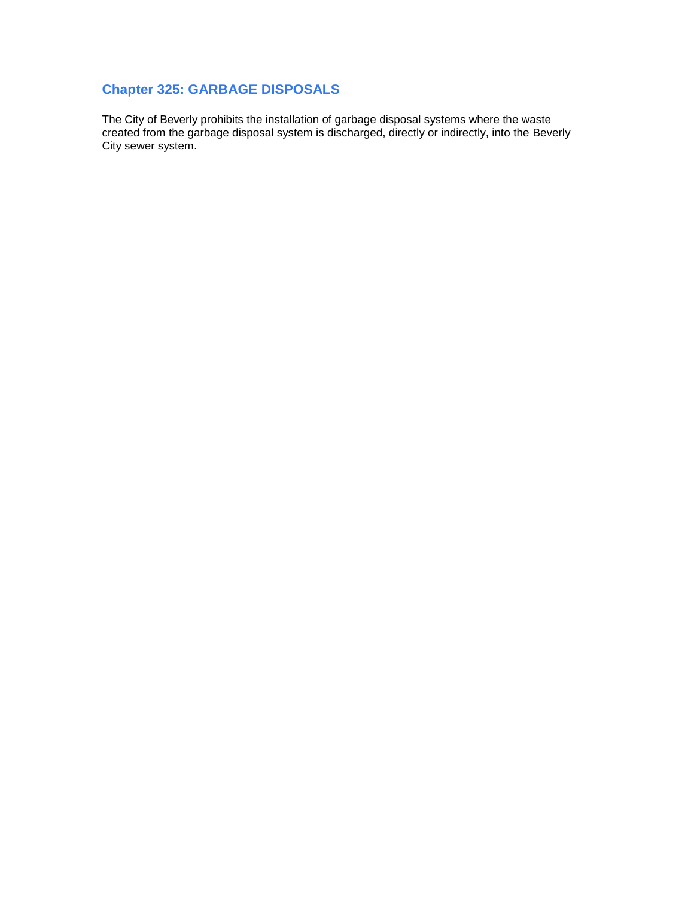## Chapter 325: GARBAGE DISPOSALS

The City of Beverly prohibits the installation of garbage disposal systems where the waste created from the garbage disposal system is discharged, directly or indirectly, into the Beverly City sewer system.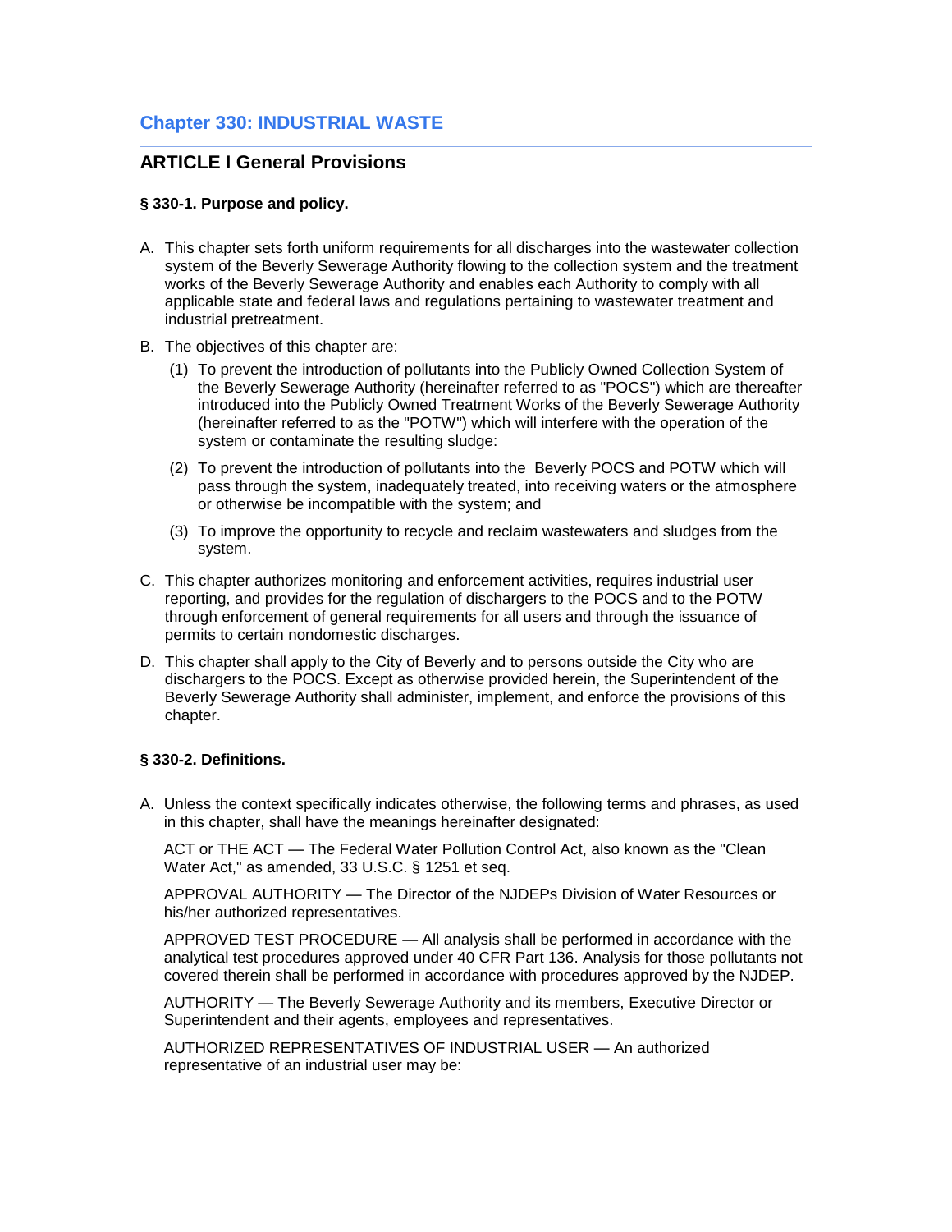# Chapter 330: INDUSTRIAL WASTE

## ARTICLE I General Provisions

### § 330-1. Purpose and policy.

A. This chapter sets forth uniform requirements for all discharges into the wastewater collection system of the Beverly Sewerage Authority flowing to the collection system and the treatment works of the Beverly Sewerage Authority and enables each Authority to comply with all applicable state and federal laws and regulations pertaining to wastewater treatment and industrial pretreatment.

B. The objectives of this chapter are:

   (1) To prevent the introduction of pollutants into the Publicly Owned Collection System of the Beverly Sewerage Authority (hereinafter referred to as "POCS") which are thereafter introduced into the Publicly Owned Treatment Works of the Beverly Sewerage Authority (hereinafter referred to as the "POTW") which will interfere with the operation of the system or contaminate the resulting sludge:

   (2) To prevent the introduction of pollutants into the Beverly POCS and POTW which will pass through the system, inadequately treated, into receiving waters or the atmosphere or otherwise be incompatible with the system; and

   (3) To improve the opportunity to recycle and reclaim wastewaters and sludges from the system.

C. This chapter authorizes monitoring and enforcement activities, requires industrial user reporting, and provides for the regulation of dischargers to the POCS and to the POTW through enforcement of general requirements for all users and through the issuance of permits to certain nondomestic discharges.

D. This chapter shall apply to the City of Beverly and to persons outside the City who are dischargers to the POCS. Except as otherwise provided herein, the Superintendent of the Beverly Sewerage Authority shall administer, implement, and enforce the provisions of this chapter.

### § 330-2. Definitions.

A. Unless the context specifically indicates otherwise, the following terms and phrases, as used in this chapter, shall have the meanings hereinafter designated:

   ACT or THE ACT — The Federal Water Pollution Control Act, also known as the "Clean Water Act," as amended, 33 U.S.C. § 1251 et seq.

   APPROVAL AUTHORITY — The Director of the NJDEPs Division of Water Resources or his/her authorized representatives.

   APPROVED TEST PROCEDURE — All analysis shall be performed in accordance with the analytical test procedures approved under 40 CFR Part 136. Analysis for those pollutants not covered therein shall be performed in accordance with procedures approved by the NJDEP.

   AUTHORITY — The Beverly Sewerage Authority and its members, Executive Director or Superintendent and their agents, employees and representatives.

   AUTHORIZED REPRESENTATIVES OF INDUSTRIAL USER — An authorized representative of an industrial user may be: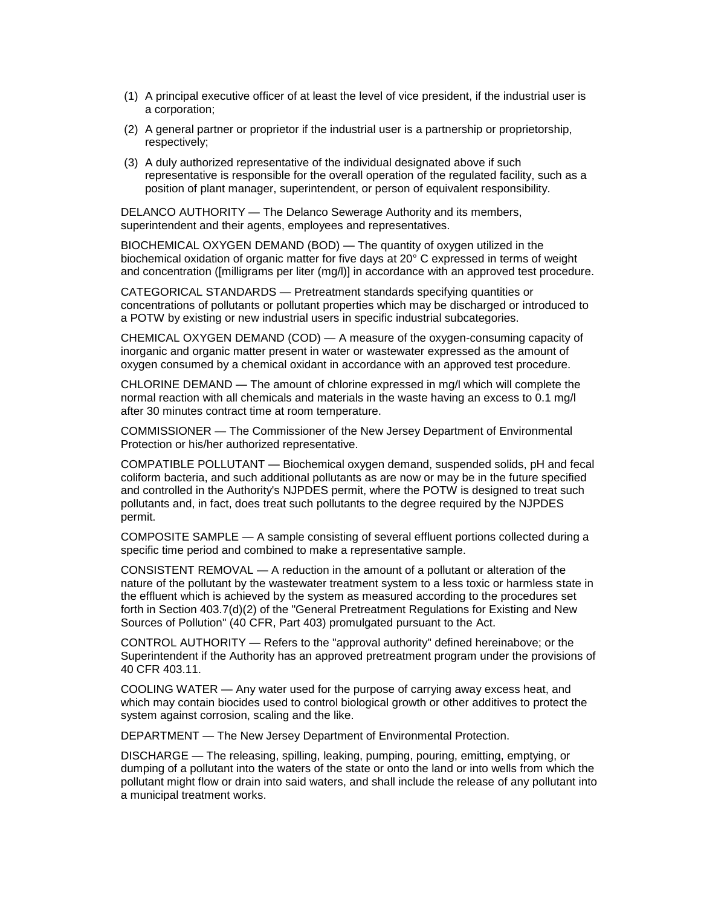(1) A principal executive officer of at least the level of vice president, if the industrial user is a corporation;

(2) A general partner or proprietor if the industrial user is a partnership or proprietorship, respectively;

(3) A duly authorized representative of the individual designated above if such representative is responsible for the overall operation of the regulated facility, such as a position of plant manager, superintendent, or person of equivalent responsibility.

DELANCO AUTHORITY — The Delanco Sewerage Authority and its members, superintendent and their agents, employees and representatives.

BIOCHEMICAL OXYGEN DEMAND (BOD) — The quantity of oxygen utilized in the biochemical oxidation of organic matter for five days at 20° C expressed in terms of weight and concentration ([milligrams per liter (mg/l)] in accordance with an approved test procedure.

CATEGORICAL STANDARDS — Pretreatment standards specifying quantities or concentrations of pollutants or pollutant properties which may be discharged or introduced to a POTW by existing or new industrial users in specific industrial subcategories.

CHEMICAL OXYGEN DEMAND (COD) — A measure of the oxygen-consuming capacity of inorganic and organic matter present in water or wastewater expressed as the amount of oxygen consumed by a chemical oxidant in accordance with an approved test procedure.

CHLORINE DEMAND — The amount of chlorine expressed in mg/l which will complete the normal reaction with all chemicals and materials in the waste having an excess to 0.1 mg/l after 30 minutes contract time at room temperature.

COMMISSIONER — The Commissioner of the New Jersey Department of Environmental Protection or his/her authorized representative.

COMPATIBLE POLLUTANT — Biochemical oxygen demand, suspended solids, pH and fecal coliform bacteria, and such additional pollutants as are now or may be in the future specified and controlled in the Authority's NJPDES permit, where the POTW is designed to treat such pollutants and, in fact, does treat such pollutants to the degree required by the NJPDES permit.

COMPOSITE SAMPLE — A sample consisting of several effluent portions collected during a specific time period and combined to make a representative sample.

CONSISTENT REMOVAL — A reduction in the amount of a pollutant or alteration of the nature of the pollutant by the wastewater treatment system to a less toxic or harmless state in the effluent which is achieved by the system as measured according to the procedures set forth in Section 403.7(d)(2) of the "General Pretreatment Regulations for Existing and New Sources of Pollution" (40 CFR, Part 403) promulgated pursuant to the Act.

CONTROL AUTHORITY — Refers to the "approval authority" defined hereinabove; or the Superintendent if the Authority has an approved pretreatment program under the provisions of 40 CFR 403.11.

COOLING WATER — Any water used for the purpose of carrying away excess heat, and which may contain biocides used to control biological growth or other additives to protect the system against corrosion, scaling and the like.

DEPARTMENT — The New Jersey Department of Environmental Protection.

DISCHARGE — The releasing, spilling, leaking, pumping, pouring, emitting, emptying, or dumping of a pollutant into the waters of the state or onto the land or into wells from which the pollutant might flow or drain into said waters, and shall include the release of any pollutant into a municipal treatment works.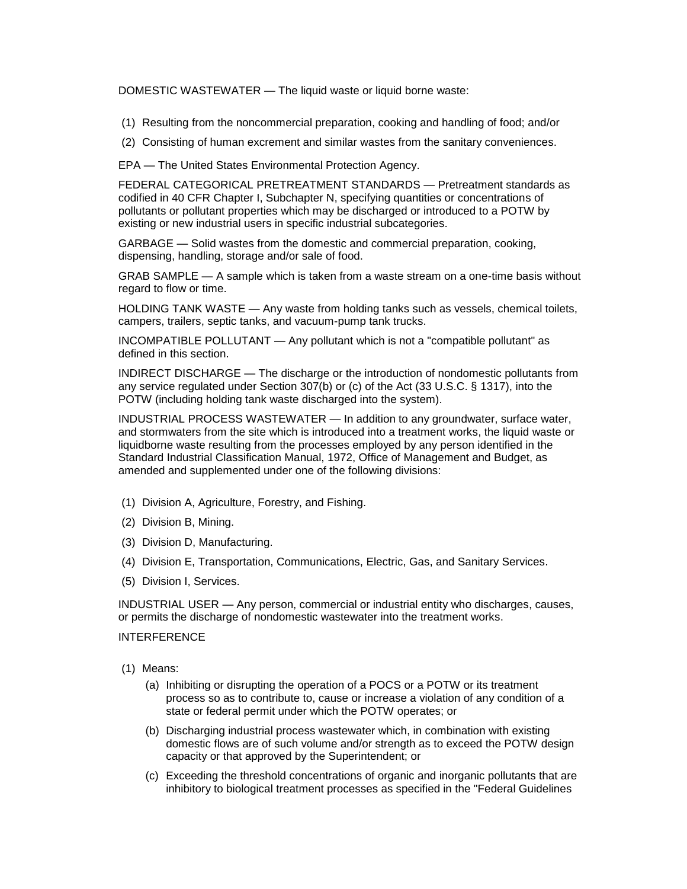DOMESTIC WASTEWATER — The liquid waste or liquid borne waste:

(1) Resulting from the noncommercial preparation, cooking and handling of food; and/or

(2) Consisting of human excrement and similar wastes from the sanitary conveniences.

EPA — The United States Environmental Protection Agency.

FEDERAL CATEGORICAL PRETREATMENT STANDARDS — Pretreatment standards as codified in 40 CFR Chapter I, Subchapter N, specifying quantities or concentrations of pollutants or pollutant properties which may be discharged or introduced to a POTW by existing or new industrial users in specific industrial subcategories.

GARBAGE — Solid wastes from the domestic and commercial preparation, cooking, dispensing, handling, storage and/or sale of food.

GRAB SAMPLE — A sample which is taken from a waste stream on a one-time basis without regard to flow or time.

HOLDING TANK WASTE — Any waste from holding tanks such as vessels, chemical toilets, campers, trailers, septic tanks, and vacuum-pump tank trucks.

INCOMPATIBLE POLLUTANT — Any pollutant which is not a "compatible pollutant" as defined in this section.

INDIRECT DISCHARGE — The discharge or the introduction of nondomestic pollutants from any service regulated under Section 307(b) or (c) of the Act (33 U.S.C. § 1317), into the POTW (including holding tank waste discharged into the system).

INDUSTRIAL PROCESS WASTEWATER — In addition to any groundwater, surface water, and stormwaters from the site which is introduced into a treatment works, the liquid waste or liquidborne waste resulting from the processes employed by any person identified in the Standard Industrial Classification Manual, 1972, Office of Management and Budget, as amended and supplemented under one of the following divisions:

(1) Division A, Agriculture, Forestry, and Fishing.

(2) Division B, Mining.

(3) Division D, Manufacturing.

(4) Division E, Transportation, Communications, Electric, Gas, and Sanitary Services.

(5) Division I, Services.

INDUSTRIAL USER — Any person, commercial or industrial entity who discharges, causes, or permits the discharge of nondomestic wastewater into the treatment works.

INTERFERENCE

(1) Means:

  (a) Inhibiting or disrupting the operation of a POCS or a POTW or its treatment process so as to contribute to, cause or increase a violation of any condition of a state or federal permit under which the POTW operates; or

  (b) Discharging industrial process wastewater which, in combination with existing domestic flows are of such volume and/or strength as to exceed the POTW design capacity or that approved by the Superintendent; or

  (c) Exceeding the threshold concentrations of organic and inorganic pollutants that are inhibitory to biological treatment processes as specified in the "Federal Guidelines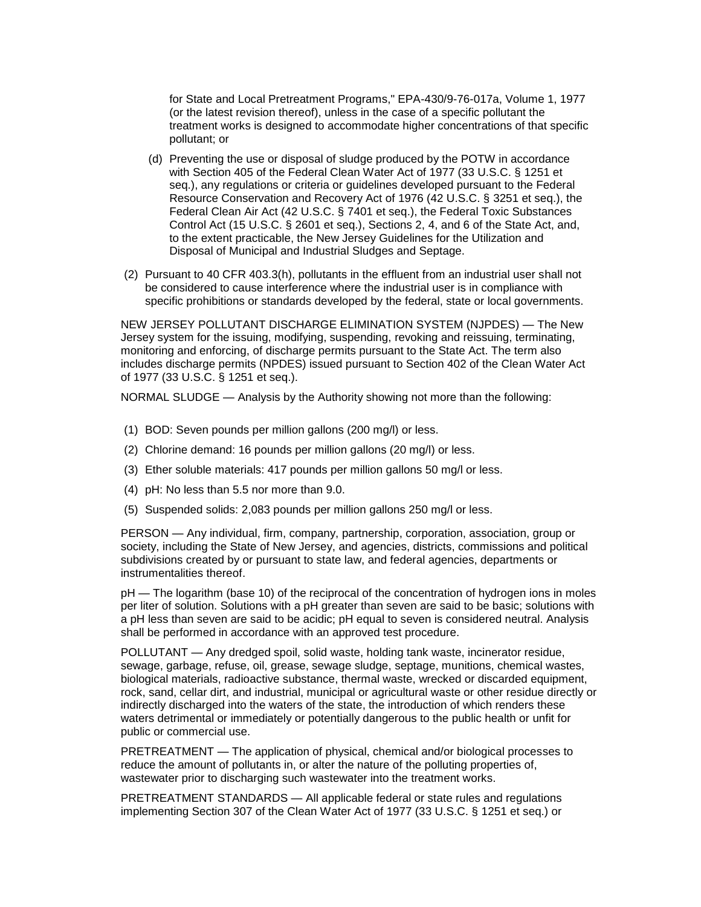for State and Local Pretreatment Programs," EPA-430/9-76-017a, Volume 1, 1977 (or the latest revision thereof), unless in the case of a specific pollutant the treatment works is designed to accommodate higher concentrations of that specific pollutant; or

(d) Preventing the use or disposal of sludge produced by the POTW in accordance with Section 405 of the Federal Clean Water Act of 1977 (33 U.S.C. § 1251 et seq.), any regulations or criteria or guidelines developed pursuant to the Federal Resource Conservation and Recovery Act of 1976 (42 U.S.C. § 3251 et seq.), the Federal Clean Air Act (42 U.S.C. § 7401 et seq.), the Federal Toxic Substances Control Act (15 U.S.C. § 2601 et seq.), Sections 2, 4, and 6 of the State Act, and, to the extent practicable, the New Jersey Guidelines for the Utilization and Disposal of Municipal and Industrial Sludges and Septage.

(2) Pursuant to 40 CFR 403.3(h), pollutants in the effluent from an industrial user shall not be considered to cause interference where the industrial user is in compliance with specific prohibitions or standards developed by the federal, state or local governments.

NEW JERSEY POLLUTANT DISCHARGE ELIMINATION SYSTEM (NJPDES) — The New Jersey system for the issuing, modifying, suspending, revoking and reissuing, terminating, monitoring and enforcing, of discharge permits pursuant to the State Act. The term also includes discharge permits (NPDES) issued pursuant to Section 402 of the Clean Water Act of 1977 (33 U.S.C. § 1251 et seq.).

NORMAL SLUDGE — Analysis by the Authority showing not more than the following:

(1) BOD: Seven pounds per million gallons (200 mg/l) or less.

(2) Chlorine demand: 16 pounds per million gallons (20 mg/l) or less.

(3) Ether soluble materials: 417 pounds per million gallons 50 mg/l or less.

(4) pH: No less than 5.5 nor more than 9.0.

(5) Suspended solids: 2,083 pounds per million gallons 250 mg/l or less.

PERSON — Any individual, firm, company, partnership, corporation, association, group or society, including the State of New Jersey, and agencies, districts, commissions and political subdivisions created by or pursuant to state law, and federal agencies, departments or instrumentalities thereof.

pH — The logarithm (base 10) of the reciprocal of the concentration of hydrogen ions in moles per liter of solution. Solutions with a pH greater than seven are said to be basic; solutions with a pH less than seven are said to be acidic; pH equal to seven is considered neutral. Analysis shall be performed in accordance with an approved test procedure.

POLLUTANT — Any dredged spoil, solid waste, holding tank waste, incinerator residue, sewage, garbage, refuse, oil, grease, sewage sludge, septage, munitions, chemical wastes, biological materials, radioactive substance, thermal waste, wrecked or discarded equipment, rock, sand, cellar dirt, and industrial, municipal or agricultural waste or other residue directly or indirectly discharged into the waters of the state, the introduction of which renders these waters detrimental or immediately or potentially dangerous to the public health or unfit for public or commercial use.

PRETREATMENT — The application of physical, chemical and/or biological processes to reduce the amount of pollutants in, or alter the nature of the polluting properties of, wastewater prior to discharging such wastewater into the treatment works.

PRETREATMENT STANDARDS — All applicable federal or state rules and regulations implementing Section 307 of the Clean Water Act of 1977 (33 U.S.C. § 1251 et seq.) or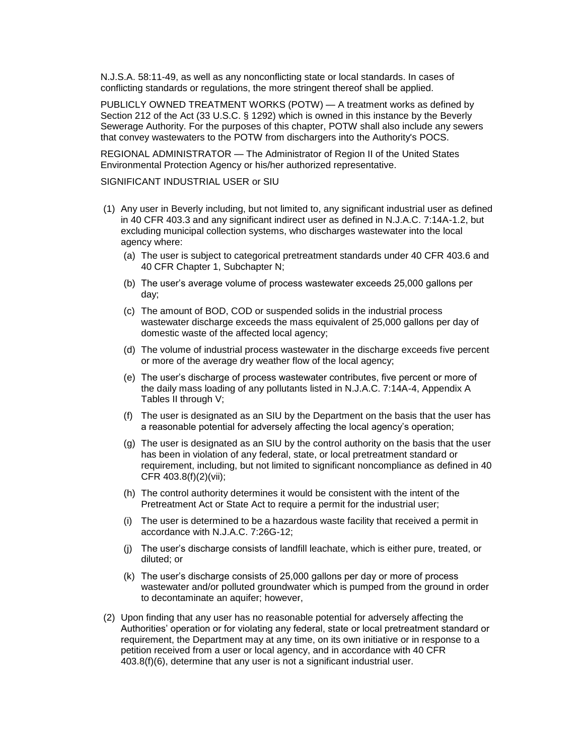N.J.S.A. 58:11-49, as well as any nonconflicting state or local standards. In cases of conflicting standards or regulations, the more stringent thereof shall be applied.

PUBLICLY OWNED TREATMENT WORKS (POTW) — A treatment works as defined by Section 212 of the Act (33 U.S.C. § 1292) which is owned in this instance by the Beverly Sewerage Authority. For the purposes of this chapter, POTW shall also include any sewers that convey wastewaters to the POTW from dischargers into the Authority's POCS.

REGIONAL ADMINISTRATOR — The Administrator of Region II of the United States Environmental Protection Agency or his/her authorized representative.

SIGNIFICANT INDUSTRIAL USER or SIU

(1) Any user in Beverly including, but not limited to, any significant industrial user as defined in 40 CFR 403.3 and any significant indirect user as defined in N.J.A.C. 7:14A-1.2, but excluding municipal collection systems, who discharges wastewater into the local agency where:

  (a) The user is subject to categorical pretreatment standards under 40 CFR 403.6 and 40 CFR Chapter 1, Subchapter N;

  (b) The user's average volume of process wastewater exceeds 25,000 gallons per day;

  (c) The amount of BOD, COD or suspended solids in the industrial process wastewater discharge exceeds the mass equivalent of 25,000 gallons per day of domestic waste of the affected local agency;

  (d) The volume of industrial process wastewater in the discharge exceeds five percent or more of the average dry weather flow of the local agency;

  (e) The user's discharge of process wastewater contributes, five percent or more of the daily mass loading of any pollutants listed in N.J.A.C. 7:14A-4, Appendix A Tables II through V;

  (f) The user is designated as an SIU by the Department on the basis that the user has a reasonable potential for adversely affecting the local agency's operation;

  (g) The user is designated as an SIU by the control authority on the basis that the user has been in violation of any federal, state, or local pretreatment standard or requirement, including, but not limited to significant noncompliance as defined in 40 CFR 403.8(f)(2)(vii);

  (h) The control authority determines it would be consistent with the intent of the Pretreatment Act or State Act to require a permit for the industrial user;

  (i) The user is determined to be a hazardous waste facility that received a permit in accordance with N.J.A.C. 7:26G-12;

  (j) The user's discharge consists of landfill leachate, which is either pure, treated, or diluted; or

  (k) The user's discharge consists of 25,000 gallons per day or more of process wastewater and/or polluted groundwater which is pumped from the ground in order to decontaminate an aquifer; however,

(2) Upon finding that any user has no reasonable potential for adversely affecting the Authorities' operation or for violating any federal, state or local pretreatment standard or requirement, the Department may at any time, on its own initiative or in response to a petition received from a user or local agency, and in accordance with 40 CFR 403.8(f)(6), determine that any user is not a significant industrial user.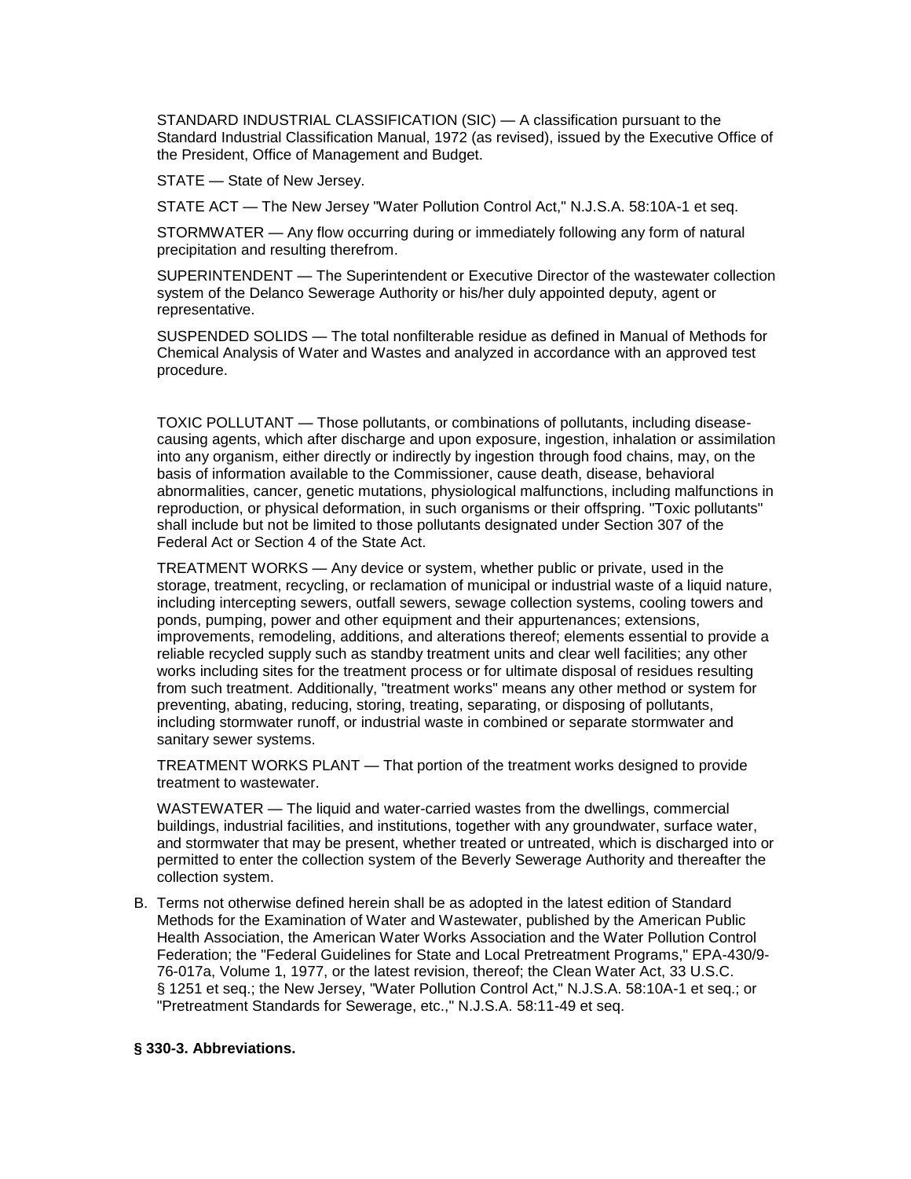STANDARD INDUSTRIAL CLASSIFICATION (SIC) — A classification pursuant to the Standard Industrial Classification Manual, 1972 (as revised), issued by the Executive Office of the President, Office of Management and Budget.

STATE — State of New Jersey.

STATE ACT — The New Jersey "Water Pollution Control Act," N.J.S.A. 58:10A-1 et seq.

STORMWATER — Any flow occurring during or immediately following any form of natural precipitation and resulting therefrom.

SUPERINTENDENT — The Superintendent or Executive Director of the wastewater collection system of the Delanco Sewerage Authority or his/her duly appointed deputy, agent or representative.

SUSPENDED SOLIDS — The total nonfilterable residue as defined in Manual of Methods for Chemical Analysis of Water and Wastes and analyzed in accordance with an approved test procedure.

TOXIC POLLUTANT — Those pollutants, or combinations of pollutants, including disease-causing agents, which after discharge and upon exposure, ingestion, inhalation or assimilation into any organism, either directly or indirectly by ingestion through food chains, may, on the basis of information available to the Commissioner, cause death, disease, behavioral abnormalities, cancer, genetic mutations, physiological malfunctions, including malfunctions in reproduction, or physical deformation, in such organisms or their offspring. "Toxic pollutants" shall include but not be limited to those pollutants designated under Section 307 of the Federal Act or Section 4 of the State Act.

TREATMENT WORKS — Any device or system, whether public or private, used in the storage, treatment, recycling, or reclamation of municipal or industrial waste of a liquid nature, including intercepting sewers, outfall sewers, sewage collection systems, cooling towers and ponds, pumping, power and other equipment and their appurtenances; extensions, improvements, remodeling, additions, and alterations thereof; elements essential to provide a reliable recycled supply such as standby treatment units and clear well facilities; any other works including sites for the treatment process or for ultimate disposal of residues resulting from such treatment. Additionally, "treatment works" means any other method or system for preventing, abating, reducing, storing, treating, separating, or disposing of pollutants, including stormwater runoff, or industrial waste in combined or separate stormwater and sanitary sewer systems.

TREATMENT WORKS PLANT — That portion of the treatment works designed to provide treatment to wastewater.

WASTEWATER — The liquid and water-carried wastes from the dwellings, commercial buildings, industrial facilities, and institutions, together with any groundwater, surface water, and stormwater that may be present, whether treated or untreated, which is discharged into or permitted to enter the collection system of the Beverly Sewerage Authority and thereafter the collection system.

B. Terms not otherwise defined herein shall be as adopted in the latest edition of Standard Methods for the Examination of Water and Wastewater, published by the American Public Health Association, the American Water Works Association and the Water Pollution Control Federation; the "Federal Guidelines for State and Local Pretreatment Programs," EPA-430/9-76-017a, Volume 1, 1977, or the latest revision, thereof; the Clean Water Act, 33 U.S.C. § 1251 et seq.; the New Jersey, "Water Pollution Control Act," N.J.S.A. 58:10A-1 et seq.; or "Pretreatment Standards for Sewerage, etc.," N.J.S.A. 58:11-49 et seq.

**§ 330-3. Abbreviations.**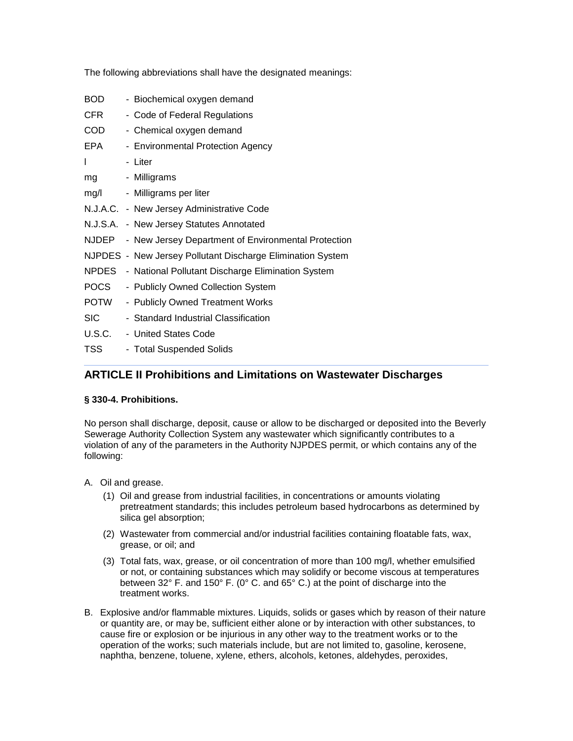The following abbreviations shall have the designated meanings:

| | |
|---|---|
| BOD | - Biochemical oxygen demand |
| CFR | - Code of Federal Regulations |
| COD | - Chemical oxygen demand |
| EPA | - Environmental Protection Agency |
| l | - Liter |
| mg | - Milligrams |
| mg/l | - Milligrams per liter |
| N.J.A.C. | - New Jersey Administrative Code |
| N.J.S.A. | - New Jersey Statutes Annotated |
| NJDEP | - New Jersey Department of Environmental Protection |
| NJPDES | - New Jersey Pollutant Discharge Elimination System |
| NPDES | - National Pollutant Discharge Elimination System |
| POCS | - Publicly Owned Collection System |
| POTW | - Publicly Owned Treatment Works |
| SIC | - Standard Industrial Classification |
| U.S.C. | - United States Code |
| TSS | - Total Suspended Solids |

---

## ARTICLE II Prohibitions and Limitations on Wastewater Discharges

#### § 330-4. Prohibitions.

No person shall discharge, deposit, cause or allow to be discharged or deposited into the Beverly Sewerage Authority Collection System any wastewater which significantly contributes to a violation of any of the parameters in the Authority NJPDES permit, or which contains any of the following:

A. Oil and grease.

   (1) Oil and grease from industrial facilities, in concentrations or amounts violating pretreatment standards; this includes petroleum based hydrocarbons as determined by silica gel absorption;

   (2) Wastewater from commercial and/or industrial facilities containing floatable fats, wax, grease, or oil; and

   (3) Total fats, wax, grease, or oil concentration of more than 100 mg/l, whether emulsified or not, or containing substances which may solidify or become viscous at temperatures between 32° F. and 150° F. (0° C. and 65° C.) at the point of discharge into the treatment works.

B. Explosive and/or flammable mixtures. Liquids, solids or gases which by reason of their nature or quantity are, or may be, sufficient either alone or by interaction with other substances, to cause fire or explosion or be injurious in any other way to the treatment works or to the operation of the works; such materials include, but are not limited to, gasoline, kerosene, naphtha, benzene, toluene, xylene, ethers, alcohols, ketones, aldehydes, peroxides,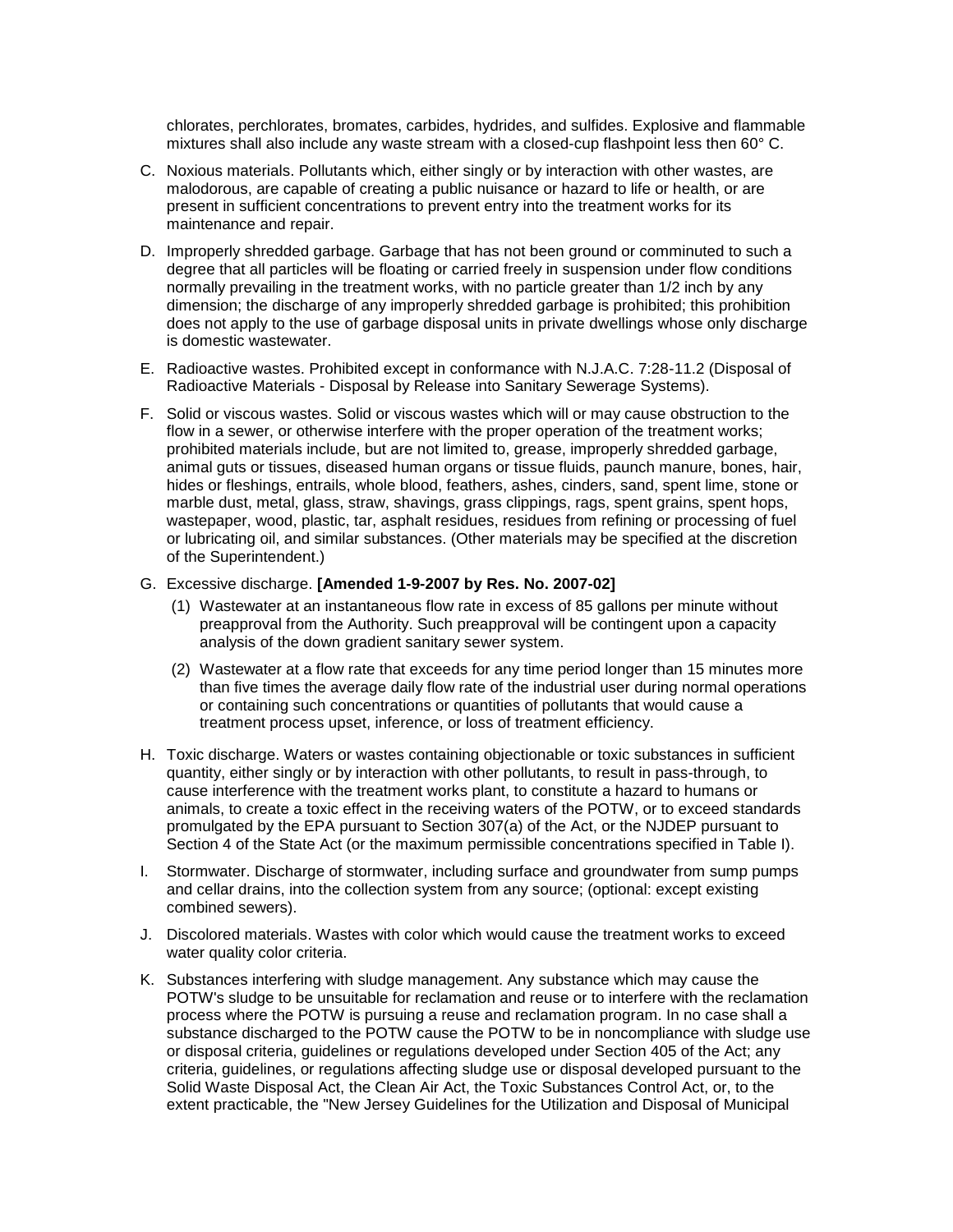chlorates, perchlorates, bromates, carbides, hydrides, and sulfides. Explosive and flammable mixtures shall also include any waste stream with a closed-cup flashpoint less then 60° C.

C. Noxious materials. Pollutants which, either singly or by interaction with other wastes, are malodorous, are capable of creating a public nuisance or hazard to life or health, or are present in sufficient concentrations to prevent entry into the treatment works for its maintenance and repair.

D. Improperly shredded garbage. Garbage that has not been ground or comminuted to such a degree that all particles will be floating or carried freely in suspension under flow conditions normally prevailing in the treatment works, with no particle greater than 1/2 inch by any dimension; the discharge of any improperly shredded garbage is prohibited; this prohibition does not apply to the use of garbage disposal units in private dwellings whose only discharge is domestic wastewater.

E. Radioactive wastes. Prohibited except in conformance with N.J.A.C. 7:28-11.2 (Disposal of Radioactive Materials - Disposal by Release into Sanitary Sewerage Systems).

F. Solid or viscous wastes. Solid or viscous wastes which will or may cause obstruction to the flow in a sewer, or otherwise interfere with the proper operation of the treatment works; prohibited materials include, but are not limited to, grease, improperly shredded garbage, animal guts or tissues, diseased human organs or tissue fluids, paunch manure, bones, hair, hides or fleshings, entrails, whole blood, feathers, ashes, cinders, sand, spent lime, stone or marble dust, metal, glass, straw, shavings, grass clippings, rags, spent grains, spent hops, wastepaper, wood, plastic, tar, asphalt residues, residues from refining or processing of fuel or lubricating oil, and similar substances. (Other materials may be specified at the discretion of the Superintendent.)

G. Excessive discharge. **[Amended 1-9-2007 by Res. No. 2007-02]**

   (1) Wastewater at an instantaneous flow rate in excess of 85 gallons per minute without preapproval from the Authority. Such preapproval will be contingent upon a capacity analysis of the down gradient sanitary sewer system.

   (2) Wastewater at a flow rate that exceeds for any time period longer than 15 minutes more than five times the average daily flow rate of the industrial user during normal operations or containing such concentrations or quantities of pollutants that would cause a treatment process upset, inference, or loss of treatment efficiency.

H. Toxic discharge. Waters or wastes containing objectionable or toxic substances in sufficient quantity, either singly or by interaction with other pollutants, to result in pass-through, to cause interference with the treatment works plant, to constitute a hazard to humans or animals, to create a toxic effect in the receiving waters of the POTW, or to exceed standards promulgated by the EPA pursuant to Section 307(a) of the Act, or the NJDEP pursuant to Section 4 of the State Act (or the maximum permissible concentrations specified in Table I).

I. Stormwater. Discharge of stormwater, including surface and groundwater from sump pumps and cellar drains, into the collection system from any source; (optional: except existing combined sewers).

J. Discolored materials. Wastes with color which would cause the treatment works to exceed water quality color criteria.

K. Substances interfering with sludge management. Any substance which may cause the POTW's sludge to be unsuitable for reclamation and reuse or to interfere with the reclamation process where the POTW is pursuing a reuse and reclamation program. In no case shall a substance discharged to the POTW cause the POTW to be in noncompliance with sludge use or disposal criteria, guidelines or regulations developed under Section 405 of the Act; any criteria, guidelines, or regulations affecting sludge use or disposal developed pursuant to the Solid Waste Disposal Act, the Clean Air Act, the Toxic Substances Control Act, or, to the extent practicable, the "New Jersey Guidelines for the Utilization and Disposal of Municipal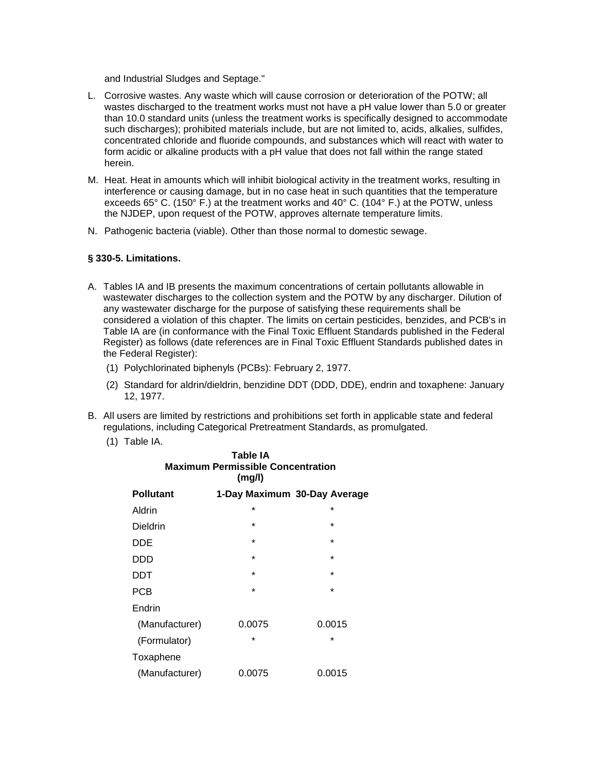and Industrial Sludges and Septage."

L. Corrosive wastes. Any waste which will cause corrosion or deterioration of the POTW; all wastes discharged to the treatment works must not have a pH value lower than 5.0 or greater than 10.0 standard units (unless the treatment works is specifically designed to accommodate such discharges); prohibited materials include, but are not limited to, acids, alkalies, sulfides, concentrated chloride and fluoride compounds, and substances which will react with water to form acidic or alkaline products with a pH value that does not fall within the range stated herein.

M. Heat. Heat in amounts which will inhibit biological activity in the treatment works, resulting in interference or causing damage, but in no case heat in such quantities that the temperature exceeds 65° C. (150° F.) at the treatment works and 40° C. (104° F.) at the POTW, unless the NJDEP, upon request of the POTW, approves alternate temperature limits.

N. Pathogenic bacteria (viable). Other than those normal to domestic sewage.

**§ 330-5. Limitations.**

A. Tables IA and IB presents the maximum concentrations of certain pollutants allowable in wastewater discharges to the collection system and the POTW by any discharger. Dilution of any wastewater discharge for the purpose of satisfying these requirements shall be considered a violation of this chapter. The limits on certain pesticides, benzides, and PCB's in Table IA are (in conformance with the Final Toxic Effluent Standards published in the Federal Register) as follows (date references are in Final Toxic Effluent Standards published dates in the Federal Register):

   (1) Polychlorinated biphenyls (PCBs): February 2, 1977.

   (2) Standard for aldrin/dieldrin, benzidine DDT (DDD, DDE), endrin and toxaphene: January 12, 1977.

B. All users are limited by restrictions and prohibitions set forth in applicable state and federal regulations, including Categorical Pretreatment Standards, as promulgated.

   (1) Table IA.

**Table IA**
**Maximum Permissible Concentration**
**(mg/l)**

| Pollutant | 1-Day Maximum | 30-Day Average |
|---|---|---|
| Aldrin | * | * |
| Dieldrin | * | * |
| DDE | * | * |
| DDD | * | * |
| DDT | * | * |
| PCB | * | * |
| Endrin | | |
| (Manufacturer) | 0.0075 | 0.0015 |
| (Formulator) | * | * |
| Toxaphene | | |
| (Manufacturer) | 0.0075 | 0.0015 |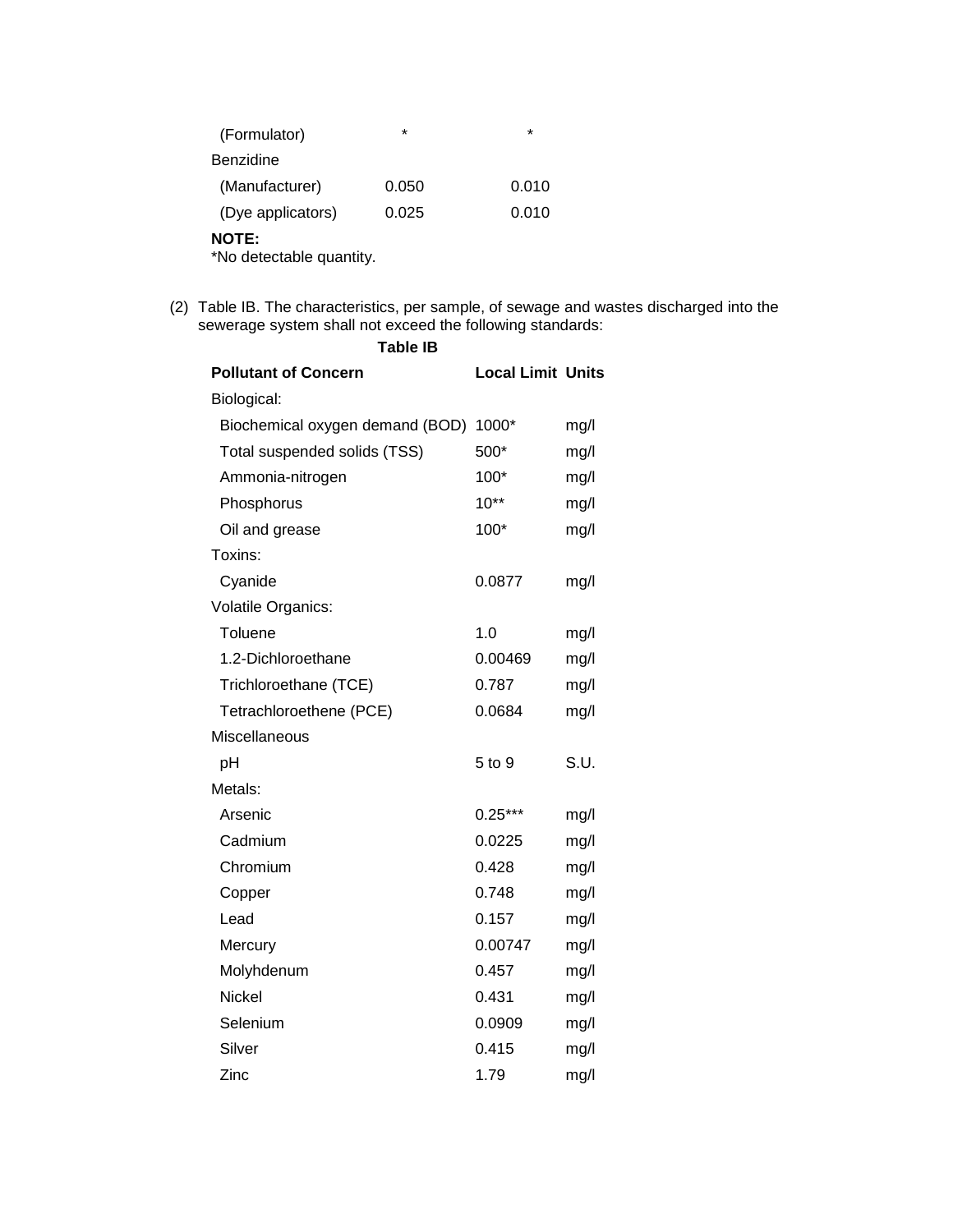| | | |
|---|---|---|
| (Formulator) | * | * |
| Benzidine | | |
| (Manufacturer) | 0.050 | 0.010 |
| (Dye applicators) | 0.025 | 0.010 |

**NOTE:**
*No detectable quantity.

(2) Table IB. The characteristics, per sample, of sewage and wastes discharged into the sewerage system shall not exceed the following standards:

**Table IB**

| **Pollutant of Concern** | **Local Limit** | **Units** |
|---|---|---|
| Biological: | | |
| Biochemical oxygen demand (BOD) | 1000* | mg/l |
| Total suspended solids (TSS) | 500* | mg/l |
| Ammonia-nitrogen | 100* | mg/l |
| Phosphorus | 10** | mg/l |
| Oil and grease | 100* | mg/l |
| Toxins: | | |
| Cyanide | 0.0877 | mg/l |
| Volatile Organics: | | |
| Toluene | 1.0 | mg/l |
| 1.2-Dichloroethane | 0.00469 | mg/l |
| Trichloroethane (TCE) | 0.787 | mg/l |
| Tetrachloroethene (PCE) | 0.0684 | mg/l |
| Miscellaneous | | |
| pH | 5 to 9 | S.U. |
| Metals: | | |
| Arsenic | 0.25*** | mg/l |
| Cadmium | 0.0225 | mg/l |
| Chromium | 0.428 | mg/l |
| Copper | 0.748 | mg/l |
| Lead | 0.157 | mg/l |
| Mercury | 0.00747 | mg/l |
| Molyhdenum | 0.457 | mg/l |
| Nickel | 0.431 | mg/l |
| Selenium | 0.0909 | mg/l |
| Silver | 0.415 | mg/l |
| Zinc | 1.79 | mg/l |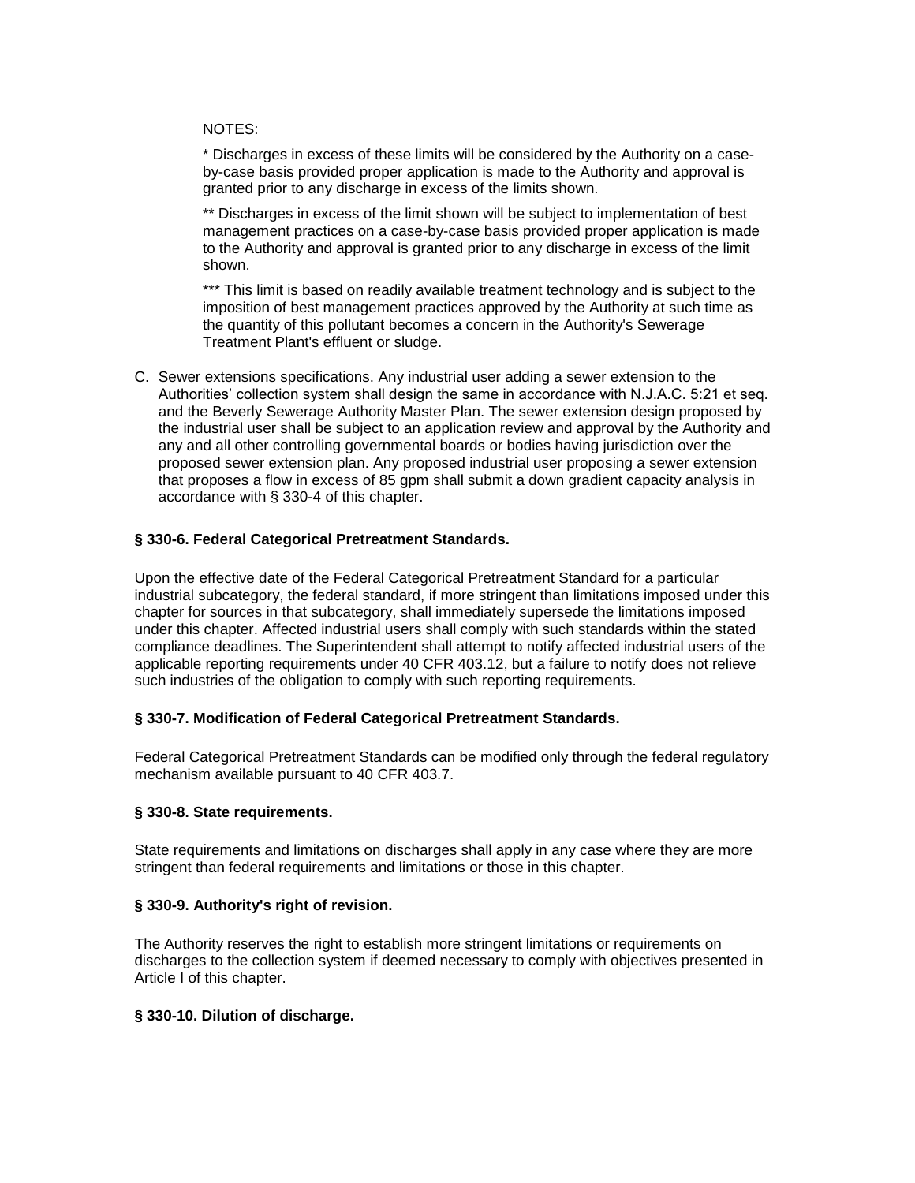NOTES:

* Discharges in excess of these limits will be considered by the Authority on a case-by-case basis provided proper application is made to the Authority and approval is granted prior to any discharge in excess of the limits shown.

** Discharges in excess of the limit shown will be subject to implementation of best management practices on a case-by-case basis provided proper application is made to the Authority and approval is granted prior to any discharge in excess of the limit shown.

*** This limit is based on readily available treatment technology and is subject to the imposition of best management practices approved by the Authority at such time as the quantity of this pollutant becomes a concern in the Authority's Sewerage Treatment Plant's effluent or sludge.

C. Sewer extensions specifications. Any industrial user adding a sewer extension to the Authorities' collection system shall design the same in accordance with N.J.A.C. 5:21 et seq. and the Beverly Sewerage Authority Master Plan. The sewer extension design proposed by the industrial user shall be subject to an application review and approval by the Authority and any and all other controlling governmental boards or bodies having jurisdiction over the proposed sewer extension plan. Any proposed industrial user proposing a sewer extension that proposes a flow in excess of 85 gpm shall submit a down gradient capacity analysis in accordance with § 330-4 of this chapter.

**§ 330-6. Federal Categorical Pretreatment Standards.**

Upon the effective date of the Federal Categorical Pretreatment Standard for a particular industrial subcategory, the federal standard, if more stringent than limitations imposed under this chapter for sources in that subcategory, shall immediately supersede the limitations imposed under this chapter. Affected industrial users shall comply with such standards within the stated compliance deadlines. The Superintendent shall attempt to notify affected industrial users of the applicable reporting requirements under 40 CFR 403.12, but a failure to notify does not relieve such industries of the obligation to comply with such reporting requirements.

**§ 330-7. Modification of Federal Categorical Pretreatment Standards.**

Federal Categorical Pretreatment Standards can be modified only through the federal regulatory mechanism available pursuant to 40 CFR 403.7.

**§ 330-8. State requirements.**

State requirements and limitations on discharges shall apply in any case where they are more stringent than federal requirements and limitations or those in this chapter.

**§ 330-9. Authority's right of revision.**

The Authority reserves the right to establish more stringent limitations or requirements on discharges to the collection system if deemed necessary to comply with objectives presented in Article I of this chapter.

**§ 330-10. Dilution of discharge.**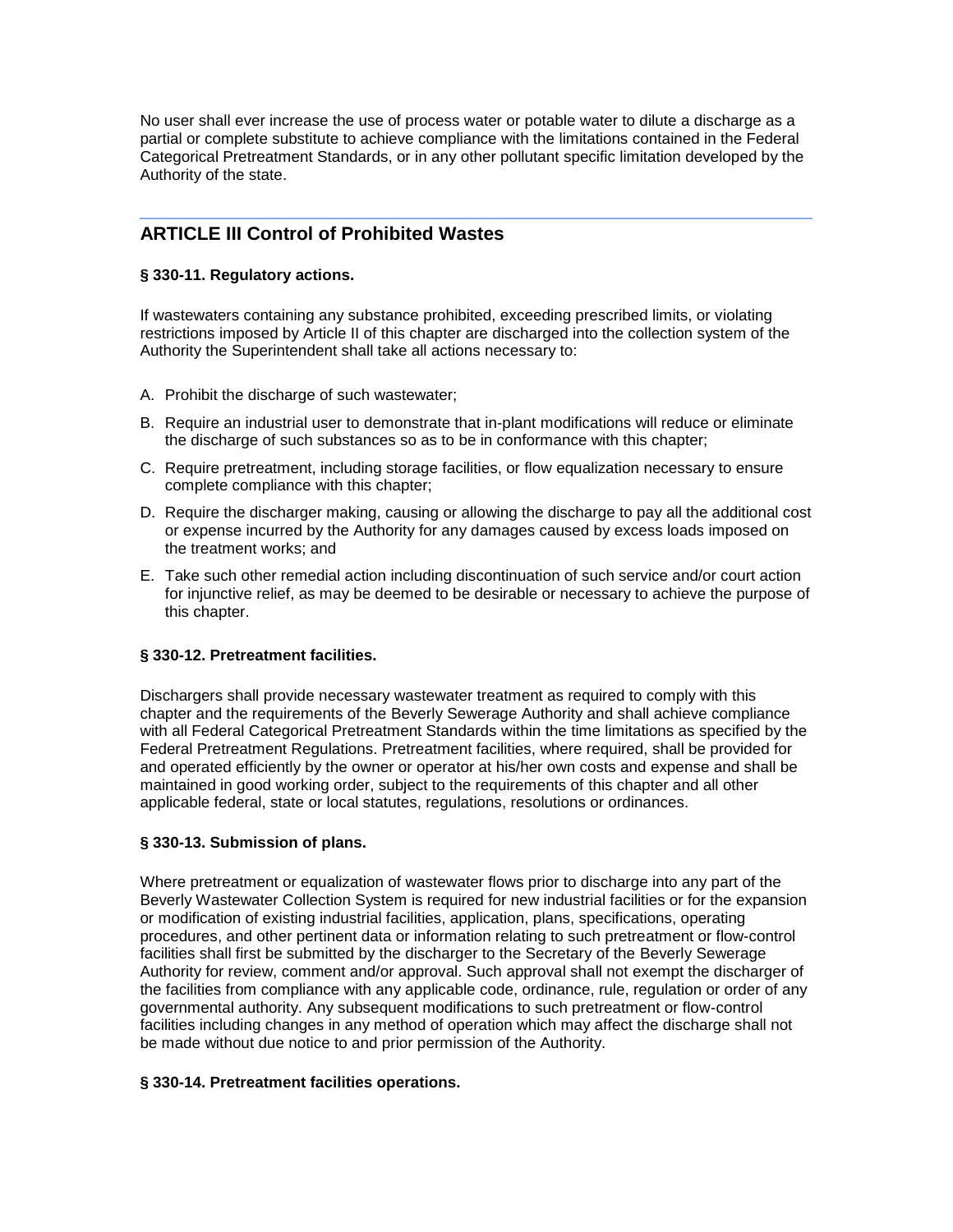No user shall ever increase the use of process water or potable water to dilute a discharge as a partial or complete substitute to achieve compliance with the limitations contained in the Federal Categorical Pretreatment Standards, or in any other pollutant specific limitation developed by the Authority of the state.

## ARTICLE III Control of Prohibited Wastes

**§ 330-11. Regulatory actions.**

If wastewaters containing any substance prohibited, exceeding prescribed limits, or violating restrictions imposed by Article II of this chapter are discharged into the collection system of the Authority the Superintendent shall take all actions necessary to:

A. Prohibit the discharge of such wastewater;

B. Require an industrial user to demonstrate that in-plant modifications will reduce or eliminate the discharge of such substances so as to be in conformance with this chapter;

C. Require pretreatment, including storage facilities, or flow equalization necessary to ensure complete compliance with this chapter;

D. Require the discharger making, causing or allowing the discharge to pay all the additional cost or expense incurred by the Authority for any damages caused by excess loads imposed on the treatment works; and

E. Take such other remedial action including discontinuation of such service and/or court action for injunctive relief, as may be deemed to be desirable or necessary to achieve the purpose of this chapter.

**§ 330-12. Pretreatment facilities.**

Dischargers shall provide necessary wastewater treatment as required to comply with this chapter and the requirements of the Beverly Sewerage Authority and shall achieve compliance with all Federal Categorical Pretreatment Standards within the time limitations as specified by the Federal Pretreatment Regulations. Pretreatment facilities, where required, shall be provided for and operated efficiently by the owner or operator at his/her own costs and expense and shall be maintained in good working order, subject to the requirements of this chapter and all other applicable federal, state or local statutes, regulations, resolutions or ordinances.

**§ 330-13. Submission of plans.**

Where pretreatment or equalization of wastewater flows prior to discharge into any part of the Beverly Wastewater Collection System is required for new industrial facilities or for the expansion or modification of existing industrial facilities, application, plans, specifications, operating procedures, and other pertinent data or information relating to such pretreatment or flow-control facilities shall first be submitted by the discharger to the Secretary of the Beverly Sewerage Authority for review, comment and/or approval. Such approval shall not exempt the discharger of the facilities from compliance with any applicable code, ordinance, rule, regulation or order of any governmental authority. Any subsequent modifications to such pretreatment or flow-control facilities including changes in any method of operation which may affect the discharge shall not be made without due notice to and prior permission of the Authority.

**§ 330-14. Pretreatment facilities operations.**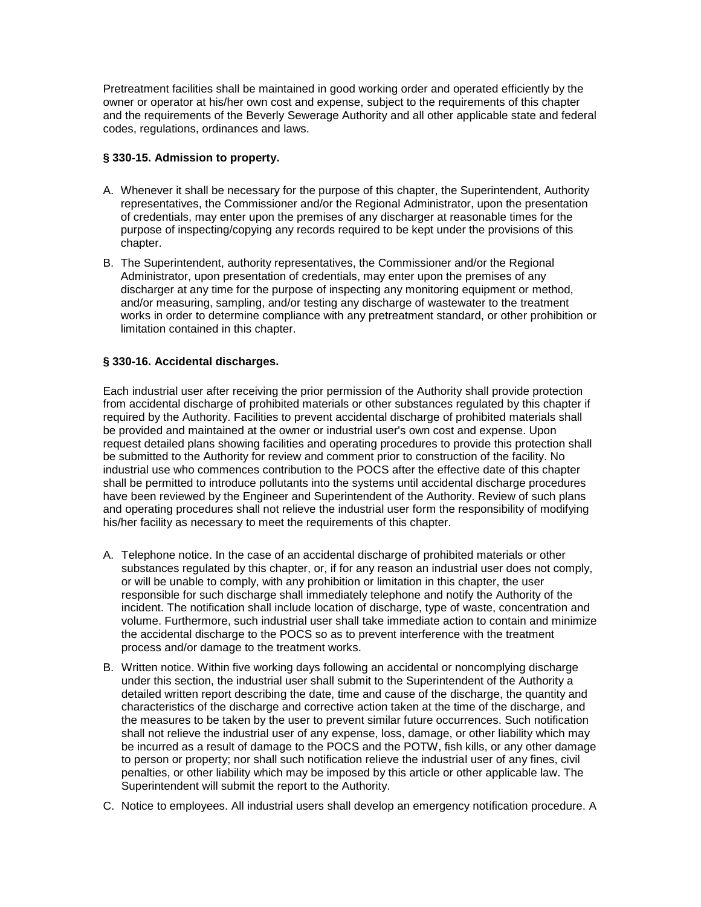Pretreatment facilities shall be maintained in good working order and operated efficiently by the owner or operator at his/her own cost and expense, subject to the requirements of this chapter and the requirements of the Beverly Sewerage Authority and all other applicable state and federal codes, regulations, ordinances and laws.

**§ 330-15. Admission to property.**

A. Whenever it shall be necessary for the purpose of this chapter, the Superintendent, Authority representatives, the Commissioner and/or the Regional Administrator, upon the presentation of credentials, may enter upon the premises of any discharger at reasonable times for the purpose of inspecting/copying any records required to be kept under the provisions of this chapter.

B. The Superintendent, authority representatives, the Commissioner and/or the Regional Administrator, upon presentation of credentials, may enter upon the premises of any discharger at any time for the purpose of inspecting any monitoring equipment or method, and/or measuring, sampling, and/or testing any discharge of wastewater to the treatment works in order to determine compliance with any pretreatment standard, or other prohibition or limitation contained in this chapter.

**§ 330-16. Accidental discharges.**

Each industrial user after receiving the prior permission of the Authority shall provide protection from accidental discharge of prohibited materials or other substances regulated by this chapter if required by the Authority. Facilities to prevent accidental discharge of prohibited materials shall be provided and maintained at the owner or industrial user's own cost and expense. Upon request detailed plans showing facilities and operating procedures to provide this protection shall be submitted to the Authority for review and comment prior to construction of the facility. No industrial use who commences contribution to the POCS after the effective date of this chapter shall be permitted to introduce pollutants into the systems until accidental discharge procedures have been reviewed by the Engineer and Superintendent of the Authority. Review of such plans and operating procedures shall not relieve the industrial user form the responsibility of modifying his/her facility as necessary to meet the requirements of this chapter.

A. Telephone notice. In the case of an accidental discharge of prohibited materials or other substances regulated by this chapter, or, if for any reason an industrial user does not comply, or will be unable to comply, with any prohibition or limitation in this chapter, the user responsible for such discharge shall immediately telephone and notify the Authority of the incident. The notification shall include location of discharge, type of waste, concentration and volume. Furthermore, such industrial user shall take immediate action to contain and minimize the accidental discharge to the POCS so as to prevent interference with the treatment process and/or damage to the treatment works.

B. Written notice. Within five working days following an accidental or noncomplying discharge under this section, the industrial user shall submit to the Superintendent of the Authority a detailed written report describing the date, time and cause of the discharge, the quantity and characteristics of the discharge and corrective action taken at the time of the discharge, and the measures to be taken by the user to prevent similar future occurrences. Such notification shall not relieve the industrial user of any expense, loss, damage, or other liability which may be incurred as a result of damage to the POCS and the POTW, fish kills, or any other damage to person or property; nor shall such notification relieve the industrial user of any fines, civil penalties, or other liability which may be imposed by this article or other applicable law. The Superintendent will submit the report to the Authority.

C. Notice to employees. All industrial users shall develop an emergency notification procedure. A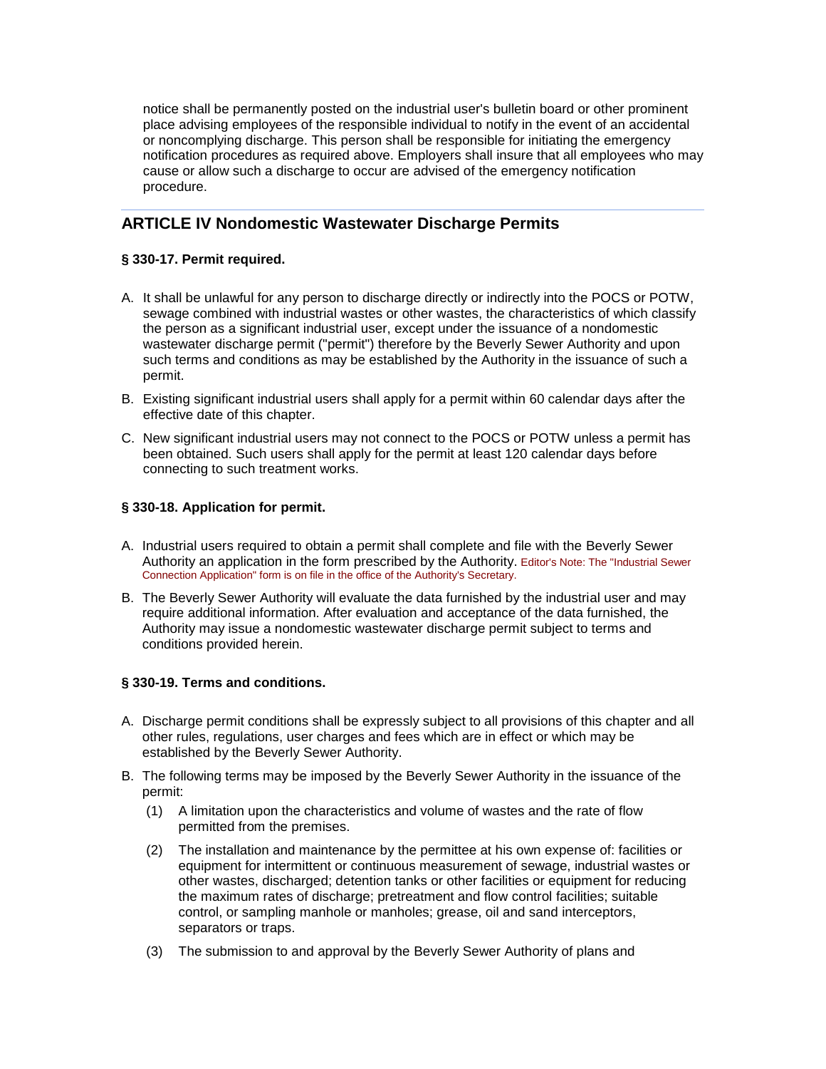notice shall be permanently posted on the industrial user's bulletin board or other prominent place advising employees of the responsible individual to notify in the event of an accidental or noncomplying discharge. This person shall be responsible for initiating the emergency notification procedures as required above. Employers shall insure that all employees who may cause or allow such a discharge to occur are advised of the emergency notification procedure.

## ARTICLE IV Nondomestic Wastewater Discharge Permits

#### § 330-17. Permit required.

A. It shall be unlawful for any person to discharge directly or indirectly into the POCS or POTW, sewage combined with industrial wastes or other wastes, the characteristics of which classify the person as a significant industrial user, except under the issuance of a nondomestic wastewater discharge permit ("permit") therefore by the Beverly Sewer Authority and upon such terms and conditions as may be established by the Authority in the issuance of such a permit.

B. Existing significant industrial users shall apply for a permit within 60 calendar days after the effective date of this chapter.

C. New significant industrial users may not connect to the POCS or POTW unless a permit has been obtained. Such users shall apply for the permit at least 120 calendar days before connecting to such treatment works.

#### § 330-18. Application for permit.

A. Industrial users required to obtain a permit shall complete and file with the Beverly Sewer Authority an application in the form prescribed by the Authority. Editor's Note: The "Industrial Sewer Connection Application" form is on file in the office of the Authority's Secretary.

B. The Beverly Sewer Authority will evaluate the data furnished by the industrial user and may require additional information. After evaluation and acceptance of the data furnished, the Authority may issue a nondomestic wastewater discharge permit subject to terms and conditions provided herein.

#### § 330-19. Terms and conditions.

A. Discharge permit conditions shall be expressly subject to all provisions of this chapter and all other rules, regulations, user charges and fees which are in effect or which may be established by the Beverly Sewer Authority.

B. The following terms may be imposed by the Beverly Sewer Authority in the issuance of the permit:

   (1) A limitation upon the characteristics and volume of wastes and the rate of flow permitted from the premises.

   (2) The installation and maintenance by the permittee at his own expense of: facilities or equipment for intermittent or continuous measurement of sewage, industrial wastes or other wastes, discharged; detention tanks or other facilities or equipment for reducing the maximum rates of discharge; pretreatment and flow control facilities; suitable control, or sampling manhole or manholes; grease, oil and sand interceptors, separators or traps.

   (3) The submission to and approval by the Beverly Sewer Authority of plans and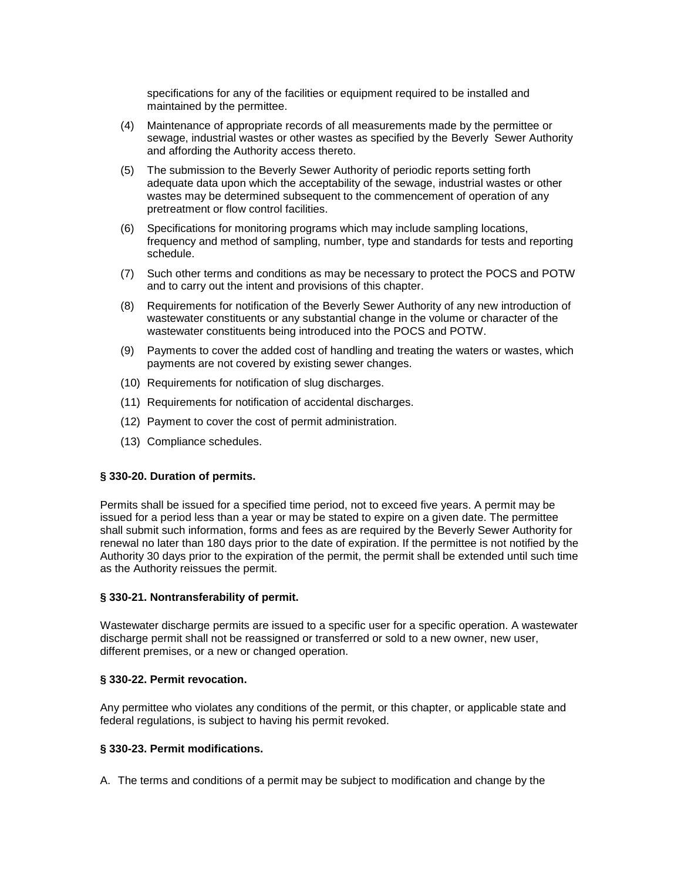specifications for any of the facilities or equipment required to be installed and maintained by the permittee.

(4) Maintenance of appropriate records of all measurements made by the permittee or sewage, industrial wastes or other wastes as specified by the Beverly Sewer Authority and affording the Authority access thereto.

(5) The submission to the Beverly Sewer Authority of periodic reports setting forth adequate data upon which the acceptability of the sewage, industrial wastes or other wastes may be determined subsequent to the commencement of operation of any pretreatment or flow control facilities.

(6) Specifications for monitoring programs which may include sampling locations, frequency and method of sampling, number, type and standards for tests and reporting schedule.

(7) Such other terms and conditions as may be necessary to protect the POCS and POTW and to carry out the intent and provisions of this chapter.

(8) Requirements for notification of the Beverly Sewer Authority of any new introduction of wastewater constituents or any substantial change in the volume or character of the wastewater constituents being introduced into the POCS and POTW.

(9) Payments to cover the added cost of handling and treating the waters or wastes, which payments are not covered by existing sewer changes.

(10) Requirements for notification of slug discharges.

(11) Requirements for notification of accidental discharges.

(12) Payment to cover the cost of permit administration.

(13) Compliance schedules.

**§ 330-20. Duration of permits.**

Permits shall be issued for a specified time period, not to exceed five years. A permit may be issued for a period less than a year or may be stated to expire on a given date. The permittee shall submit such information, forms and fees as are required by the Beverly Sewer Authority for renewal no later than 180 days prior to the date of expiration. If the permittee is not notified by the Authority 30 days prior to the expiration of the permit, the permit shall be extended until such time as the Authority reissues the permit.

**§ 330-21. Nontransferability of permit.**

Wastewater discharge permits are issued to a specific user for a specific operation. A wastewater discharge permit shall not be reassigned or transferred or sold to a new owner, new user, different premises, or a new or changed operation.

**§ 330-22. Permit revocation.**

Any permittee who violates any conditions of the permit, or this chapter, or applicable state and federal regulations, is subject to having his permit revoked.

**§ 330-23. Permit modifications.**

A. The terms and conditions of a permit may be subject to modification and change by the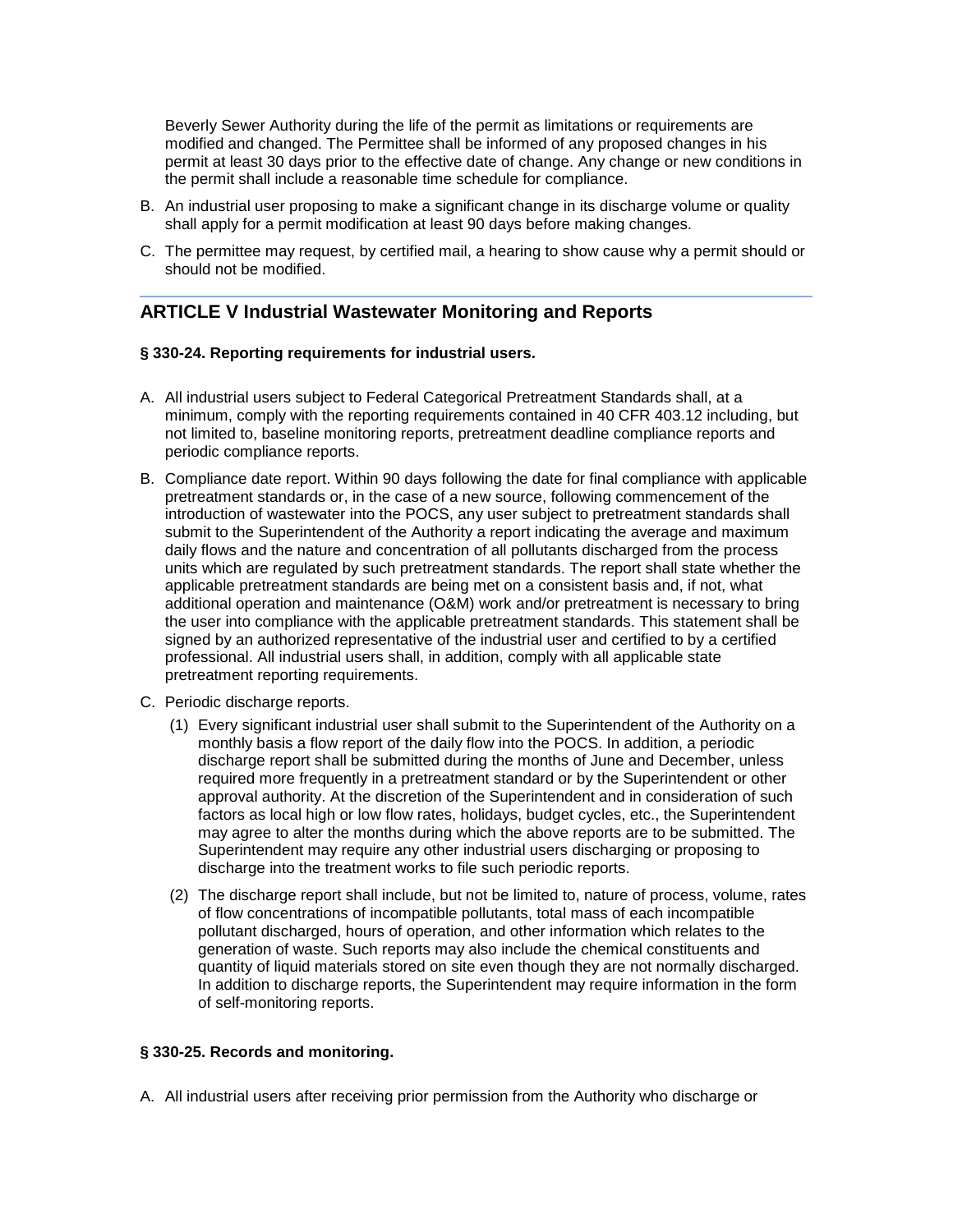Beverly Sewer Authority during the life of the permit as limitations or requirements are modified and changed. The Permittee shall be informed of any proposed changes in his permit at least 30 days prior to the effective date of change. Any change or new conditions in the permit shall include a reasonable time schedule for compliance.

B. An industrial user proposing to make a significant change in its discharge volume or quality shall apply for a permit modification at least 90 days before making changes.

C. The permittee may request, by certified mail, a hearing to show cause why a permit should or should not be modified.

## ARTICLE V Industrial Wastewater Monitoring and Reports

**§ 330-24. Reporting requirements for industrial users.**

A. All industrial users subject to Federal Categorical Pretreatment Standards shall, at a minimum, comply with the reporting requirements contained in 40 CFR 403.12 including, but not limited to, baseline monitoring reports, pretreatment deadline compliance reports and periodic compliance reports.

B. Compliance date report. Within 90 days following the date for final compliance with applicable pretreatment standards or, in the case of a new source, following commencement of the introduction of wastewater into the POCS, any user subject to pretreatment standards shall submit to the Superintendent of the Authority a report indicating the average and maximum daily flows and the nature and concentration of all pollutants discharged from the process units which are regulated by such pretreatment standards. The report shall state whether the applicable pretreatment standards are being met on a consistent basis and, if not, what additional operation and maintenance (O&M) work and/or pretreatment is necessary to bring the user into compliance with the applicable pretreatment standards. This statement shall be signed by an authorized representative of the industrial user and certified to by a certified professional. All industrial users shall, in addition, comply with all applicable state pretreatment reporting requirements.

C. Periodic discharge reports.

   (1) Every significant industrial user shall submit to the Superintendent of the Authority on a monthly basis a flow report of the daily flow into the POCS. In addition, a periodic discharge report shall be submitted during the months of June and December, unless required more frequently in a pretreatment standard or by the Superintendent or other approval authority. At the discretion of the Superintendent and in consideration of such factors as local high or low flow rates, holidays, budget cycles, etc., the Superintendent may agree to alter the months during which the above reports are to be submitted. The Superintendent may require any other industrial users discharging or proposing to discharge into the treatment works to file such periodic reports.

   (2) The discharge report shall include, but not be limited to, nature of process, volume, rates of flow concentrations of incompatible pollutants, total mass of each incompatible pollutant discharged, hours of operation, and other information which relates to the generation of waste. Such reports may also include the chemical constituents and quantity of liquid materials stored on site even though they are not normally discharged. In addition to discharge reports, the Superintendent may require information in the form of self-monitoring reports.

**§ 330-25. Records and monitoring.**

A. All industrial users after receiving prior permission from the Authority who discharge or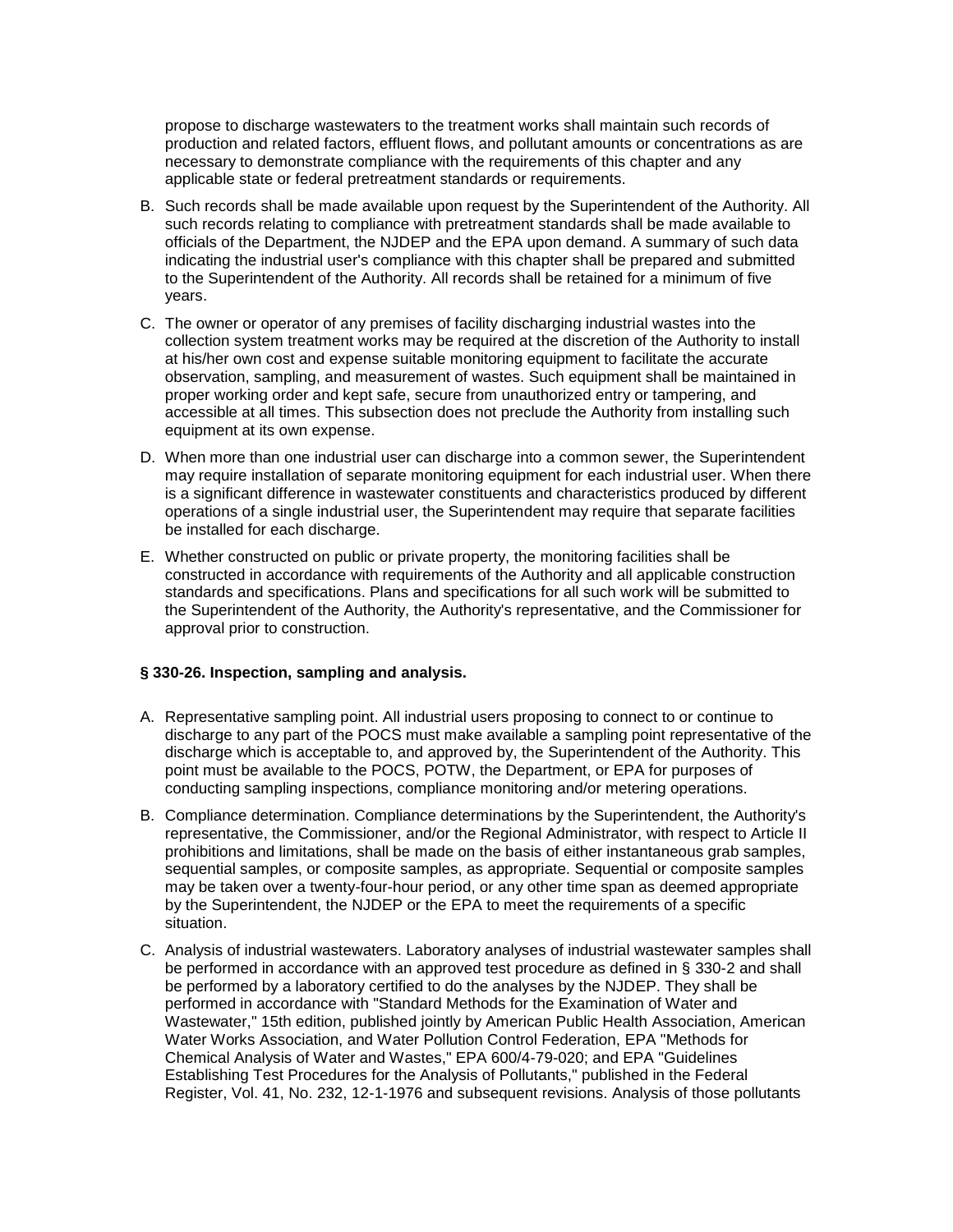propose to discharge wastewaters to the treatment works shall maintain such records of production and related factors, effluent flows, and pollutant amounts or concentrations as are necessary to demonstrate compliance with the requirements of this chapter and any applicable state or federal pretreatment standards or requirements.

B. Such records shall be made available upon request by the Superintendent of the Authority. All such records relating to compliance with pretreatment standards shall be made available to officials of the Department, the NJDEP and the EPA upon demand. A summary of such data indicating the industrial user's compliance with this chapter shall be prepared and submitted to the Superintendent of the Authority. All records shall be retained for a minimum of five years.

C. The owner or operator of any premises of facility discharging industrial wastes into the collection system treatment works may be required at the discretion of the Authority to install at his/her own cost and expense suitable monitoring equipment to facilitate the accurate observation, sampling, and measurement of wastes. Such equipment shall be maintained in proper working order and kept safe, secure from unauthorized entry or tampering, and accessible at all times. This subsection does not preclude the Authority from installing such equipment at its own expense.

D. When more than one industrial user can discharge into a common sewer, the Superintendent may require installation of separate monitoring equipment for each industrial user. When there is a significant difference in wastewater constituents and characteristics produced by different operations of a single industrial user, the Superintendent may require that separate facilities be installed for each discharge.

E. Whether constructed on public or private property, the monitoring facilities shall be constructed in accordance with requirements of the Authority and all applicable construction standards and specifications. Plans and specifications for all such work will be submitted to the Superintendent of the Authority, the Authority's representative, and the Commissioner for approval prior to construction.

**§ 330-26. Inspection, sampling and analysis.**

A. Representative sampling point. All industrial users proposing to connect to or continue to discharge to any part of the POCS must make available a sampling point representative of the discharge which is acceptable to, and approved by, the Superintendent of the Authority. This point must be available to the POCS, POTW, the Department, or EPA for purposes of conducting sampling inspections, compliance monitoring and/or metering operations.

B. Compliance determination. Compliance determinations by the Superintendent, the Authority's representative, the Commissioner, and/or the Regional Administrator, with respect to Article II prohibitions and limitations, shall be made on the basis of either instantaneous grab samples, sequential samples, or composite samples, as appropriate. Sequential or composite samples may be taken over a twenty-four-hour period, or any other time span as deemed appropriate by the Superintendent, the NJDEP or the EPA to meet the requirements of a specific situation.

C. Analysis of industrial wastewaters. Laboratory analyses of industrial wastewater samples shall be performed in accordance with an approved test procedure as defined in § 330-2 and shall be performed by a laboratory certified to do the analyses by the NJDEP. They shall be performed in accordance with "Standard Methods for the Examination of Water and Wastewater," 15th edition, published jointly by American Public Health Association, American Water Works Association, and Water Pollution Control Federation, EPA "Methods for Chemical Analysis of Water and Wastes," EPA 600/4-79-020; and EPA "Guidelines Establishing Test Procedures for the Analysis of Pollutants," published in the Federal Register, Vol. 41, No. 232, 12-1-1976 and subsequent revisions. Analysis of those pollutants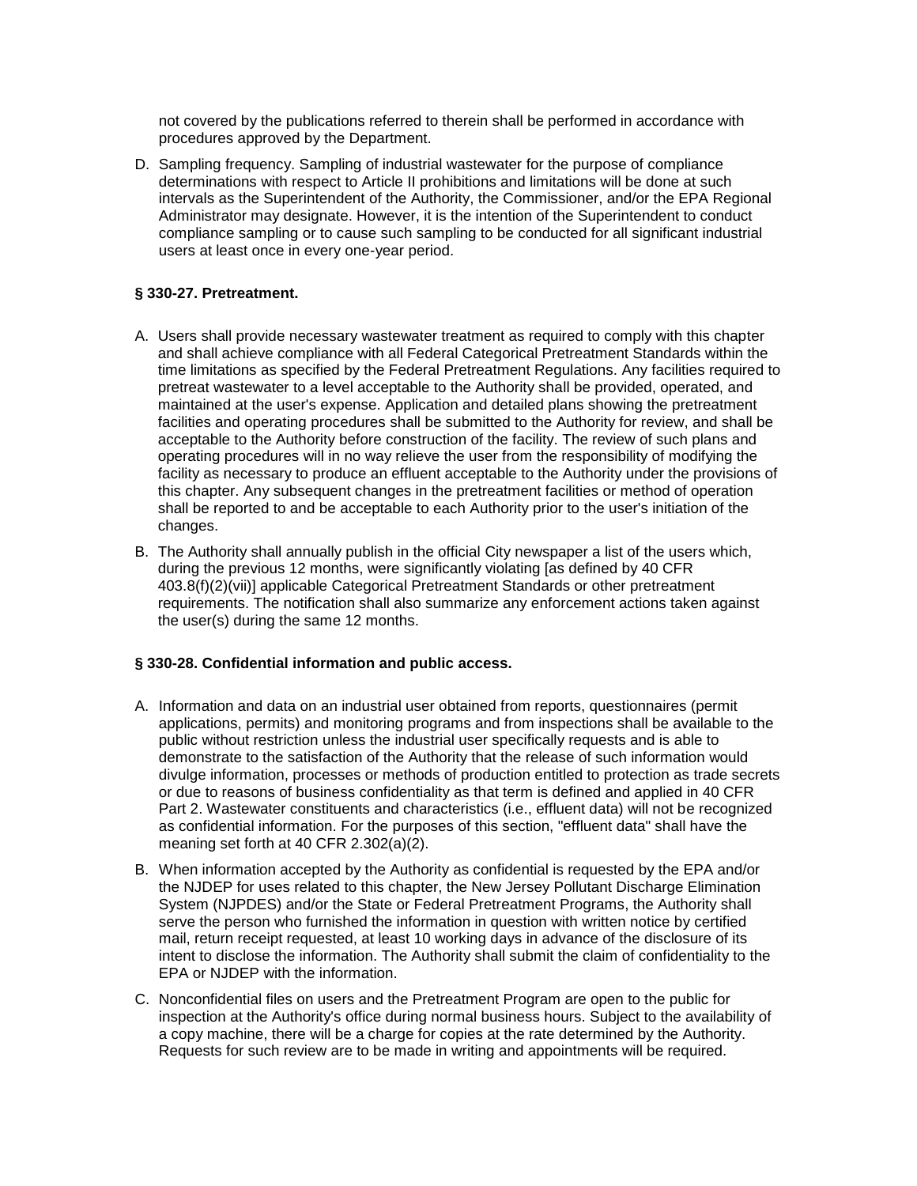not covered by the publications referred to therein shall be performed in accordance with procedures approved by the Department.

D. Sampling frequency. Sampling of industrial wastewater for the purpose of compliance determinations with respect to Article II prohibitions and limitations will be done at such intervals as the Superintendent of the Authority, the Commissioner, and/or the EPA Regional Administrator may designate. However, it is the intention of the Superintendent to conduct compliance sampling or to cause such sampling to be conducted for all significant industrial users at least once in every one-year period.

### § 330-27. Pretreatment.

A. Users shall provide necessary wastewater treatment as required to comply with this chapter and shall achieve compliance with all Federal Categorical Pretreatment Standards within the time limitations as specified by the Federal Pretreatment Regulations. Any facilities required to pretreat wastewater to a level acceptable to the Authority shall be provided, operated, and maintained at the user's expense. Application and detailed plans showing the pretreatment facilities and operating procedures shall be submitted to the Authority for review, and shall be acceptable to the Authority before construction of the facility. The review of such plans and operating procedures will in no way relieve the user from the responsibility of modifying the facility as necessary to produce an effluent acceptable to the Authority under the provisions of this chapter. Any subsequent changes in the pretreatment facilities or method of operation shall be reported to and be acceptable to each Authority prior to the user's initiation of the changes.

B. The Authority shall annually publish in the official City newspaper a list of the users which, during the previous 12 months, were significantly violating [as defined by 40 CFR 403.8(f)(2)(vii)] applicable Categorical Pretreatment Standards or other pretreatment requirements. The notification shall also summarize any enforcement actions taken against the user(s) during the same 12 months.

### § 330-28. Confidential information and public access.

A. Information and data on an industrial user obtained from reports, questionnaires (permit applications, permits) and monitoring programs and from inspections shall be available to the public without restriction unless the industrial user specifically requests and is able to demonstrate to the satisfaction of the Authority that the release of such information would divulge information, processes or methods of production entitled to protection as trade secrets or due to reasons of business confidentiality as that term is defined and applied in 40 CFR Part 2. Wastewater constituents and characteristics (i.e., effluent data) will not be recognized as confidential information. For the purposes of this section, "effluent data" shall have the meaning set forth at 40 CFR 2.302(a)(2).

B. When information accepted by the Authority as confidential is requested by the EPA and/or the NJDEP for uses related to this chapter, the New Jersey Pollutant Discharge Elimination System (NJPDES) and/or the State or Federal Pretreatment Programs, the Authority shall serve the person who furnished the information in question with written notice by certified mail, return receipt requested, at least 10 working days in advance of the disclosure of its intent to disclose the information. The Authority shall submit the claim of confidentiality to the EPA or NJDEP with the information.

C. Nonconfidential files on users and the Pretreatment Program are open to the public for inspection at the Authority's office during normal business hours. Subject to the availability of a copy machine, there will be a charge for copies at the rate determined by the Authority. Requests for such review are to be made in writing and appointments will be required.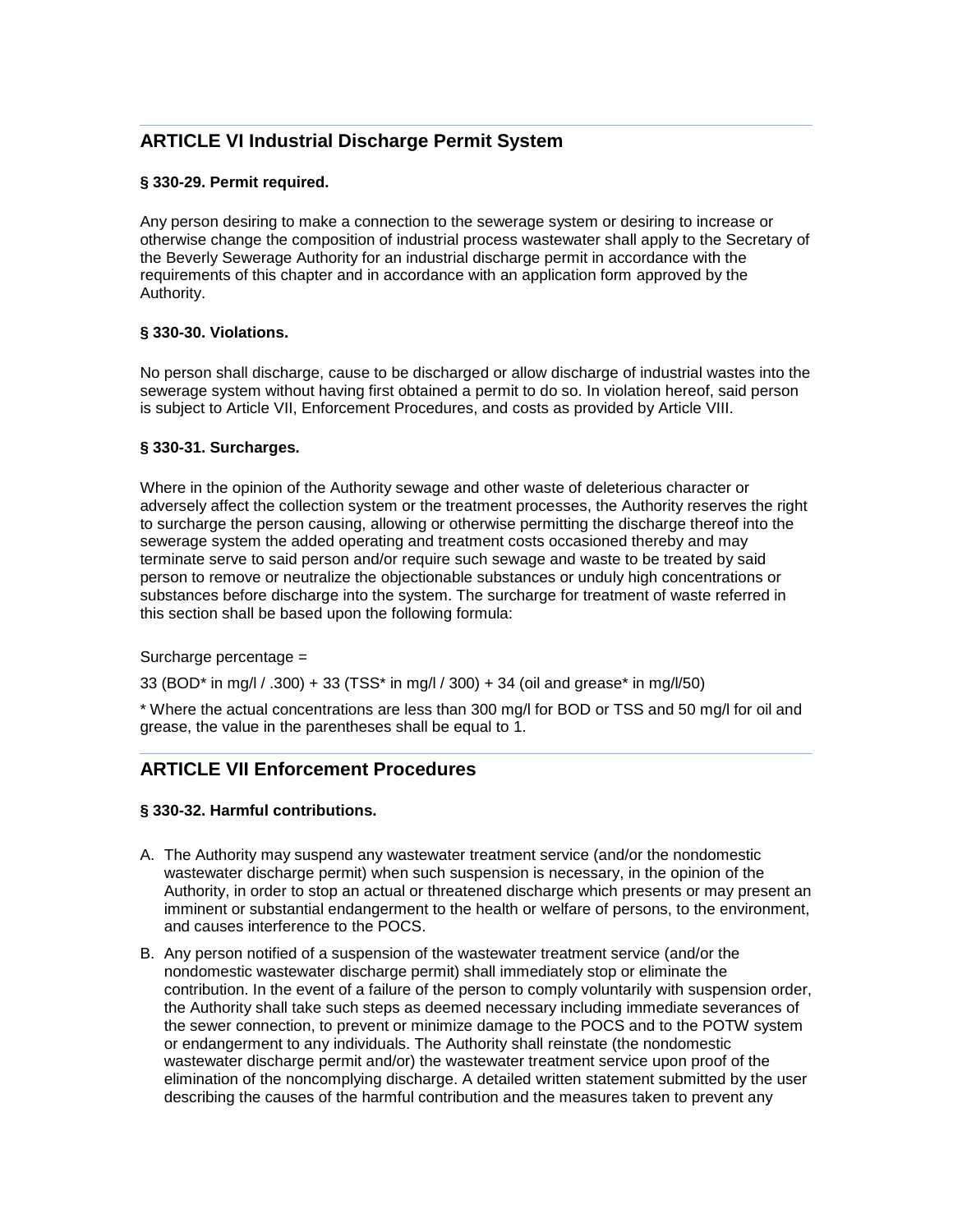## ARTICLE VI Industrial Discharge Permit System

### § 330-29. Permit required.

Any person desiring to make a connection to the sewerage system or desiring to increase or otherwise change the composition of industrial process wastewater shall apply to the Secretary of the Beverly Sewerage Authority for an industrial discharge permit in accordance with the requirements of this chapter and in accordance with an application form approved by the Authority.

### § 330-30. Violations.

No person shall discharge, cause to be discharged or allow discharge of industrial wastes into the sewerage system without having first obtained a permit to do so. In violation hereof, said person is subject to Article VII, Enforcement Procedures, and costs as provided by Article VIII.

### § 330-31. Surcharges.

Where in the opinion of the Authority sewage and other waste of deleterious character or adversely affect the collection system or the treatment processes, the Authority reserves the right to surcharge the person causing, allowing or otherwise permitting the discharge thereof into the sewerage system the added operating and treatment costs occasioned thereby and may terminate serve to said person and/or require such sewage and waste to be treated by said person to remove or neutralize the objectionable substances or unduly high concentrations or substances before discharge into the system. The surcharge for treatment of waste referred in this section shall be based upon the following formula:

Surcharge percentage =

33 (BOD* in mg/l / .300) + 33 (TSS* in mg/l / 300) + 34 (oil and grease* in mg/l/50)

* Where the actual concentrations are less than 300 mg/l for BOD or TSS and 50 mg/l for oil and grease, the value in the parentheses shall be equal to 1.

## ARTICLE VII Enforcement Procedures

### § 330-32. Harmful contributions.

A. The Authority may suspend any wastewater treatment service (and/or the nondomestic wastewater discharge permit) when such suspension is necessary, in the opinion of the Authority, in order to stop an actual or threatened discharge which presents or may present an imminent or substantial endangerment to the health or welfare of persons, to the environment, and causes interference to the POCS.

B. Any person notified of a suspension of the wastewater treatment service (and/or the nondomestic wastewater discharge permit) shall immediately stop or eliminate the contribution. In the event of a failure of the person to comply voluntarily with suspension order, the Authority shall take such steps as deemed necessary including immediate severances of the sewer connection, to prevent or minimize damage to the POCS and to the POTW system or endangerment to any individuals. The Authority shall reinstate (the nondomestic wastewater discharge permit and/or) the wastewater treatment service upon proof of the elimination of the noncomplying discharge. A detailed written statement submitted by the user describing the causes of the harmful contribution and the measures taken to prevent any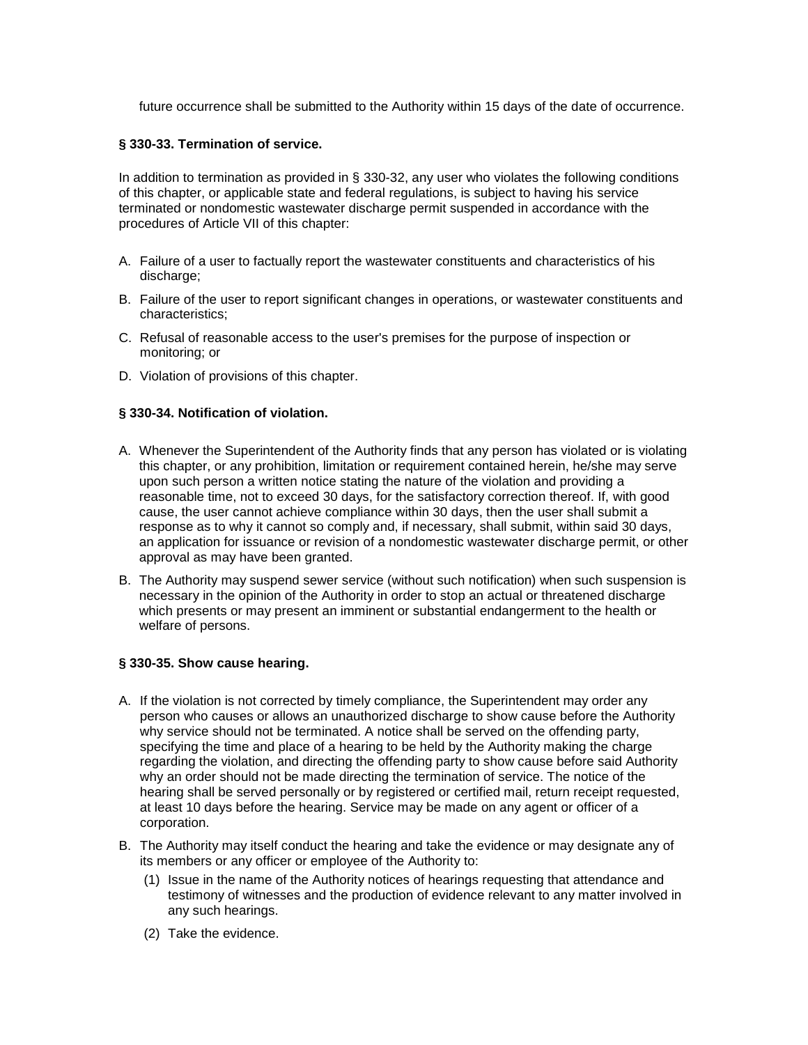future occurrence shall be submitted to the Authority within 15 days of the date of occurrence.

**§ 330-33. Termination of service.**

In addition to termination as provided in § 330-32, any user who violates the following conditions of this chapter, or applicable state and federal regulations, is subject to having his service terminated or nondomestic wastewater discharge permit suspended in accordance with the procedures of Article VII of this chapter:

A. Failure of a user to factually report the wastewater constituents and characteristics of his discharge;

B. Failure of the user to report significant changes in operations, or wastewater constituents and characteristics;

C. Refusal of reasonable access to the user's premises for the purpose of inspection or monitoring; or

D. Violation of provisions of this chapter.

**§ 330-34. Notification of violation.**

A. Whenever the Superintendent of the Authority finds that any person has violated or is violating this chapter, or any prohibition, limitation or requirement contained herein, he/she may serve upon such person a written notice stating the nature of the violation and providing a reasonable time, not to exceed 30 days, for the satisfactory correction thereof. If, with good cause, the user cannot achieve compliance within 30 days, then the user shall submit a response as to why it cannot so comply and, if necessary, shall submit, within said 30 days, an application for issuance or revision of a nondomestic wastewater discharge permit, or other approval as may have been granted.

B. The Authority may suspend sewer service (without such notification) when such suspension is necessary in the opinion of the Authority in order to stop an actual or threatened discharge which presents or may present an imminent or substantial endangerment to the health or welfare of persons.

**§ 330-35. Show cause hearing.**

A. If the violation is not corrected by timely compliance, the Superintendent may order any person who causes or allows an unauthorized discharge to show cause before the Authority why service should not be terminated. A notice shall be served on the offending party, specifying the time and place of a hearing to be held by the Authority making the charge regarding the violation, and directing the offending party to show cause before said Authority why an order should not be made directing the termination of service. The notice of the hearing shall be served personally or by registered or certified mail, return receipt requested, at least 10 days before the hearing. Service may be made on any agent or officer of a corporation.

B. The Authority may itself conduct the hearing and take the evidence or may designate any of its members or any officer or employee of the Authority to:

   (1) Issue in the name of the Authority notices of hearings requesting that attendance and testimony of witnesses and the production of evidence relevant to any matter involved in any such hearings.

   (2) Take the evidence.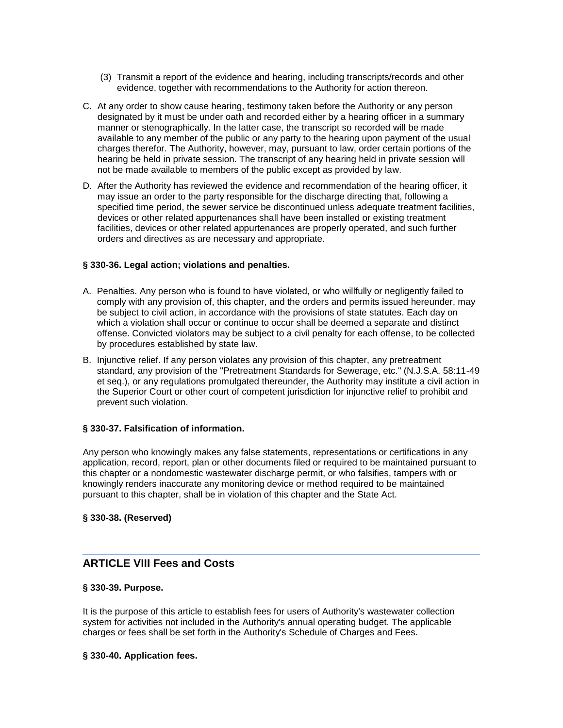(3) Transmit a report of the evidence and hearing, including transcripts/records and other evidence, together with recommendations to the Authority for action thereon.

C. At any order to show cause hearing, testimony taken before the Authority or any person designated by it must be under oath and recorded either by a hearing officer in a summary manner or stenographically. In the latter case, the transcript so recorded will be made available to any member of the public or any party to the hearing upon payment of the usual charges therefor. The Authority, however, may, pursuant to law, order certain portions of the hearing be held in private session. The transcript of any hearing held in private session will not be made available to members of the public except as provided by law.

D. After the Authority has reviewed the evidence and recommendation of the hearing officer, it may issue an order to the party responsible for the discharge directing that, following a specified time period, the sewer service be discontinued unless adequate treatment facilities, devices or other related appurtenances shall have been installed or existing treatment facilities, devices or other related appurtenances are properly operated, and such further orders and directives as are necessary and appropriate.

**§ 330-36. Legal action; violations and penalties.**

A. Penalties. Any person who is found to have violated, or who willfully or negligently failed to comply with any provision of, this chapter, and the orders and permits issued hereunder, may be subject to civil action, in accordance with the provisions of state statutes. Each day on which a violation shall occur or continue to occur shall be deemed a separate and distinct offense. Convicted violators may be subject to a civil penalty for each offense, to be collected by procedures established by state law.

B. Injunctive relief. If any person violates any provision of this chapter, any pretreatment standard, any provision of the "Pretreatment Standards for Sewerage, etc." (N.J.S.A. 58:11-49 et seq.), or any regulations promulgated thereunder, the Authority may institute a civil action in the Superior Court or other court of competent jurisdiction for injunctive relief to prohibit and prevent such violation.

**§ 330-37. Falsification of information.**

Any person who knowingly makes any false statements, representations or certifications in any application, record, report, plan or other documents filed or required to be maintained pursuant to this chapter or a nondomestic wastewater discharge permit, or who falsifies, tampers with or knowingly renders inaccurate any monitoring device or method required to be maintained pursuant to this chapter, shall be in violation of this chapter and the State Act.

**§ 330-38. (Reserved)**

## ARTICLE VIII Fees and Costs

**§ 330-39. Purpose.**

It is the purpose of this article to establish fees for users of Authority's wastewater collection system for activities not included in the Authority's annual operating budget. The applicable charges or fees shall be set forth in the Authority's Schedule of Charges and Fees.

**§ 330-40. Application fees.**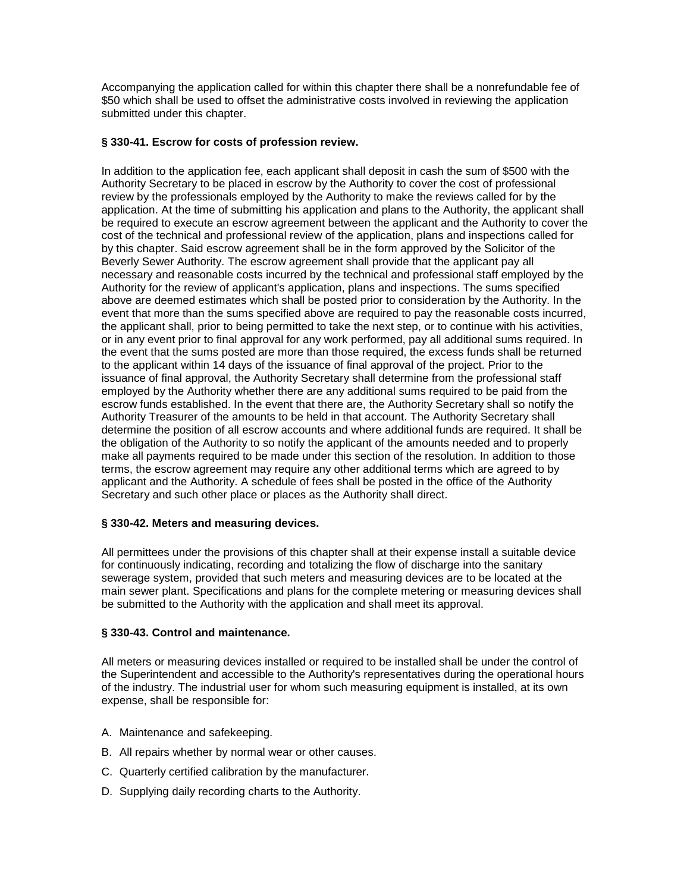Accompanying the application called for within this chapter there shall be a nonrefundable fee of $50 which shall be used to offset the administrative costs involved in reviewing the application submitted under this chapter.

**§ 330-41. Escrow for costs of profession review.**

In addition to the application fee, each applicant shall deposit in cash the sum of $500 with the Authority Secretary to be placed in escrow by the Authority to cover the cost of professional review by the professionals employed by the Authority to make the reviews called for by the application. At the time of submitting his application and plans to the Authority, the applicant shall be required to execute an escrow agreement between the applicant and the Authority to cover the cost of the technical and professional review of the application, plans and inspections called for by this chapter. Said escrow agreement shall be in the form approved by the Solicitor of the Beverly Sewer Authority. The escrow agreement shall provide that the applicant pay all necessary and reasonable costs incurred by the technical and professional staff employed by the Authority for the review of applicant's application, plans and inspections. The sums specified above are deemed estimates which shall be posted prior to consideration by the Authority. In the event that more than the sums specified above are required to pay the reasonable costs incurred, the applicant shall, prior to being permitted to take the next step, or to continue with his activities, or in any event prior to final approval for any work performed, pay all additional sums required. In the event that the sums posted are more than those required, the excess funds shall be returned to the applicant within 14 days of the issuance of final approval of the project. Prior to the issuance of final approval, the Authority Secretary shall determine from the professional staff employed by the Authority whether there are any additional sums required to be paid from the escrow funds established. In the event that there are, the Authority Secretary shall so notify the Authority Treasurer of the amounts to be held in that account. The Authority Secretary shall determine the position of all escrow accounts and where additional funds are required. It shall be the obligation of the Authority to so notify the applicant of the amounts needed and to properly make all payments required to be made under this section of the resolution. In addition to those terms, the escrow agreement may require any other additional terms which are agreed to by applicant and the Authority. A schedule of fees shall be posted in the office of the Authority Secretary and such other place or places as the Authority shall direct.

**§ 330-42. Meters and measuring devices.**

All permittees under the provisions of this chapter shall at their expense install a suitable device for continuously indicating, recording and totalizing the flow of discharge into the sanitary sewerage system, provided that such meters and measuring devices are to be located at the main sewer plant. Specifications and plans for the complete metering or measuring devices shall be submitted to the Authority with the application and shall meet its approval.

**§ 330-43. Control and maintenance.**

All meters or measuring devices installed or required to be installed shall be under the control of the Superintendent and accessible to the Authority's representatives during the operational hours of the industry. The industrial user for whom such measuring equipment is installed, at its own expense, shall be responsible for:

A. Maintenance and safekeeping.

B. All repairs whether by normal wear or other causes.

C. Quarterly certified calibration by the manufacturer.

D. Supplying daily recording charts to the Authority.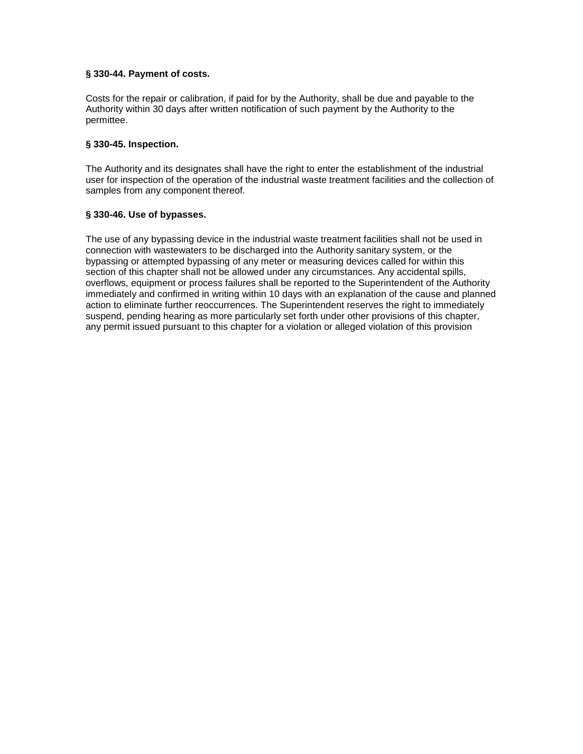**§ 330-44. Payment of costs.**

Costs for the repair or calibration, if paid for by the Authority, shall be due and payable to the Authority within 30 days after written notification of such payment by the Authority to the permittee.

**§ 330-45. Inspection.**

The Authority and its designates shall have the right to enter the establishment of the industrial user for inspection of the operation of the industrial waste treatment facilities and the collection of samples from any component thereof.

**§ 330-46. Use of bypasses.**

The use of any bypassing device in the industrial waste treatment facilities shall not be used in connection with wastewaters to be discharged into the Authority sanitary system, or the bypassing or attempted bypassing of any meter or measuring devices called for within this section of this chapter shall not be allowed under any circumstances. Any accidental spills, overflows, equipment or process failures shall be reported to the Superintendent of the Authority immediately and confirmed in writing within 10 days with an explanation of the cause and planned action to eliminate further reoccurrences. The Superintendent reserves the right to immediately suspend, pending hearing as more particularly set forth under other provisions of this chapter, any permit issued pursuant to this chapter for a violation or alleged violation of this provision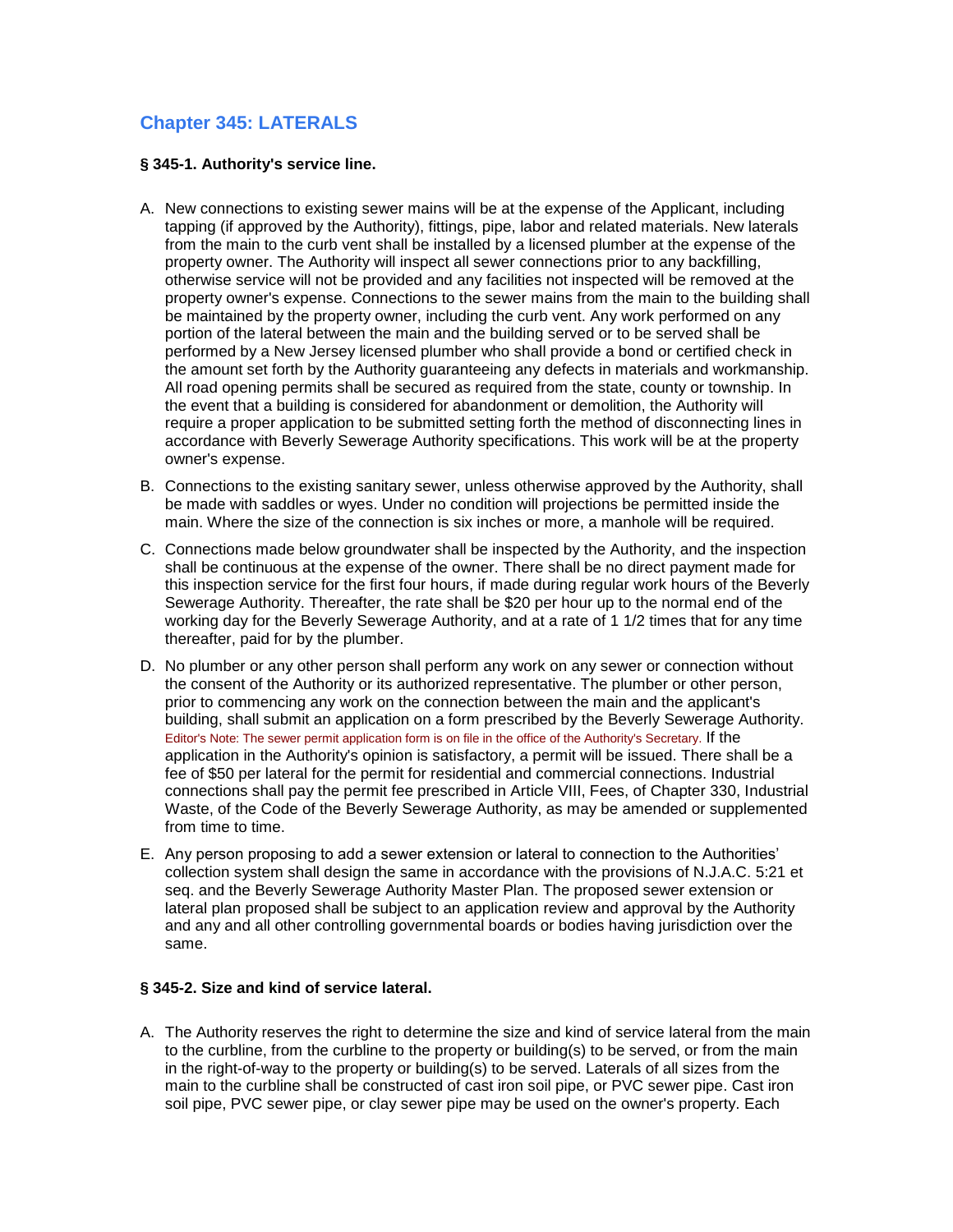## Chapter 345: LATERALS

### § 345-1. Authority's service line.

A. New connections to existing sewer mains will be at the expense of the Applicant, including tapping (if approved by the Authority), fittings, pipe, labor and related materials. New laterals from the main to the curb vent shall be installed by a licensed plumber at the expense of the property owner. The Authority will inspect all sewer connections prior to any backfilling, otherwise service will not be provided and any facilities not inspected will be removed at the property owner's expense. Connections to the sewer mains from the main to the building shall be maintained by the property owner, including the curb vent. Any work performed on any portion of the lateral between the main and the building served or to be served shall be performed by a New Jersey licensed plumber who shall provide a bond or certified check in the amount set forth by the Authority guaranteeing any defects in materials and workmanship. All road opening permits shall be secured as required from the state, county or township. In the event that a building is considered for abandonment or demolition, the Authority will require a proper application to be submitted setting forth the method of disconnecting lines in accordance with Beverly Sewerage Authority specifications. This work will be at the property owner's expense.

B. Connections to the existing sanitary sewer, unless otherwise approved by the Authority, shall be made with saddles or wyes. Under no condition will projections be permitted inside the main. Where the size of the connection is six inches or more, a manhole will be required.

C. Connections made below groundwater shall be inspected by the Authority, and the inspection shall be continuous at the expense of the owner. There shall be no direct payment made for this inspection service for the first four hours, if made during regular work hours of the Beverly Sewerage Authority. Thereafter, the rate shall be $20 per hour up to the normal end of the working day for the Beverly Sewerage Authority, and at a rate of 1 1/2 times that for any time thereafter, paid for by the plumber.

D. No plumber or any other person shall perform any work on any sewer or connection without the consent of the Authority or its authorized representative. The plumber or other person, prior to commencing any work on the connection between the main and the applicant's building, shall submit an application on a form prescribed by the Beverly Sewerage Authority. Editor's Note: The sewer permit application form is on file in the office of the Authority's Secretary. If the application in the Authority's opinion is satisfactory, a permit will be issued. There shall be a fee of $50 per lateral for the permit for residential and commercial connections. Industrial connections shall pay the permit fee prescribed in Article VIII, Fees, of Chapter 330, Industrial Waste, of the Code of the Beverly Sewerage Authority, as may be amended or supplemented from time to time.

E. Any person proposing to add a sewer extension or lateral to connection to the Authorities' collection system shall design the same in accordance with the provisions of N.J.A.C. 5:21 et seq. and the Beverly Sewerage Authority Master Plan. The proposed sewer extension or lateral plan proposed shall be subject to an application review and approval by the Authority and any and all other controlling governmental boards or bodies having jurisdiction over the same.

### § 345-2. Size and kind of service lateral.

A. The Authority reserves the right to determine the size and kind of service lateral from the main to the curbline, from the curbline to the property or building(s) to be served, or from the main in the right-of-way to the property or building(s) to be served. Laterals of all sizes from the main to the curbline shall be constructed of cast iron soil pipe, or PVC sewer pipe. Cast iron soil pipe, PVC sewer pipe, or clay sewer pipe may be used on the owner's property. Each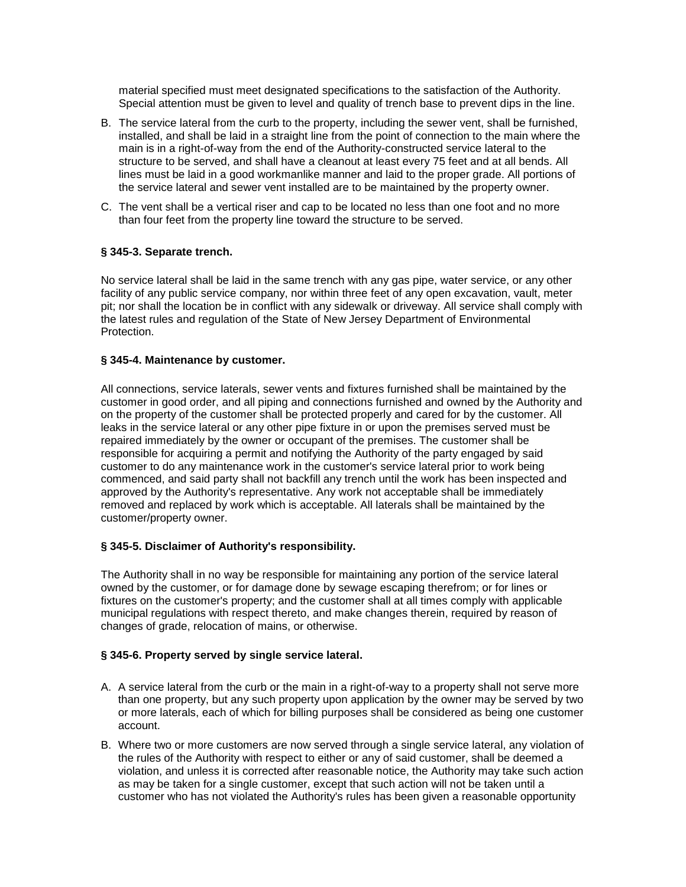material specified must meet designated specifications to the satisfaction of the Authority. Special attention must be given to level and quality of trench base to prevent dips in the line.

B. The service lateral from the curb to the property, including the sewer vent, shall be furnished, installed, and shall be laid in a straight line from the point of connection to the main where the main is in a right-of-way from the end of the Authority-constructed service lateral to the structure to be served, and shall have a cleanout at least every 75 feet and at all bends. All lines must be laid in a good workmanlike manner and laid to the proper grade. All portions of the service lateral and sewer vent installed are to be maintained by the property owner.

C. The vent shall be a vertical riser and cap to be located no less than one foot and no more than four feet from the property line toward the structure to be served.

### § 345-3. Separate trench.

No service lateral shall be laid in the same trench with any gas pipe, water service, or any other facility of any public service company, nor within three feet of any open excavation, vault, meter pit; nor shall the location be in conflict with any sidewalk or driveway. All service shall comply with the latest rules and regulation of the State of New Jersey Department of Environmental Protection.

### § 345-4. Maintenance by customer.

All connections, service laterals, sewer vents and fixtures furnished shall be maintained by the customer in good order, and all piping and connections furnished and owned by the Authority and on the property of the customer shall be protected properly and cared for by the customer. All leaks in the service lateral or any other pipe fixture in or upon the premises served must be repaired immediately by the owner or occupant of the premises. The customer shall be responsible for acquiring a permit and notifying the Authority of the party engaged by said customer to do any maintenance work in the customer's service lateral prior to work being commenced, and said party shall not backfill any trench until the work has been inspected and approved by the Authority's representative. Any work not acceptable shall be immediately removed and replaced by work which is acceptable. All laterals shall be maintained by the customer/property owner.

### § 345-5. Disclaimer of Authority's responsibility.

The Authority shall in no way be responsible for maintaining any portion of the service lateral owned by the customer, or for damage done by sewage escaping therefrom; or for lines or fixtures on the customer's property; and the customer shall at all times comply with applicable municipal regulations with respect thereto, and make changes therein, required by reason of changes of grade, relocation of mains, or otherwise.

### § 345-6. Property served by single service lateral.

A. A service lateral from the curb or the main in a right-of-way to a property shall not serve more than one property, but any such property upon application by the owner may be served by two or more laterals, each of which for billing purposes shall be considered as being one customer account.

B. Where two or more customers are now served through a single service lateral, any violation of the rules of the Authority with respect to either or any of said customer, shall be deemed a violation, and unless it is corrected after reasonable notice, the Authority may take such action as may be taken for a single customer, except that such action will not be taken until a customer who has not violated the Authority's rules has been given a reasonable opportunity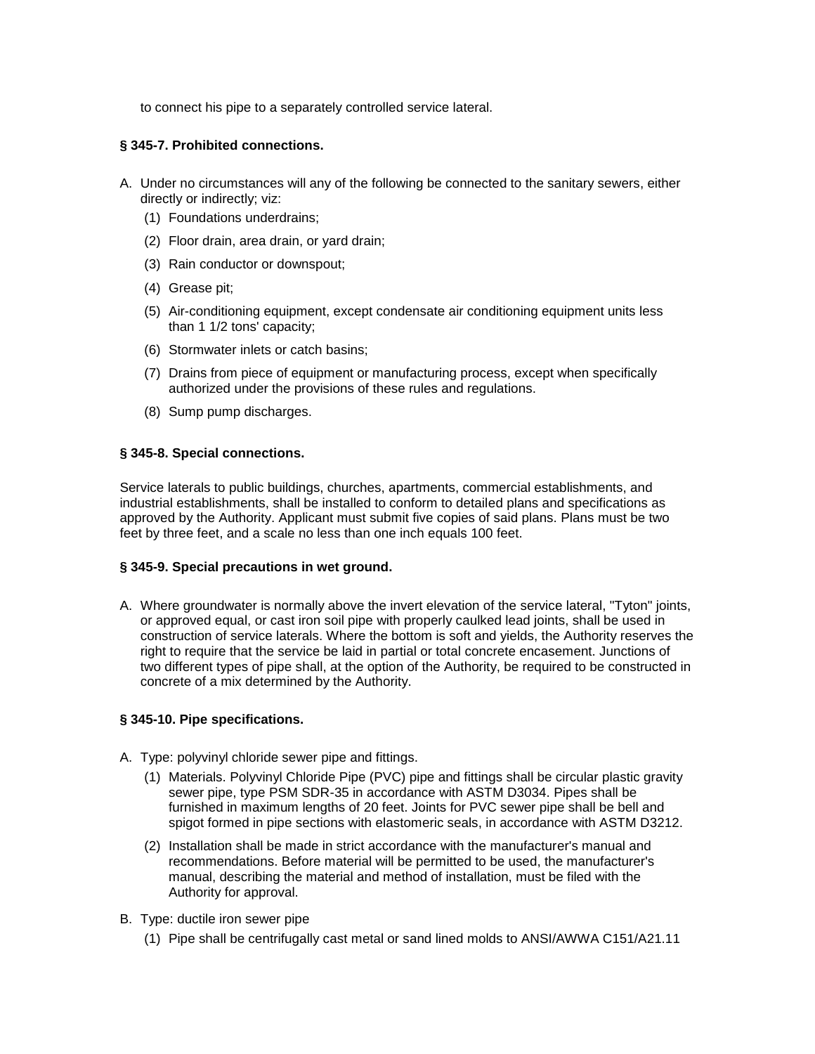to connect his pipe to a separately controlled service lateral.

### § 345-7. Prohibited connections.

A. Under no circumstances will any of the following be connected to the sanitary sewers, either directly or indirectly; viz:

   (1) Foundations underdrains;

   (2) Floor drain, area drain, or yard drain;

   (3) Rain conductor or downspout;

   (4) Grease pit;

   (5) Air-conditioning equipment, except condensate air conditioning equipment units less than 1 1/2 tons' capacity;

   (6) Stormwater inlets or catch basins;

   (7) Drains from piece of equipment or manufacturing process, except when specifically authorized under the provisions of these rules and regulations.

   (8) Sump pump discharges.

### § 345-8. Special connections.

Service laterals to public buildings, churches, apartments, commercial establishments, and industrial establishments, shall be installed to conform to detailed plans and specifications as approved by the Authority. Applicant must submit five copies of said plans. Plans must be two feet by three feet, and a scale no less than one inch equals 100 feet.

### § 345-9. Special precautions in wet ground.

A. Where groundwater is normally above the invert elevation of the service lateral, "Tyton" joints, or approved equal, or cast iron soil pipe with properly caulked lead joints, shall be used in construction of service laterals. Where the bottom is soft and yields, the Authority reserves the right to require that the service be laid in partial or total concrete encasement. Junctions of two different types of pipe shall, at the option of the Authority, be required to be constructed in concrete of a mix determined by the Authority.

### § 345-10. Pipe specifications.

A. Type: polyvinyl chloride sewer pipe and fittings.

   (1) Materials. Polyvinyl Chloride Pipe (PVC) pipe and fittings shall be circular plastic gravity sewer pipe, type PSM SDR-35 in accordance with ASTM D3034. Pipes shall be furnished in maximum lengths of 20 feet. Joints for PVC sewer pipe shall be bell and spigot formed in pipe sections with elastomeric seals, in accordance with ASTM D3212.

   (2) Installation shall be made in strict accordance with the manufacturer's manual and recommendations. Before material will be permitted to be used, the manufacturer's manual, describing the material and method of installation, must be filed with the Authority for approval.

B. Type: ductile iron sewer pipe

   (1) Pipe shall be centrifugally cast metal or sand lined molds to ANSI/AWWA C151/A21.11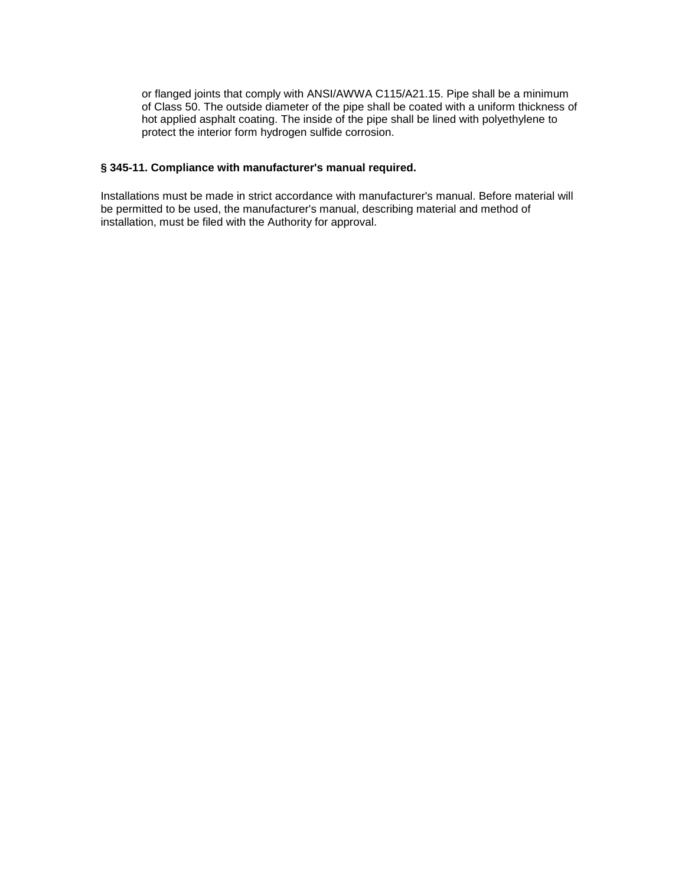or flanged joints that comply with ANSI/AWWA C115/A21.15. Pipe shall be a minimum of Class 50. The outside diameter of the pipe shall be coated with a uniform thickness of hot applied asphalt coating. The inside of the pipe shall be lined with polyethylene to protect the interior form hydrogen sulfide corrosion.

### § 345-11. Compliance with manufacturer's manual required.

Installations must be made in strict accordance with manufacturer's manual. Before material will be permitted to be used, the manufacturer's manual, describing material and method of installation, must be filed with the Authority for approval.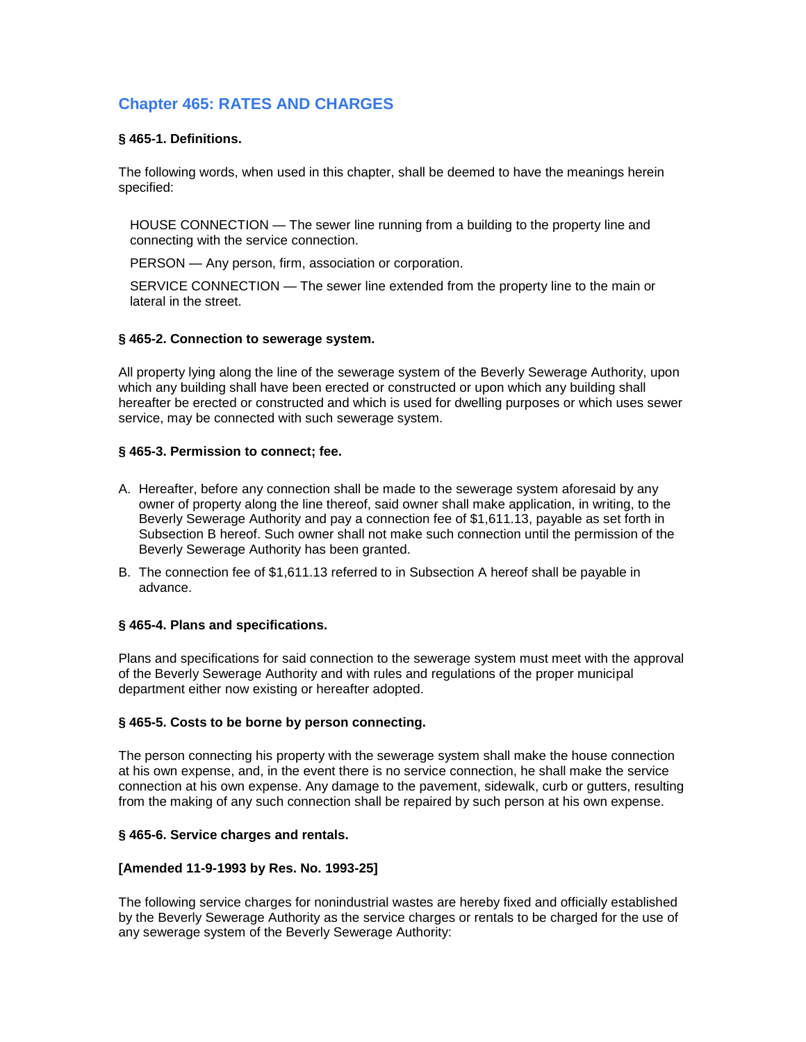# Chapter 465: RATES AND CHARGES

### § 465-1. Definitions.

The following words, when used in this chapter, shall be deemed to have the meanings herein specified:

HOUSE CONNECTION — The sewer line running from a building to the property line and connecting with the service connection.

PERSON — Any person, firm, association or corporation.

SERVICE CONNECTION — The sewer line extended from the property line to the main or lateral in the street.

### § 465-2. Connection to sewerage system.

All property lying along the line of the sewerage system of the Beverly Sewerage Authority, upon which any building shall have been erected or constructed or upon which any building shall hereafter be erected or constructed and which is used for dwelling purposes or which uses sewer service, may be connected with such sewerage system.

### § 465-3. Permission to connect; fee.

A. Hereafter, before any connection shall be made to the sewerage system aforesaid by any owner of property along the line thereof, said owner shall make application, in writing, to the Beverly Sewerage Authority and pay a connection fee of $1,611.13, payable as set forth in Subsection B hereof. Such owner shall not make such connection until the permission of the Beverly Sewerage Authority has been granted.

B. The connection fee of $1,611.13 referred to in Subsection A hereof shall be payable in advance.

### § 465-4. Plans and specifications.

Plans and specifications for said connection to the sewerage system must meet with the approval of the Beverly Sewerage Authority and with rules and regulations of the proper municipal department either now existing or hereafter adopted.

### § 465-5. Costs to be borne by person connecting.

The person connecting his property with the sewerage system shall make the house connection at his own expense, and, in the event there is no service connection, he shall make the service connection at his own expense. Any damage to the pavement, sidewalk, curb or gutters, resulting from the making of any such connection shall be repaired by such person at his own expense.

### § 465-6. Service charges and rentals.

**[Amended 11-9-1993 by Res. No. 1993-25]**

The following service charges for nonindustrial wastes are hereby fixed and officially established by the Beverly Sewerage Authority as the service charges or rentals to be charged for the use of any sewerage system of the Beverly Sewerage Authority: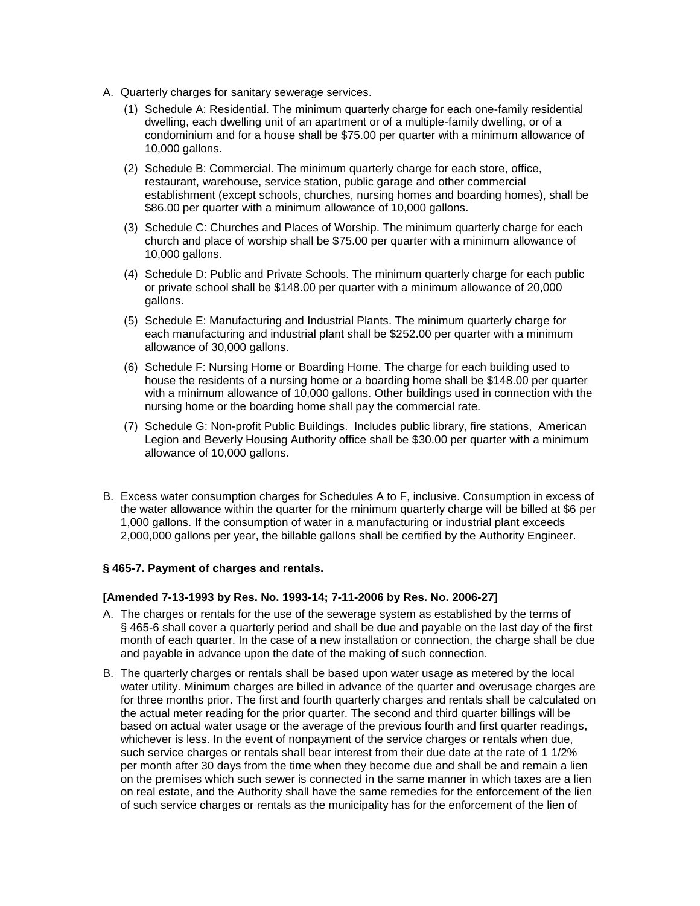A. Quarterly charges for sanitary sewerage services.

   (1) Schedule A: Residential. The minimum quarterly charge for each one-family residential dwelling, each dwelling unit of an apartment or of a multiple-family dwelling, or of a condominium and for a house shall be $75.00 per quarter with a minimum allowance of 10,000 gallons.

   (2) Schedule B: Commercial. The minimum quarterly charge for each store, office, restaurant, warehouse, service station, public garage and other commercial establishment (except schools, churches, nursing homes and boarding homes), shall be $86.00 per quarter with a minimum allowance of 10,000 gallons.

   (3) Schedule C: Churches and Places of Worship. The minimum quarterly charge for each church and place of worship shall be $75.00 per quarter with a minimum allowance of 10,000 gallons.

   (4) Schedule D: Public and Private Schools. The minimum quarterly charge for each public or private school shall be $148.00 per quarter with a minimum allowance of 20,000 gallons.

   (5) Schedule E: Manufacturing and Industrial Plants. The minimum quarterly charge for each manufacturing and industrial plant shall be $252.00 per quarter with a minimum allowance of 30,000 gallons.

   (6) Schedule F: Nursing Home or Boarding Home. The charge for each building used to house the residents of a nursing home or a boarding home shall be $148.00 per quarter with a minimum allowance of 10,000 gallons. Other buildings used in connection with the nursing home or the boarding home shall pay the commercial rate.

   (7) Schedule G: Non-profit Public Buildings. Includes public library, fire stations, American Legion and Beverly Housing Authority office shall be $30.00 per quarter with a minimum allowance of 10,000 gallons.

B. Excess water consumption charges for Schedules A to F, inclusive. Consumption in excess of the water allowance within the quarter for the minimum quarterly charge will be billed at $6 per 1,000 gallons. If the consumption of water in a manufacturing or industrial plant exceeds 2,000,000 gallons per year, the billable gallons shall be certified by the Authority Engineer.

**§ 465-7. Payment of charges and rentals.**

**[Amended 7-13-1993 by Res. No. 1993-14; 7-11-2006 by Res. No. 2006-27]**

A. The charges or rentals for the use of the sewerage system as established by the terms of § 465-6 shall cover a quarterly period and shall be due and payable on the last day of the first month of each quarter. In the case of a new installation or connection, the charge shall be due and payable in advance upon the date of the making of such connection.

B. The quarterly charges or rentals shall be based upon water usage as metered by the local water utility. Minimum charges are billed in advance of the quarter and overusage charges are for three months prior. The first and fourth quarterly charges and rentals shall be calculated on the actual meter reading for the prior quarter. The second and third quarter billings will be based on actual water usage or the average of the previous fourth and first quarter readings, whichever is less. In the event of nonpayment of the service charges or rentals when due, such service charges or rentals shall bear interest from their due date at the rate of 1 1/2% per month after 30 days from the time when they become due and shall be and remain a lien on the premises which such sewer is connected in the same manner in which taxes are a lien on real estate, and the Authority shall have the same remedies for the enforcement of the lien of such service charges or rentals as the municipality has for the enforcement of the lien of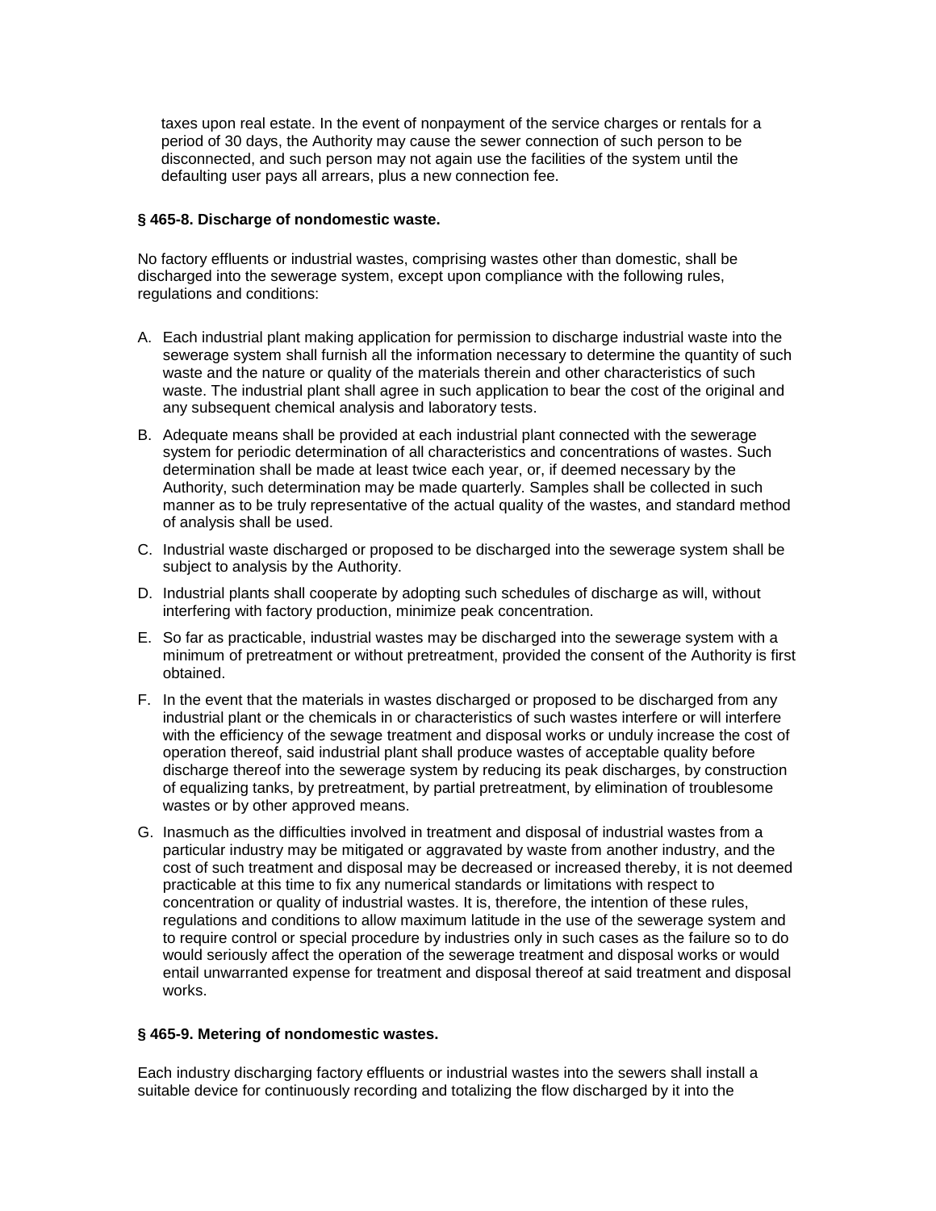taxes upon real estate. In the event of nonpayment of the service charges or rentals for a period of 30 days, the Authority may cause the sewer connection of such person to be disconnected, and such person may not again use the facilities of the system until the defaulting user pays all arrears, plus a new connection fee.

**§ 465-8. Discharge of nondomestic waste.**

No factory effluents or industrial wastes, comprising wastes other than domestic, shall be discharged into the sewerage system, except upon compliance with the following rules, regulations and conditions:

A. Each industrial plant making application for permission to discharge industrial waste into the sewerage system shall furnish all the information necessary to determine the quantity of such waste and the nature or quality of the materials therein and other characteristics of such waste. The industrial plant shall agree in such application to bear the cost of the original and any subsequent chemical analysis and laboratory tests.

B. Adequate means shall be provided at each industrial plant connected with the sewerage system for periodic determination of all characteristics and concentrations of wastes. Such determination shall be made at least twice each year, or, if deemed necessary by the Authority, such determination may be made quarterly. Samples shall be collected in such manner as to be truly representative of the actual quality of the wastes, and standard method of analysis shall be used.

C. Industrial waste discharged or proposed to be discharged into the sewerage system shall be subject to analysis by the Authority.

D. Industrial plants shall cooperate by adopting such schedules of discharge as will, without interfering with factory production, minimize peak concentration.

E. So far as practicable, industrial wastes may be discharged into the sewerage system with a minimum of pretreatment or without pretreatment, provided the consent of the Authority is first obtained.

F. In the event that the materials in wastes discharged or proposed to be discharged from any industrial plant or the chemicals in or characteristics of such wastes interfere or will interfere with the efficiency of the sewage treatment and disposal works or unduly increase the cost of operation thereof, said industrial plant shall produce wastes of acceptable quality before discharge thereof into the sewerage system by reducing its peak discharges, by construction of equalizing tanks, by pretreatment, by partial pretreatment, by elimination of troublesome wastes or by other approved means.

G. Inasmuch as the difficulties involved in treatment and disposal of industrial wastes from a particular industry may be mitigated or aggravated by waste from another industry, and the cost of such treatment and disposal may be decreased or increased thereby, it is not deemed practicable at this time to fix any numerical standards or limitations with respect to concentration or quality of industrial wastes. It is, therefore, the intention of these rules, regulations and conditions to allow maximum latitude in the use of the sewerage system and to require control or special procedure by industries only in such cases as the failure so to do would seriously affect the operation of the sewerage treatment and disposal works or would entail unwarranted expense for treatment and disposal thereof at said treatment and disposal works.

**§ 465-9. Metering of nondomestic wastes.**

Each industry discharging factory effluents or industrial wastes into the sewers shall install a suitable device for continuously recording and totalizing the flow discharged by it into the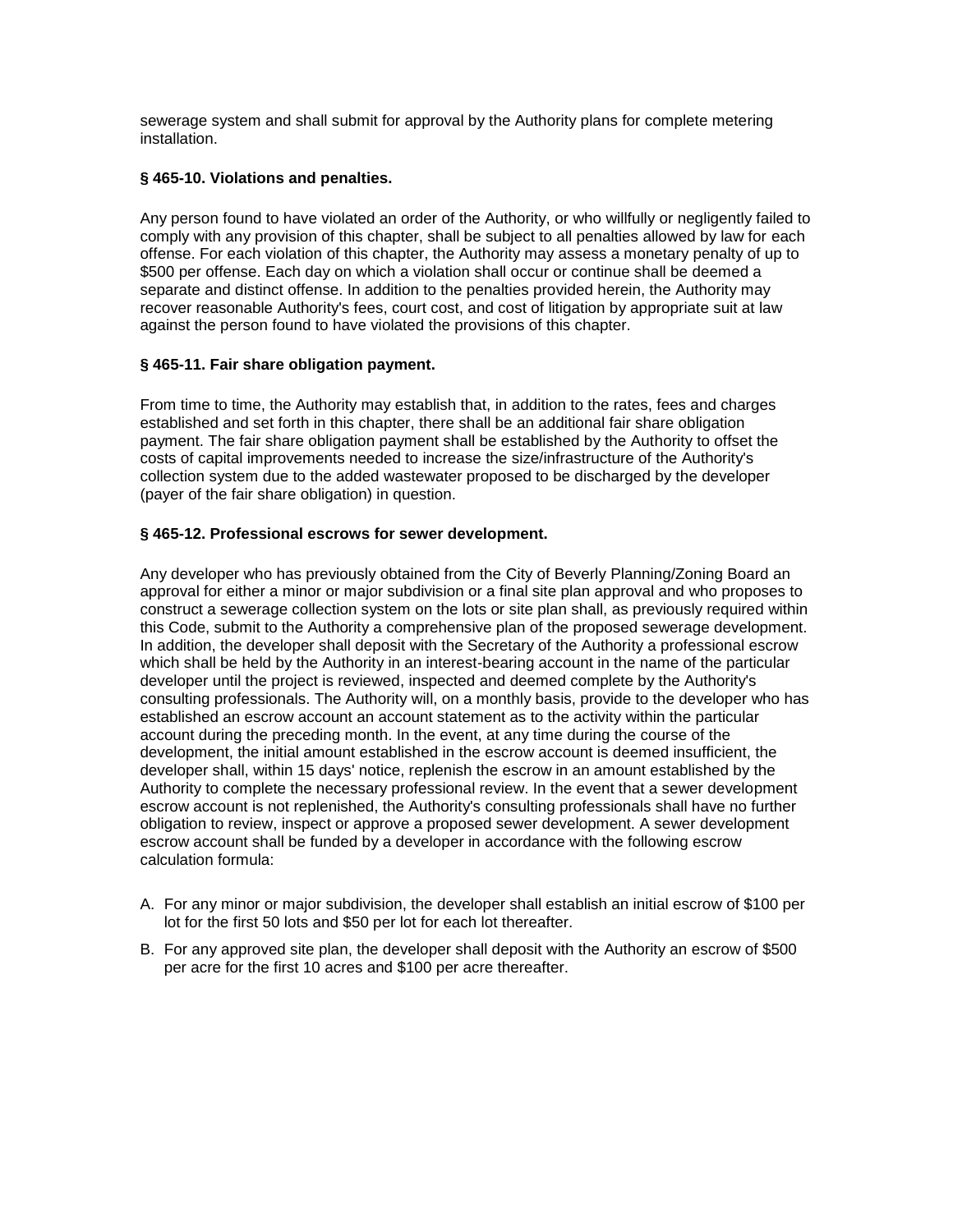sewerage system and shall submit for approval by the Authority plans for complete metering installation.

### § 465-10. Violations and penalties.

Any person found to have violated an order of the Authority, or who willfully or negligently failed to comply with any provision of this chapter, shall be subject to all penalties allowed by law for each offense. For each violation of this chapter, the Authority may assess a monetary penalty of up to $500 per offense. Each day on which a violation shall occur or continue shall be deemed a separate and distinct offense. In addition to the penalties provided herein, the Authority may recover reasonable Authority's fees, court cost, and cost of litigation by appropriate suit at law against the person found to have violated the provisions of this chapter.

### § 465-11. Fair share obligation payment.

From time to time, the Authority may establish that, in addition to the rates, fees and charges established and set forth in this chapter, there shall be an additional fair share obligation payment. The fair share obligation payment shall be established by the Authority to offset the costs of capital improvements needed to increase the size/infrastructure of the Authority's collection system due to the added wastewater proposed to be discharged by the developer (payer of the fair share obligation) in question.

### § 465-12. Professional escrows for sewer development.

Any developer who has previously obtained from the City of Beverly Planning/Zoning Board an approval for either a minor or major subdivision or a final site plan approval and who proposes to construct a sewerage collection system on the lots or site plan shall, as previously required within this Code, submit to the Authority a comprehensive plan of the proposed sewerage development. In addition, the developer shall deposit with the Secretary of the Authority a professional escrow which shall be held by the Authority in an interest-bearing account in the name of the particular developer until the project is reviewed, inspected and deemed complete by the Authority's consulting professionals. The Authority will, on a monthly basis, provide to the developer who has established an escrow account an account statement as to the activity within the particular account during the preceding month. In the event, at any time during the course of the development, the initial amount established in the escrow account is deemed insufficient, the developer shall, within 15 days' notice, replenish the escrow in an amount established by the Authority to complete the necessary professional review. In the event that a sewer development escrow account is not replenished, the Authority's consulting professionals shall have no further obligation to review, inspect or approve a proposed sewer development. A sewer development escrow account shall be funded by a developer in accordance with the following escrow calculation formula:

A. For any minor or major subdivision, the developer shall establish an initial escrow of $100 per lot for the first 50 lots and $50 per lot for each lot thereafter.

B. For any approved site plan, the developer shall deposit with the Authority an escrow of $500 per acre for the first 10 acres and $100 per acre thereafter.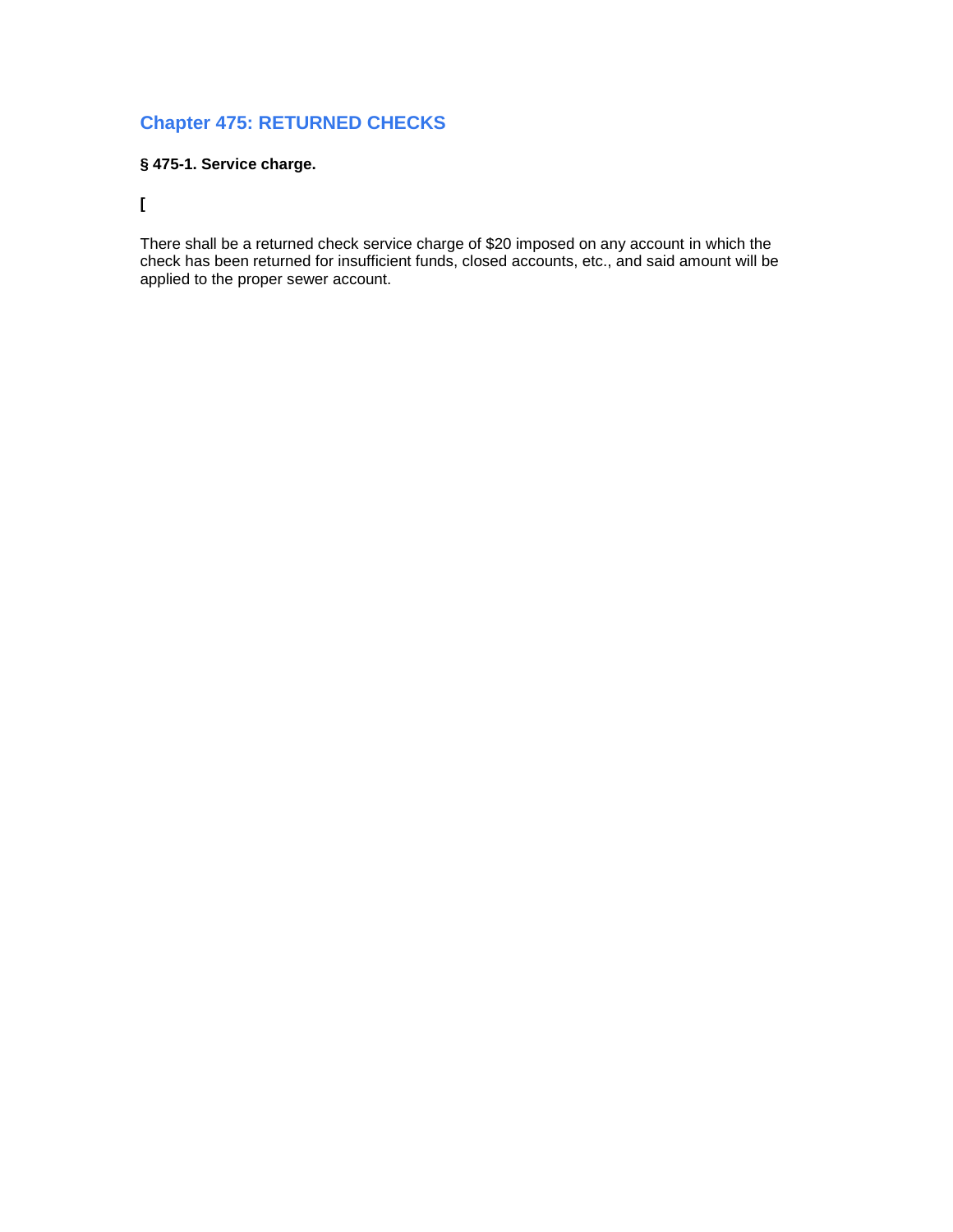## Chapter 475: RETURNED CHECKS

### § 475-1. Service charge.

**[**

There shall be a returned check service charge of $20 imposed on any account in which the check has been returned for insufficient funds, closed accounts, etc., and said amount will be applied to the proper sewer account.